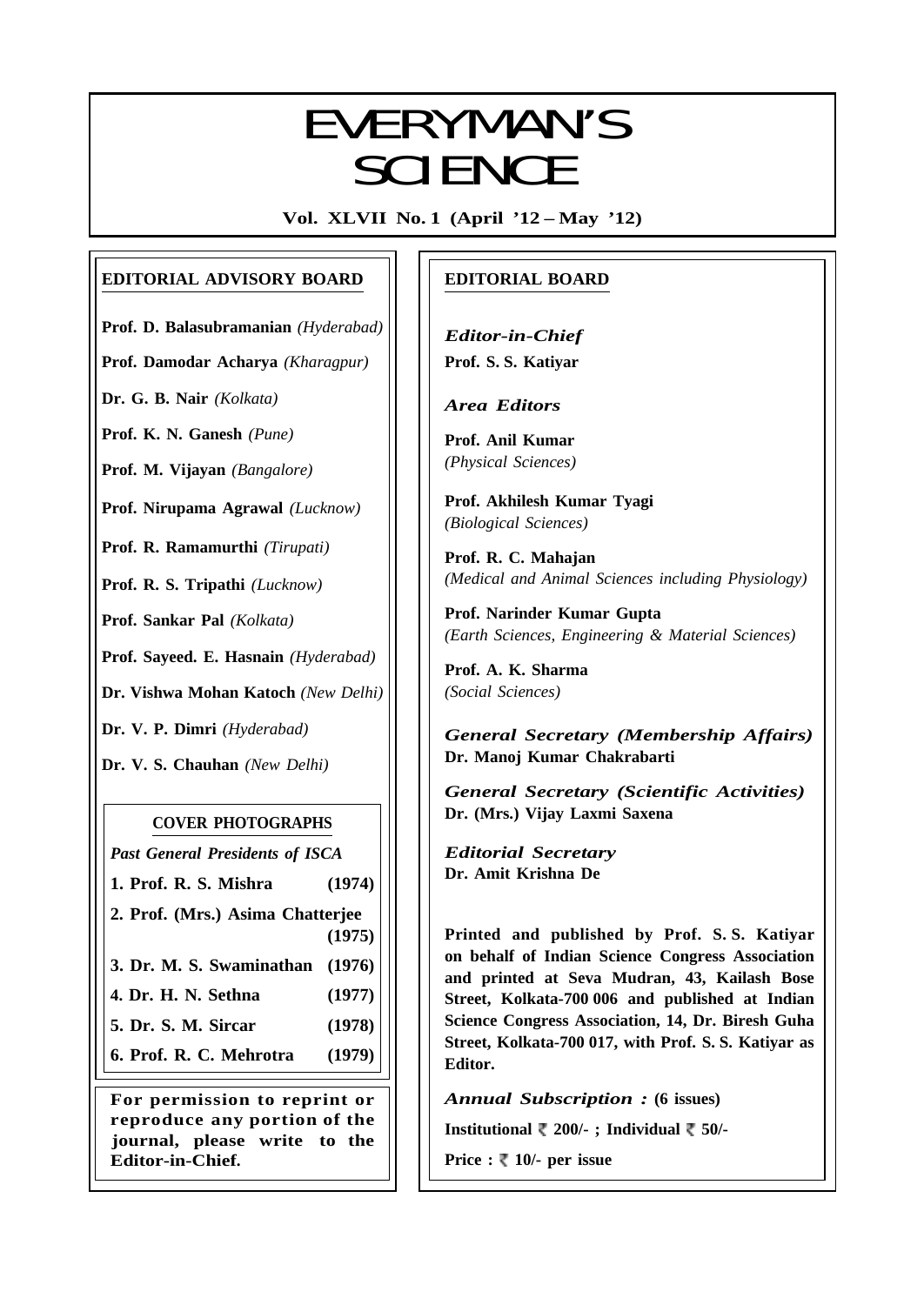# EVERYMAN'S SCIENCE

**Vol. XLVII No. 1 (April '12 – May '12)**

## EDITORIAL ADVISORY BOARD

**Prof. D. Balasubramanian** *(Hyderabad)*

**Prof. Damodar Acharya** *(Kharagpur)*

**Dr. G. B. Nair** *(Kolkata)*

**Prof. K. N. Ganesh** *(Pune)*

**Prof. M. Vijayan** *(Bangalore)*

**Prof. Nirupama Agrawal** *(Lucknow)*

**Prof. R. Ramamurthi** *(Tirupati)*

**Prof. R. S. Tripathi** *(Lucknow)*

**Prof. Sankar Pal** *(Kolkata)*

**Prof. Sayeed. E. Hasnain** *(Hyderabad)*

**Dr. Vishwa Mohan Katoch** *(New Delhi)*

**Dr. V. P. Dimri** *(Hyderabad)*

**Dr. V. S. Chauhan** *(New Delhi)*

### COVER PHOTOGRAPHS

***Past General Presidents of ISCA***

| | |
|---|---|
| **1. Prof. R. S. Mishra** | **(1974)** |
| **2. Prof. (Mrs.) Asima Chatterjee** | **(1975)** |
| **3. Dr. M. S. Swaminathan** | **(1976)** |
| **4. Dr. H. N. Sethna** | **(1977)** |
| **5. Dr. S. M. Sircar** | **(1978)** |
| **6. Prof. R. C. Mehrotra** | **(1979)** |

**For permission to reprint or reproduce any portion of the journal, please write to the Editor-in-Chief.**

## EDITORIAL BOARD

***Editor-in-Chief***
**Prof. S. S. Katiyar**

***Area Editors***

**Prof. Anil Kumar**
*(Physical Sciences)*

**Prof. Akhilesh Kumar Tyagi**
*(Biological Sciences)*

**Prof. R. C. Mahajan**
*(Medical and Animal Sciences including Physiology)*

**Prof. Narinder Kumar Gupta**
*(Earth Sciences, Engineering & Material Sciences)*

**Prof. A. K. Sharma**
*(Social Sciences)*

***General Secretary (Membership Affairs)***
**Dr. Manoj Kumar Chakrabarti**

***General Secretary (Scientific Activities)***
**Dr. (Mrs.) Vijay Laxmi Saxena**

***Editorial Secretary***
**Dr. Amit Krishna De**

**Printed and published by Prof. S. S. Katiyar on behalf of Indian Science Congress Association and printed at Seva Mudran, 43, Kailash Bose Street, Kolkata-700 006 and published at Indian Science Congress Association, 14, Dr. Biresh Guha Street, Kolkata-700 017, with Prof. S. S. Katiyar as Editor.**

***Annual Subscription :*** **(6 issues)**

**Institutional ₹ 200/- ; Individual ₹ 50/-**

**Price : ₹ 10/- per issue**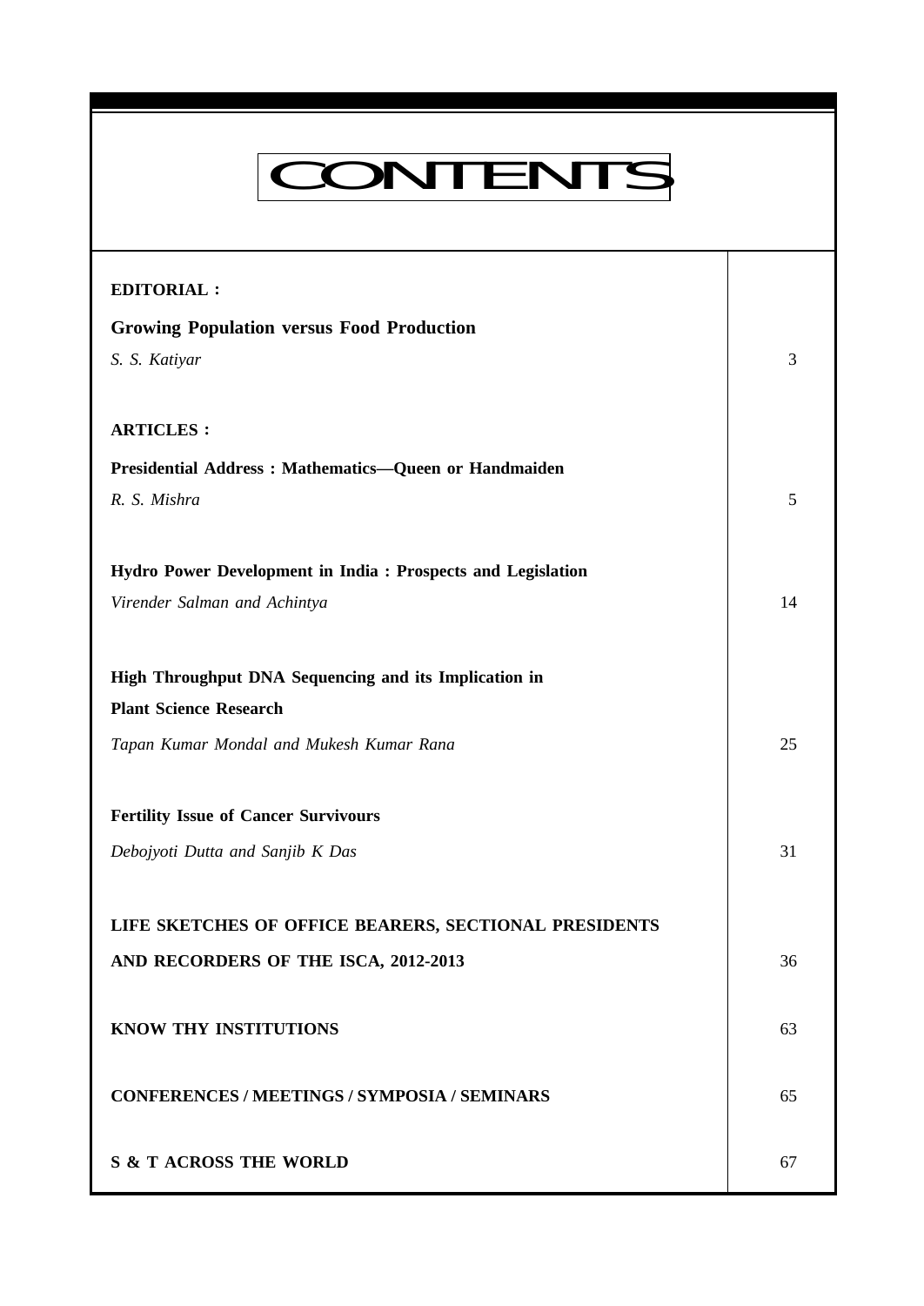# CONTENTS

| | |
|---|---|
| **EDITORIAL :** | |
| **Growing Population versus Food Production** | |
| *S. S. Katiyar* | 3 |
| **ARTICLES :** | |
| **Presidential Address : Mathematics—Queen or Handmaiden** | |
| *R. S. Mishra* | 5 |
| **Hydro Power Development in India : Prospects and Legislation** | |
| *Virender Salman and Achintya* | 14 |
| **High Throughput DNA Sequencing and its Implication in Plant Science Research** | |
| *Tapan Kumar Mondal and Mukesh Kumar Rana* | 25 |
| **Fertility Issue of Cancer Survivours** | |
| *Debojyoti Dutta and Sanjib K Das* | 31 |
| **LIFE SKETCHES OF OFFICE BEARERS, SECTIONAL PRESIDENTS AND RECORDERS OF THE ISCA, 2012-2013** | 36 |
| **KNOW THY INSTITUTIONS** | 63 |
| **CONFERENCES / MEETINGS / SYMPOSIA / SEMINARS** | 65 |
| **S & T ACROSS THE WORLD** | 67 |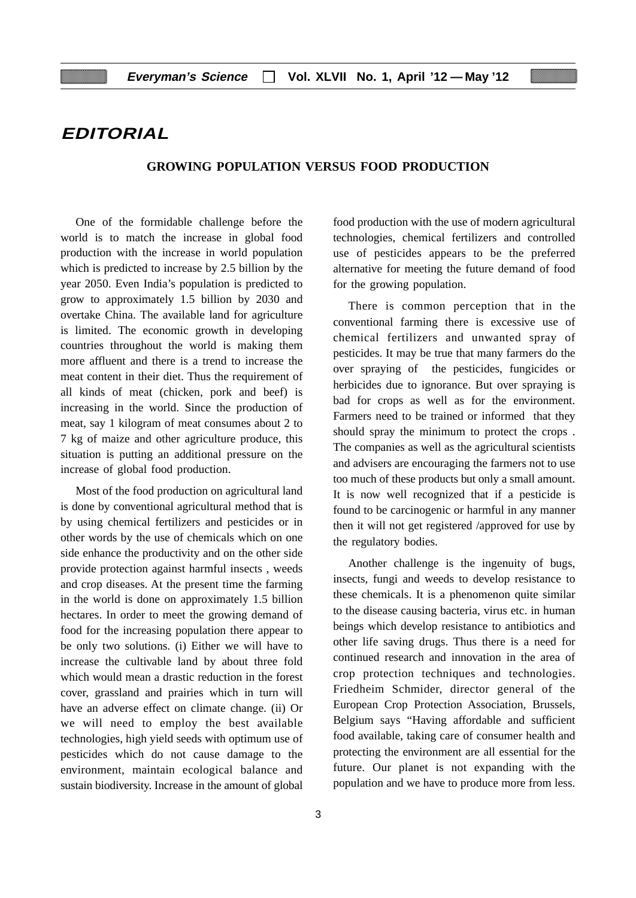# EDITORIAL

## GROWING POPULATION VERSUS FOOD PRODUCTION

One of the formidable challenge before the world is to match the increase in global food production with the increase in world population which is predicted to increase by 2.5 billion by the year 2050. Even India's population is predicted to grow to approximately 1.5 billion by 2030 and overtake China. The available land for agriculture is limited. The economic growth in developing countries throughout the world is making them more affluent and there is a trend to increase the meat content in their diet. Thus the requirement of all kinds of meat (chicken, pork and beef) is increasing in the world. Since the production of meat, say 1 kilogram of meat consumes about 2 to 7 kg of maize and other agriculture produce, this situation is putting an additional pressure on the increase of global food production.

Most of the food production on agricultural land is done by conventional agricultural method that is by using chemical fertilizers and pesticides or in other words by the use of chemicals which on one side enhance the productivity and on the other side provide protection against harmful insects , weeds and crop diseases. At the present time the farming in the world is done on approximately 1.5 billion hectares. In order to meet the growing demand of food for the increasing population there appear to be only two solutions. (i) Either we will have to increase the cultivable land by about three fold which would mean a drastic reduction in the forest cover, grassland and prairies which in turn will have an adverse effect on climate change. (ii) Or we will need to employ the best available technologies, high yield seeds with optimum use of pesticides which do not cause damage to the environment, maintain ecological balance and sustain biodiversity. Increase in the amount of global food production with the use of modern agricultural technologies, chemical fertilizers and controlled use of pesticides appears to be the preferred alternative for meeting the future demand of food for the growing population.

There is common perception that in the conventional farming there is excessive use of chemical fertilizers and unwanted spray of pesticides. It may be true that many farmers do the over spraying of the pesticides, fungicides or herbicides due to ignorance. But over spraying is bad for crops as well as for the environment. Farmers need to be trained or informed that they should spray the minimum to protect the crops . The companies as well as the agricultural scientists and advisers are encouraging the farmers not to use too much of these products but only a small amount. It is now well recognized that if a pesticide is found to be carcinogenic or harmful in any manner then it will not get registered /approved for use by the regulatory bodies.

Another challenge is the ingenuity of bugs, insects, fungi and weeds to develop resistance to these chemicals. It is a phenomenon quite similar to the disease causing bacteria, virus etc. in human beings which develop resistance to antibiotics and other life saving drugs. Thus there is a need for continued research and innovation in the area of crop protection techniques and technologies. Friedheim Schmider, director general of the European Crop Protection Association, Brussels, Belgium says "Having affordable and sufficient food available, taking care of consumer health and protecting the environment are all essential for the future. Our planet is not expanding with the population and we have to produce more from less.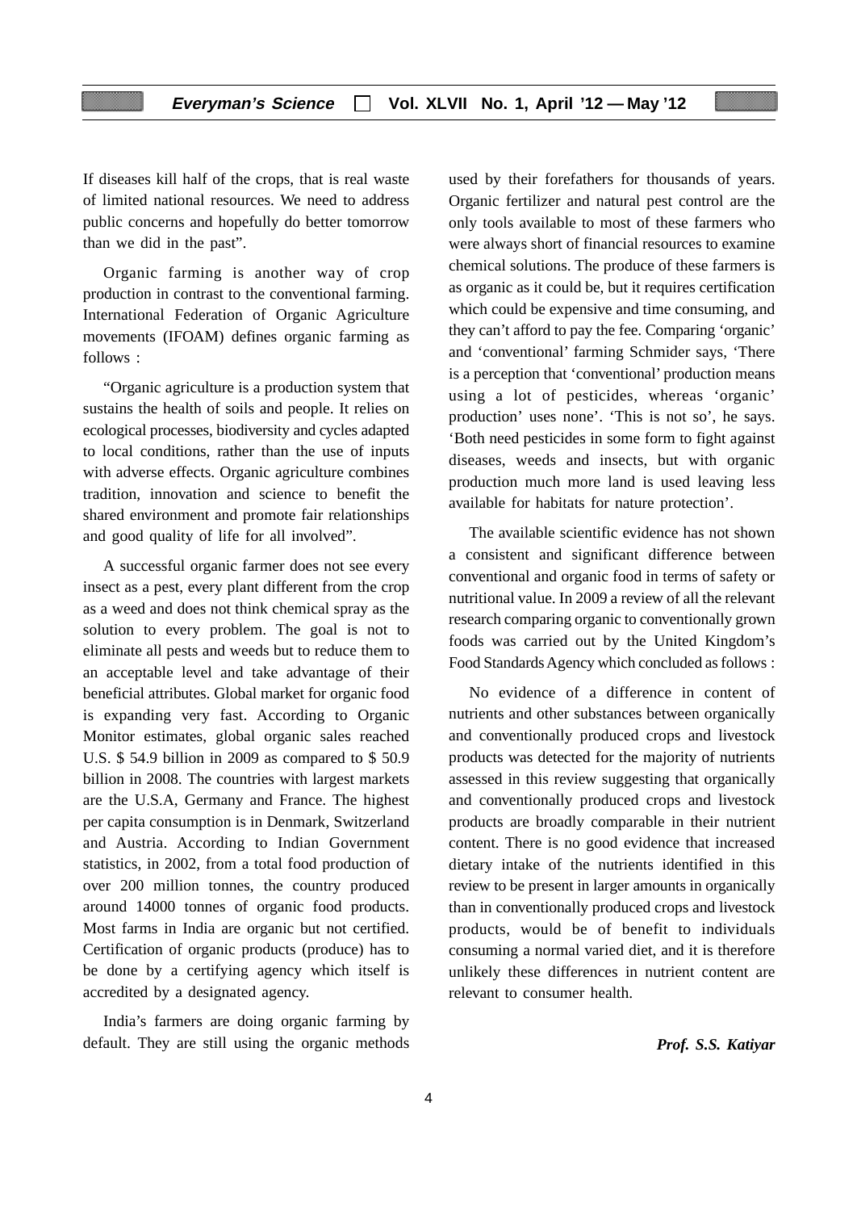If diseases kill half of the crops, that is real waste of limited national resources. We need to address public concerns and hopefully do better tomorrow than we did in the past".

Organic farming is another way of crop production in contrast to the conventional farming. International Federation of Organic Agriculture movements (IFOAM) defines organic farming as follows :

"Organic agriculture is a production system that sustains the health of soils and people. It relies on ecological processes, biodiversity and cycles adapted to local conditions, rather than the use of inputs with adverse effects. Organic agriculture combines tradition, innovation and science to benefit the shared environment and promote fair relationships and good quality of life for all involved".

A successful organic farmer does not see every insect as a pest, every plant different from the crop as a weed and does not think chemical spray as the solution to every problem. The goal is not to eliminate all pests and weeds but to reduce them to an acceptable level and take advantage of their beneficial attributes. Global market for organic food is expanding very fast. According to Organic Monitor estimates, global organic sales reached U.S. $ 54.9 billion in 2009 as compared to $ 50.9 billion in 2008. The countries with largest markets are the U.S.A, Germany and France. The highest per capita consumption is in Denmark, Switzerland and Austria. According to Indian Government statistics, in 2002, from a total food production of over 200 million tonnes, the country produced around 14000 tonnes of organic food products. Most farms in India are organic but not certified. Certification of organic products (produce) has to be done by a certifying agency which itself is accredited by a designated agency.

India's farmers are doing organic farming by default. They are still using the organic methods used by their forefathers for thousands of years. Organic fertilizer and natural pest control are the only tools available to most of these farmers who were always short of financial resources to examine chemical solutions. The produce of these farmers is as organic as it could be, but it requires certification which could be expensive and time consuming, and they can't afford to pay the fee. Comparing 'organic' and 'conventional' farming Schmider says, 'There is a perception that 'conventional' production means using a lot of pesticides, whereas 'organic' production' uses none'. 'This is not so', he says. 'Both need pesticides in some form to fight against diseases, weeds and insects, but with organic production much more land is used leaving less available for habitats for nature protection'.

The available scientific evidence has not shown a consistent and significant difference between conventional and organic food in terms of safety or nutritional value. In 2009 a review of all the relevant research comparing organic to conventionally grown foods was carried out by the United Kingdom's Food Standards Agency which concluded as follows :

No evidence of a difference in content of nutrients and other substances between organically and conventionally produced crops and livestock products was detected for the majority of nutrients assessed in this review suggesting that organically and conventionally produced crops and livestock products are broadly comparable in their nutrient content. There is no good evidence that increased dietary intake of the nutrients identified in this review to be present in larger amounts in organically than in conventionally produced crops and livestock products, would be of benefit to individuals consuming a normal varied diet, and it is therefore unlikely these differences in nutrient content are relevant to consumer health.

***Prof. S.S. Katiyar***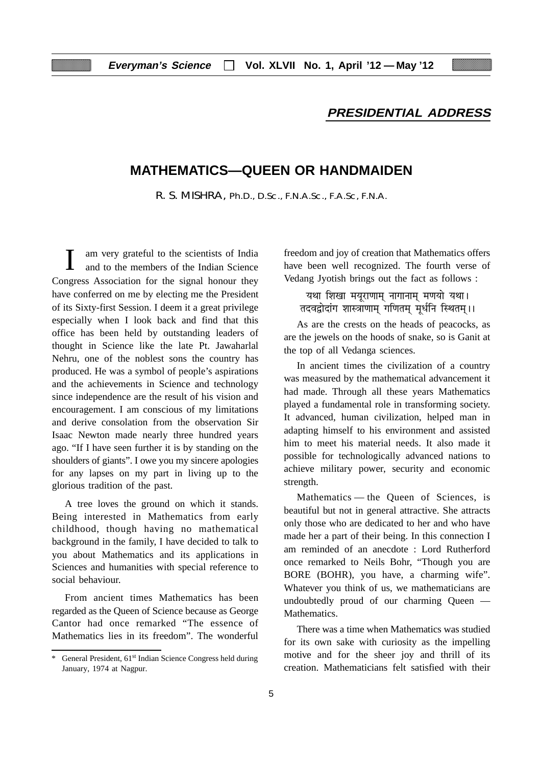## PRESIDENTIAL ADDRESS

# MATHEMATICS—QUEEN OR HANDMAIDEN

R. S. MISHRA, Ph.D., D.Sc., F.N.A.Sc., F.A.Sc, F.N.A.

I am very grateful to the scientists of India and to the members of the Indian Science Congress Association for the signal honour they have conferred on me by electing me the President of its Sixty-first Session. I deem it a great privilege especially when I look back and find that this office has been held by outstanding leaders of thought in Science like the late Pt. Jawaharlal Nehru, one of the noblest sons the country has produced. He was a symbol of people's aspirations and the achievements in Science and technology since independence are the result of his vision and encouragement. I am conscious of my limitations and derive consolation from the observation Sir Isaac Newton made nearly three hundred years ago. "If I have seen further it is by standing on the shoulders of giants". I owe you my sincere apologies for any lapses on my part in living up to the glorious tradition of the past.

A tree loves the ground on which it stands. Being interested in Mathematics from early childhood, though having no mathematical background in the family, I have decided to talk to you about Mathematics and its applications in Sciences and humanities with special reference to social behaviour.

From ancient times Mathematics has been regarded as the Queen of Science because as George Cantor had once remarked "The essence of Mathematics lies in its freedom". The wonderful freedom and joy of creation that Mathematics offers have been well recognized. The fourth verse of Vedang Jyotish brings out the fact as follows :

यथा शिखा मयूराणाम् नागानाम् मणयो यथा।
तदवद्वोदांग शास्त्राणाम् गणितम् मूर्धनि स्थितम्।।

As are the crests on the heads of peacocks, as are the jewels on the hoods of snake, so is Ganit at the top of all Vedanga sciences.

In ancient times the civilization of a country was measured by the mathematical advancement it had made. Through all these years Mathematics played a fundamental role in transforming society. It advanced, human civilization, helped man in adapting himself to his environment and assisted him to meet his material needs. It also made it possible for technologically advanced nations to achieve military power, security and economic strength.

Mathematics — the Queen of Sciences, is beautiful but not in general attractive. She attracts only those who are dedicated to her and who have made her a part of their being. In this connection I am reminded of an anecdote : Lord Rutherford once remarked to Neils Bohr, "Though you are BORE (BOHR), you have, a charming wife". Whatever you think of us, we mathematicians are undoubtedly proud of our charming Queen — Mathematics.

There was a time when Mathematics was studied for its own sake with curiosity as the impelling motive and for the sheer joy and thrill of its creation. Mathematicians felt satisfied with their

---

\* General President, 61st Indian Science Congress held during January, 1974 at Nagpur.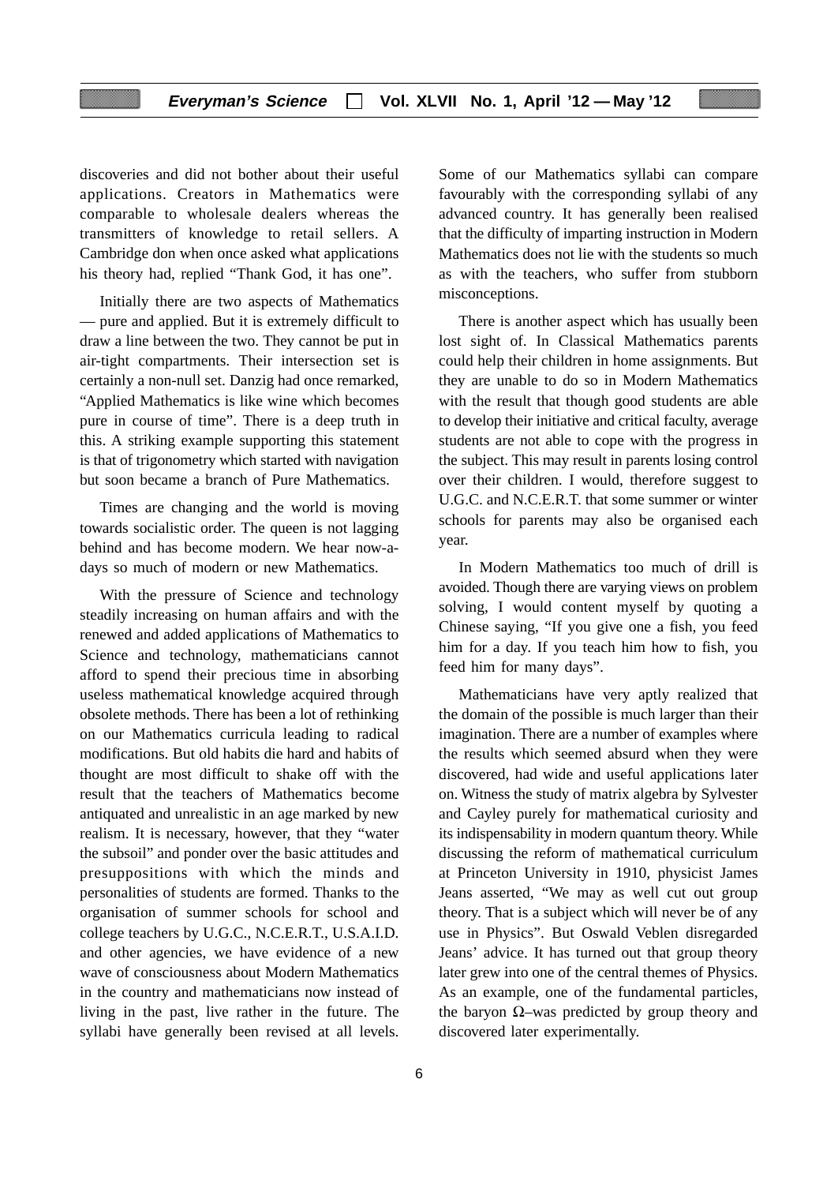discoveries and did not bother about their useful applications. Creators in Mathematics were comparable to wholesale dealers whereas the transmitters of knowledge to retail sellers. A Cambridge don when once asked what applications his theory had, replied "Thank God, it has one".

Initially there are two aspects of Mathematics — pure and applied. But it is extremely difficult to draw a line between the two. They cannot be put in air-tight compartments. Their intersection set is certainly a non-null set. Danzig had once remarked, "Applied Mathematics is like wine which becomes pure in course of time". There is a deep truth in this. A striking example supporting this statement is that of trigonometry which started with navigation but soon became a branch of Pure Mathematics.

Times are changing and the world is moving towards socialistic order. The queen is not lagging behind and has become modern. We hear now-a-days so much of modern or new Mathematics.

With the pressure of Science and technology steadily increasing on human affairs and with the renewed and added applications of Mathematics to Science and technology, mathematicians cannot afford to spend their precious time in absorbing useless mathematical knowledge acquired through obsolete methods. There has been a lot of rethinking on our Mathematics curricula leading to radical modifications. But old habits die hard and habits of thought are most difficult to shake off with the result that the teachers of Mathematics become antiquated and unrealistic in an age marked by new realism. It is necessary, however, that they "water the subsoil" and ponder over the basic attitudes and presuppositions with which the minds and personalities of students are formed. Thanks to the organisation of summer schools for school and college teachers by U.G.C., N.C.E.R.T., U.S.A.I.D. and other agencies, we have evidence of a new wave of consciousness about Modern Mathematics in the country and mathematicians now instead of living in the past, live rather in the future. The syllabi have generally been revised at all levels. Some of our Mathematics syllabi can compare favourably with the corresponding syllabi of any advanced country. It has generally been realised that the difficulty of imparting instruction in Modern Mathematics does not lie with the students so much as with the teachers, who suffer from stubborn misconceptions.

There is another aspect which has usually been lost sight of. In Classical Mathematics parents could help their children in home assignments. But they are unable to do so in Modern Mathematics with the result that though good students are able to develop their initiative and critical faculty, average students are not able to cope with the progress in the subject. This may result in parents losing control over their children. I would, therefore suggest to U.G.C. and N.C.E.R.T. that some summer or winter schools for parents may also be organised each year.

In Modern Mathematics too much of drill is avoided. Though there are varying views on problem solving, I would content myself by quoting a Chinese saying, "If you give one a fish, you feed him for a day. If you teach him how to fish, you feed him for many days".

Mathematicians have very aptly realized that the domain of the possible is much larger than their imagination. There are a number of examples where the results which seemed absurd when they were discovered, had wide and useful applications later on. Witness the study of matrix algebra by Sylvester and Cayley purely for mathematical curiosity and its indispensability in modern quantum theory. While discussing the reform of mathematical curriculum at Princeton University in 1910, physicist James Jeans asserted, "We may as well cut out group theory. That is a subject which will never be of any use in Physics". But Oswald Veblen disregarded Jeans' advice. It has turned out that group theory later grew into one of the central themes of Physics. As an example, one of the fundamental particles, the baryon $\Omega$–was predicted by group theory and discovered later experimentally.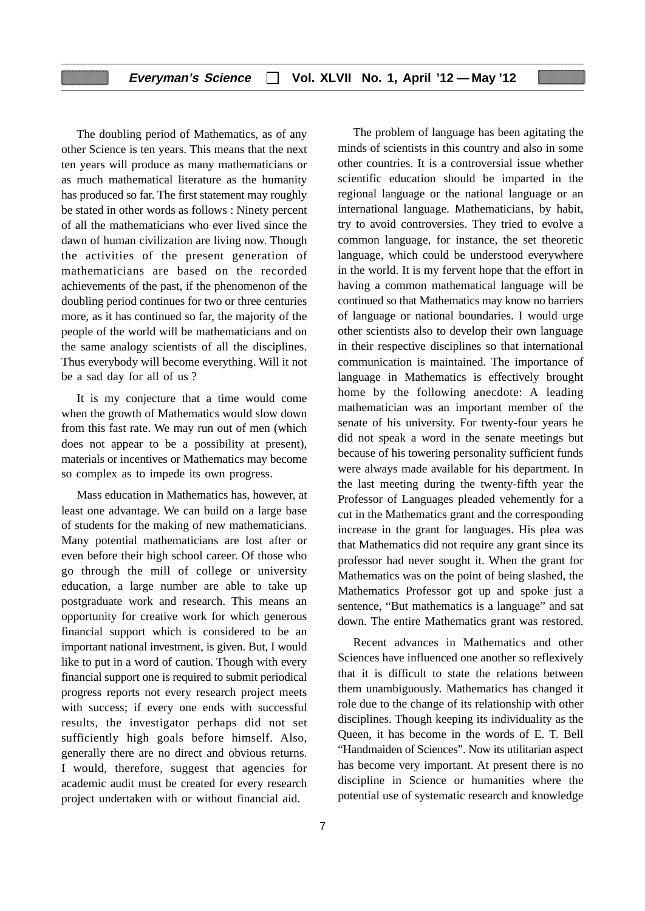The doubling period of Mathematics, as of any other Science is ten years. This means that the next ten years will produce as many mathematicians or as much mathematical literature as the humanity has produced so far. The first statement may roughly be stated in other words as follows : Ninety percent of all the mathematicians who ever lived since the dawn of human civilization are living now. Though the activities of the present generation of mathematicians are based on the recorded achievements of the past, if the phenomenon of the doubling period continues for two or three centuries more, as it has continued so far, the majority of the people of the world will be mathematicians and on the same analogy scientists of all the disciplines. Thus everybody will become everything. Will it not be a sad day for all of us ?

It is my conjecture that a time would come when the growth of Mathematics would slow down from this fast rate. We may run out of men (which does not appear to be a possibility at present), materials or incentives or Mathematics may become so complex as to impede its own progress.

Mass education in Mathematics has, however, at least one advantage. We can build on a large base of students for the making of new mathematicians. Many potential mathematicians are lost after or even before their high school career. Of those who go through the mill of college or university education, a large number are able to take up postgraduate work and research. This means an opportunity for creative work for which generous financial support which is considered to be an important national investment, is given. But, I would like to put in a word of caution. Though with every financial support one is required to submit periodical progress reports not every research project meets with success; if every one ends with successful results, the investigator perhaps did not set sufficiently high goals before himself. Also, generally there are no direct and obvious returns. I would, therefore, suggest that agencies for academic audit must be created for every research project undertaken with or without financial aid.

The problem of language has been agitating the minds of scientists in this country and also in some other countries. It is a controversial issue whether scientific education should be imparted in the regional language or the national language or an international language. Mathematicians, by habit, try to avoid controversies. They tried to evolve a common language, for instance, the set theoretic language, which could be understood everywhere in the world. It is my fervent hope that the effort in having a common mathematical language will be continued so that Mathematics may know no barriers of language or national boundaries. I would urge other scientists also to develop their own language in their respective disciplines so that international communication is maintained. The importance of language in Mathematics is effectively brought home by the following anecdote: A leading mathematician was an important member of the senate of his university. For twenty-four years he did not speak a word in the senate meetings but because of his towering personality sufficient funds were always made available for his department. In the last meeting during the twenty-fifth year the Professor of Languages pleaded vehemently for a cut in the Mathematics grant and the corresponding increase in the grant for languages. His plea was that Mathematics did not require any grant since its professor had never sought it. When the grant for Mathematics was on the point of being slashed, the Mathematics Professor got up and spoke just a sentence, "But mathematics is a language" and sat down. The entire Mathematics grant was restored.

Recent advances in Mathematics and other Sciences have influenced one another so reflexively that it is difficult to state the relations between them unambiguously. Mathematics has changed it role due to the change of its relationship with other disciplines. Though keeping its individuality as the Queen, it has become in the words of E. T. Bell "Handmaiden of Sciences". Now its utilitarian aspect has become very important. At present there is no discipline in Science or humanities where the potential use of systematic research and knowledge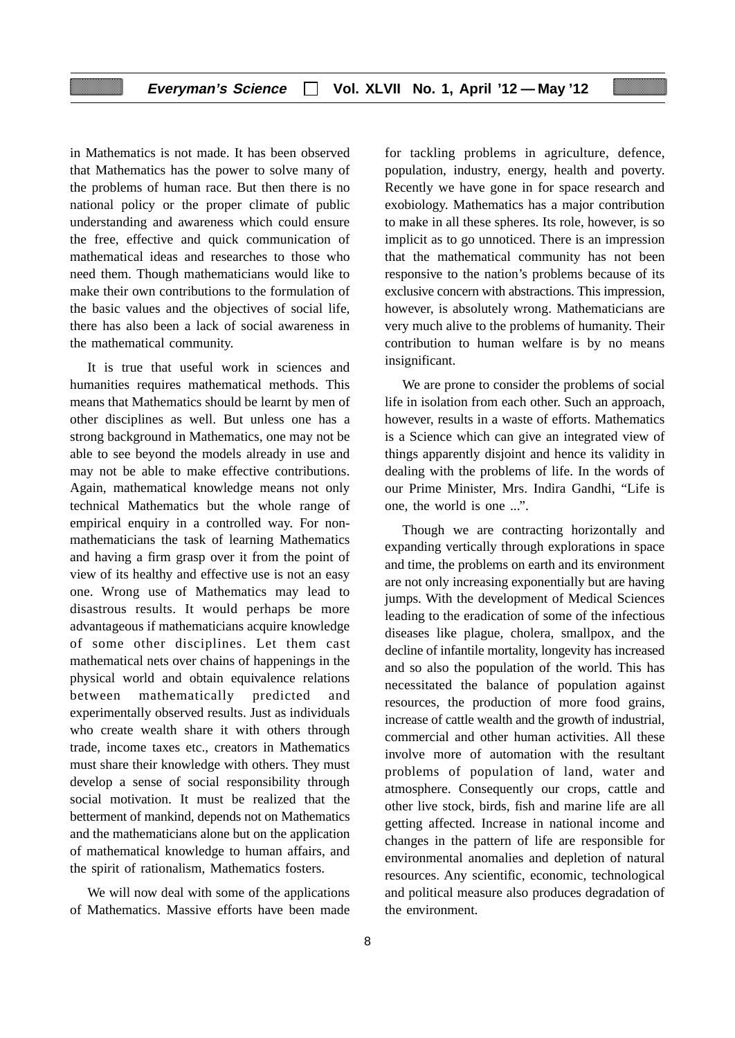in Mathematics is not made. It has been observed that Mathematics has the power to solve many of the problems of human race. But then there is no national policy or the proper climate of public understanding and awareness which could ensure the free, effective and quick communication of mathematical ideas and researches to those who need them. Though mathematicians would like to make their own contributions to the formulation of the basic values and the objectives of social life, there has also been a lack of social awareness in the mathematical community.

It is true that useful work in sciences and humanities requires mathematical methods. This means that Mathematics should be learnt by men of other disciplines as well. But unless one has a strong background in Mathematics, one may not be able to see beyond the models already in use and may not be able to make effective contributions. Again, mathematical knowledge means not only technical Mathematics but the whole range of empirical enquiry in a controlled way. For non-mathematicians the task of learning Mathematics and having a firm grasp over it from the point of view of its healthy and effective use is not an easy one. Wrong use of Mathematics may lead to disastrous results. It would perhaps be more advantageous if mathematicians acquire knowledge of some other disciplines. Let them cast mathematical nets over chains of happenings in the physical world and obtain equivalence relations between mathematically predicted and experimentally observed results. Just as individuals who create wealth share it with others through trade, income taxes etc., creators in Mathematics must share their knowledge with others. They must develop a sense of social responsibility through social motivation. It must be realized that the betterment of mankind, depends not on Mathematics and the mathematicians alone but on the application of mathematical knowledge to human affairs, and the spirit of rationalism, Mathematics fosters.

We will now deal with some of the applications of Mathematics. Massive efforts have been made for tackling problems in agriculture, defence, population, industry, energy, health and poverty. Recently we have gone in for space research and exobiology. Mathematics has a major contribution to make in all these spheres. Its role, however, is so implicit as to go unnoticed. There is an impression that the mathematical community has not been responsive to the nation's problems because of its exclusive concern with abstractions. This impression, however, is absolutely wrong. Mathematicians are very much alive to the problems of humanity. Their contribution to human welfare is by no means insignificant.

We are prone to consider the problems of social life in isolation from each other. Such an approach, however, results in a waste of efforts. Mathematics is a Science which can give an integrated view of things apparently disjoint and hence its validity in dealing with the problems of life. In the words of our Prime Minister, Mrs. Indira Gandhi, "Life is one, the world is one ...".

Though we are contracting horizontally and expanding vertically through explorations in space and time, the problems on earth and its environment are not only increasing exponentially but are having jumps. With the development of Medical Sciences leading to the eradication of some of the infectious diseases like plague, cholera, smallpox, and the decline of infantile mortality, longevity has increased and so also the population of the world. This has necessitated the balance of population against resources, the production of more food grains, increase of cattle wealth and the growth of industrial, commercial and other human activities. All these involve more of automation with the resultant problems of population of land, water and atmosphere. Consequently our crops, cattle and other live stock, birds, fish and marine life are all getting affected. Increase in national income and changes in the pattern of life are responsible for environmental anomalies and depletion of natural resources. Any scientific, economic, technological and political measure also produces degradation of the environment.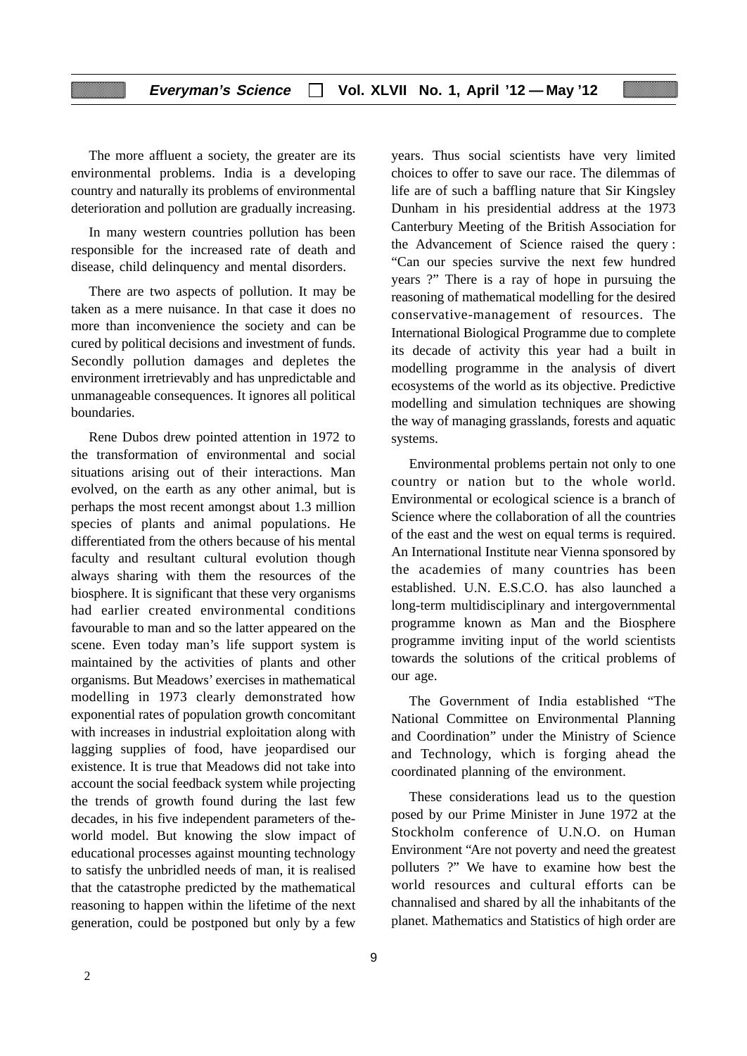The more affluent a society, the greater are its environmental problems. India is a developing country and naturally its problems of environmental deterioration and pollution are gradually increasing.

In many western countries pollution has been responsible for the increased rate of death and disease, child delinquency and mental disorders.

There are two aspects of pollution. It may be taken as a mere nuisance. In that case it does no more than inconvenience the society and can be cured by political decisions and investment of funds. Secondly pollution damages and depletes the environment irretrievably and has unpredictable and unmanageable consequences. It ignores all political boundaries.

Rene Dubos drew pointed attention in 1972 to the transformation of environmental and social situations arising out of their interactions. Man evolved, on the earth as any other animal, but is perhaps the most recent amongst about 1.3 million species of plants and animal populations. He differentiated from the others because of his mental faculty and resultant cultural evolution though always sharing with them the resources of the biosphere. It is significant that these very organisms had earlier created environmental conditions favourable to man and so the latter appeared on the scene. Even today man's life support system is maintained by the activities of plants and other organisms. But Meadows' exercises in mathematical modelling in 1973 clearly demonstrated how exponential rates of population growth concomitant with increases in industrial exploitation along with lagging supplies of food, have jeopardised our existence. It is true that Meadows did not take into account the social feedback system while projecting the trends of growth found during the last few decades, in his five independent parameters of the-world model. But knowing the slow impact of educational processes against mounting technology to satisfy the unbridled needs of man, it is realised that the catastrophe predicted by the mathematical reasoning to happen within the lifetime of the next generation, could be postponed but only by a few years. Thus social scientists have very limited choices to offer to save our race. The dilemmas of life are of such a baffling nature that Sir Kingsley Dunham in his presidential address at the 1973 Canterbury Meeting of the British Association for the Advancement of Science raised the query : "Can our species survive the next few hundred years ?" There is a ray of hope in pursuing the reasoning of mathematical modelling for the desired conservative-management of resources. The International Biological Programme due to complete its decade of activity this year had a built in modelling programme in the analysis of divert ecosystems of the world as its objective. Predictive modelling and simulation techniques are showing the way of managing grasslands, forests and aquatic systems.

Environmental problems pertain not only to one country or nation but to the whole world. Environmental or ecological science is a branch of Science where the collaboration of all the countries of the east and the west on equal terms is required. An International Institute near Vienna sponsored by the academies of many countries has been established. U.N. E.S.C.O. has also launched a long-term multidisciplinary and intergovernmental programme known as Man and the Biosphere programme inviting input of the world scientists towards the solutions of the critical problems of our age.

The Government of India established "The National Committee on Environmental Planning and Coordination" under the Ministry of Science and Technology, which is forging ahead the coordinated planning of the environment.

These considerations lead us to the question posed by our Prime Minister in June 1972 at the Stockholm conference of U.N.O. on Human Environment "Are not poverty and need the greatest polluters ?" We have to examine how best the world resources and cultural efforts can be channalised and shared by all the inhabitants of the planet. Mathematics and Statistics of high order are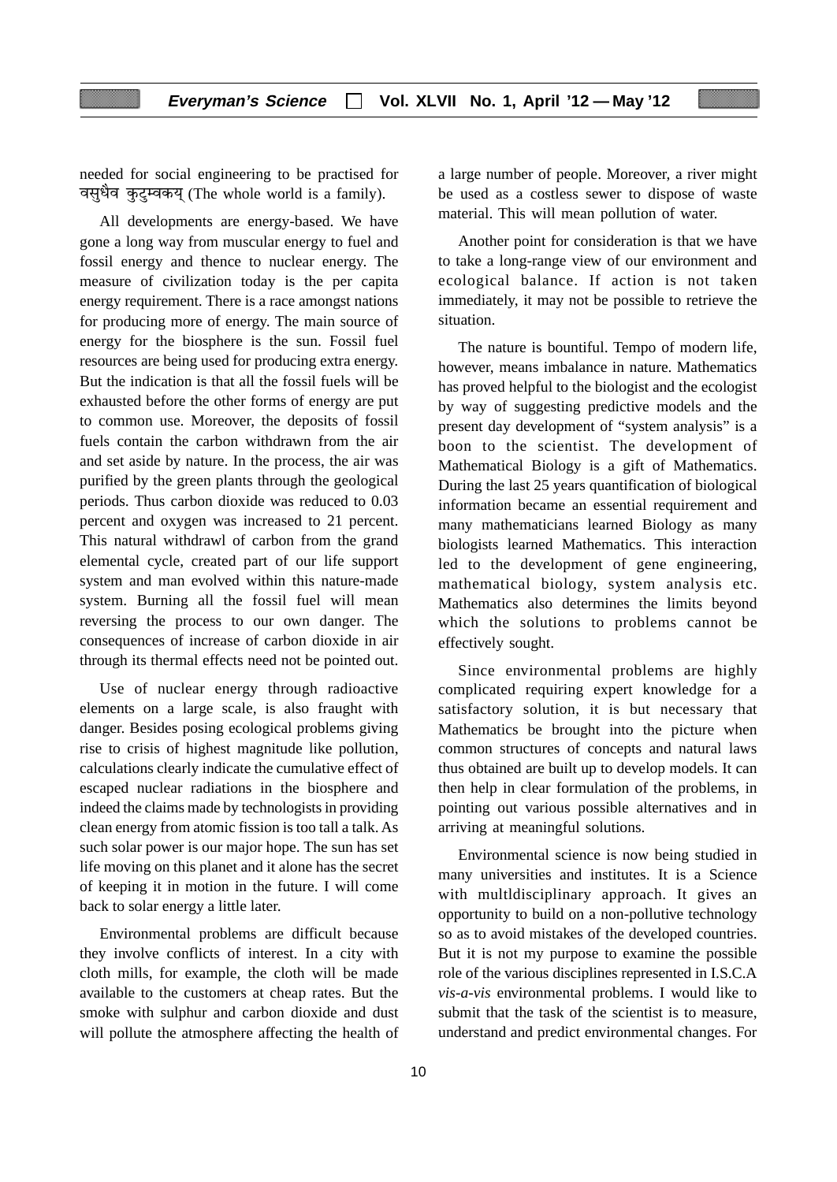needed for social engineering to be practised for वसुधैव कुटुम्वकय् (The whole world is a family).

All developments are energy-based. We have gone a long way from muscular energy to fuel and fossil energy and thence to nuclear energy. The measure of civilization today is the per capita energy requirement. There is a race amongst nations for producing more of energy. The main source of energy for the biosphere is the sun. Fossil fuel resources are being used for producing extra energy. But the indication is that all the fossil fuels will be exhausted before the other forms of energy are put to common use. Moreover, the deposits of fossil fuels contain the carbon withdrawn from the air and set aside by nature. In the process, the air was purified by the green plants through the geological periods. Thus carbon dioxide was reduced to 0.03 percent and oxygen was increased to 21 percent. This natural withdrawl of carbon from the grand elemental cycle, created part of our life support system and man evolved within this nature-made system. Burning all the fossil fuel will mean reversing the process to our own danger. The consequences of increase of carbon dioxide in air through its thermal effects need not be pointed out.

Use of nuclear energy through radioactive elements on a large scale, is also fraught with danger. Besides posing ecological problems giving rise to crisis of highest magnitude like pollution, calculations clearly indicate the cumulative effect of escaped nuclear radiations in the biosphere and indeed the claims made by technologists in providing clean energy from atomic fission is too tall a talk. As such solar power is our major hope. The sun has set life moving on this planet and it alone has the secret of keeping it in motion in the future. I will come back to solar energy a little later.

Environmental problems are difficult because they involve conflicts of interest. In a city with cloth mills, for example, the cloth will be made available to the customers at cheap rates. But the smoke with sulphur and carbon dioxide and dust will pollute the atmosphere affecting the health of a large number of people. Moreover, a river might be used as a costless sewer to dispose of waste material. This will mean pollution of water.

Another point for consideration is that we have to take a long-range view of our environment and ecological balance. If action is not taken immediately, it may not be possible to retrieve the situation.

The nature is bountiful. Tempo of modern life, however, means imbalance in nature. Mathematics has proved helpful to the biologist and the ecologist by way of suggesting predictive models and the present day development of "system analysis" is a boon to the scientist. The development of Mathematical Biology is a gift of Mathematics. During the last 25 years quantification of biological information became an essential requirement and many mathematicians learned Biology as many biologists learned Mathematics. This interaction led to the development of gene engineering, mathematical biology, system analysis etc. Mathematics also determines the limits beyond which the solutions to problems cannot be effectively sought.

Since environmental problems are highly complicated requiring expert knowledge for a satisfactory solution, it is but necessary that Mathematics be brought into the picture when common structures of concepts and natural laws thus obtained are built up to develop models. It can then help in clear formulation of the problems, in pointing out various possible alternatives and in arriving at meaningful solutions.

Environmental science is now being studied in many universities and institutes. It is a Science with multldisciplinary approach. It gives an opportunity to build on a non-pollutive technology so as to avoid mistakes of the developed countries. But it is not my purpose to examine the possible role of the various disciplines represented in I.S.C.A *vis-a-vis* environmental problems. I would like to submit that the task of the scientist is to measure, understand and predict environmental changes. For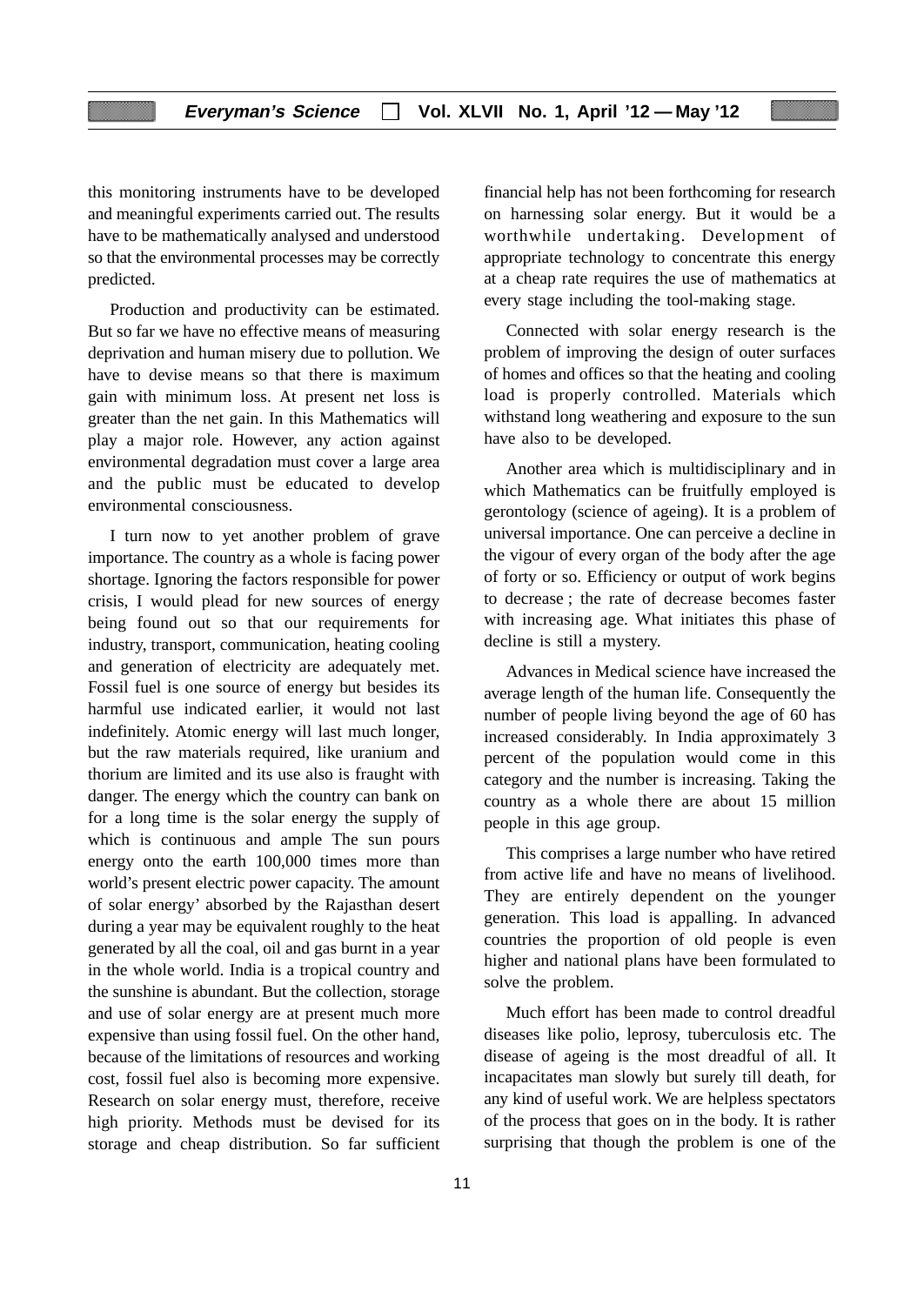this monitoring instruments have to be developed and meaningful experiments carried out. The results have to be mathematically analysed and understood so that the environmental processes may be correctly predicted.

Production and productivity can be estimated. But so far we have no effective means of measuring deprivation and human misery due to pollution. We have to devise means so that there is maximum gain with minimum loss. At present net loss is greater than the net gain. In this Mathematics will play a major role. However, any action against environmental degradation must cover a large area and the public must be educated to develop environmental consciousness.

I turn now to yet another problem of grave importance. The country as a whole is facing power shortage. Ignoring the factors responsible for power crisis, I would plead for new sources of energy being found out so that our requirements for industry, transport, communication, heating cooling and generation of electricity are adequately met. Fossil fuel is one source of energy but besides its harmful use indicated earlier, it would not last indefinitely. Atomic energy will last much longer, but the raw materials required, like uranium and thorium are limited and its use also is fraught with danger. The energy which the country can bank on for a long time is the solar energy the supply of which is continuous and ample The sun pours energy onto the earth 100,000 times more than world's present electric power capacity. The amount of solar energy' absorbed by the Rajasthan desert during a year may be equivalent roughly to the heat generated by all the coal, oil and gas burnt in a year in the whole world. India is a tropical country and the sunshine is abundant. But the collection, storage and use of solar energy are at present much more expensive than using fossil fuel. On the other hand, because of the limitations of resources and working cost, fossil fuel also is becoming more expensive. Research on solar energy must, therefore, receive high priority. Methods must be devised for its storage and cheap distribution. So far sufficient financial help has not been forthcoming for research on harnessing solar energy. But it would be a worthwhile undertaking. Development of appropriate technology to concentrate this energy at a cheap rate requires the use of mathematics at every stage including the tool-making stage.

Connected with solar energy research is the problem of improving the design of outer surfaces of homes and offices so that the heating and cooling load is properly controlled. Materials which withstand long weathering and exposure to the sun have also to be developed.

Another area which is multidisciplinary and in which Mathematics can be fruitfully employed is gerontology (science of ageing). It is a problem of universal importance. One can perceive a decline in the vigour of every organ of the body after the age of forty or so. Efficiency or output of work begins to decrease ; the rate of decrease becomes faster with increasing age. What initiates this phase of decline is still a mystery.

Advances in Medical science have increased the average length of the human life. Consequently the number of people living beyond the age of 60 has increased considerably. In India approximately 3 percent of the population would come in this category and the number is increasing. Taking the country as a whole there are about 15 million people in this age group.

This comprises a large number who have retired from active life and have no means of livelihood. They are entirely dependent on the younger generation. This load is appalling. In advanced countries the proportion of old people is even higher and national plans have been formulated to solve the problem.

Much effort has been made to control dreadful diseases like polio, leprosy, tuberculosis etc. The disease of ageing is the most dreadful of all. It incapacitates man slowly but surely till death, for any kind of useful work. We are helpless spectators of the process that goes on in the body. It is rather surprising that though the problem is one of the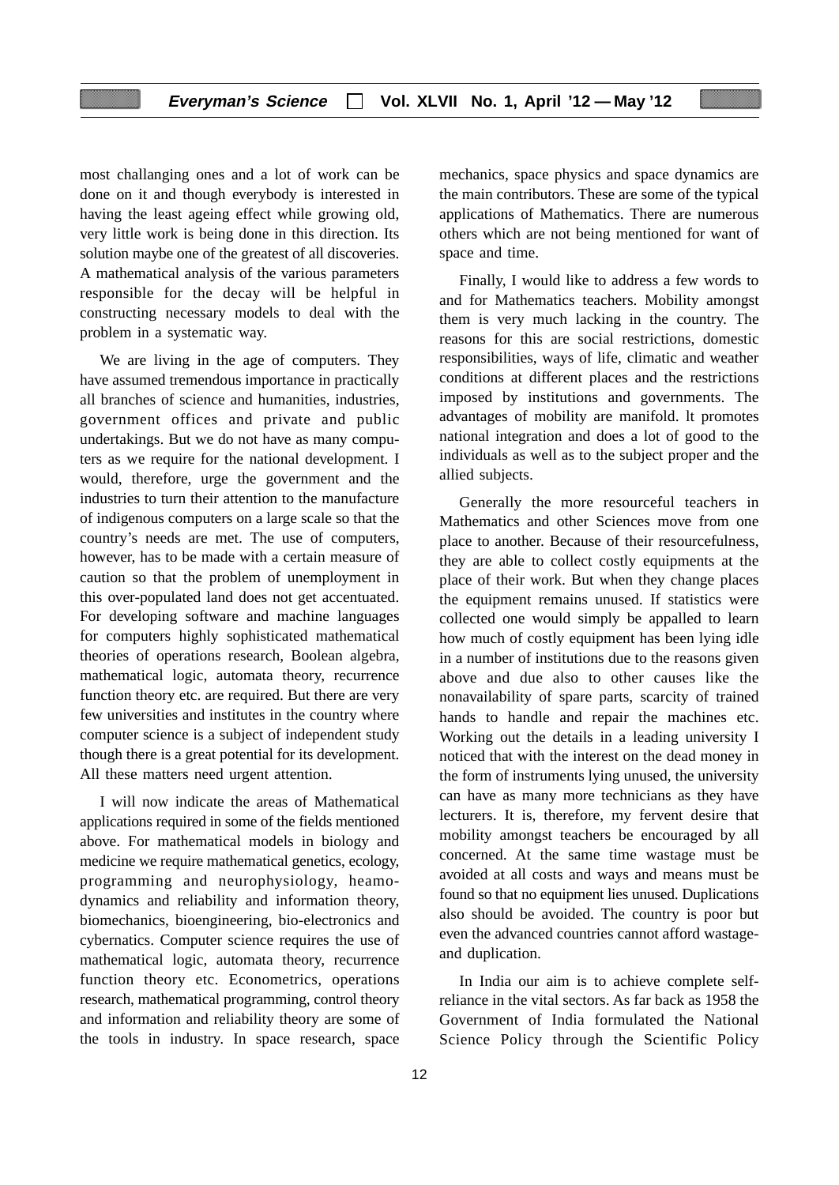most challanging ones and a lot of work can be done on it and though everybody is interested in having the least ageing effect while growing old, very little work is being done in this direction. Its solution maybe one of the greatest of all discoveries. A mathematical analysis of the various parameters responsible for the decay will be helpful in constructing necessary models to deal with the problem in a systematic way.

We are living in the age of computers. They have assumed tremendous importance in practically all branches of science and humanities, industries, government offices and private and public undertakings. But we do not have as many computers as we require for the national development. I would, therefore, urge the government and the industries to turn their attention to the manufacture of indigenous computers on a large scale so that the country's needs are met. The use of computers, however, has to be made with a certain measure of caution so that the problem of unemployment in this over-populated land does not get accentuated. For developing software and machine languages for computers highly sophisticated mathematical theories of operations research, Boolean algebra, mathematical logic, automata theory, recurrence function theory etc. are required. But there are very few universities and institutes in the country where computer science is a subject of independent study though there is a great potential for its development. All these matters need urgent attention.

I will now indicate the areas of Mathematical applications required in some of the fields mentioned above. For mathematical models in biology and medicine we require mathematical genetics, ecology, programming and neurophysiology, heamo-dynamics and reliability and information theory, biomechanics, bioengineering, bio-electronics and cybernatics. Computer science requires the use of mathematical logic, automata theory, recurrence function theory etc. Econometrics, operations research, mathematical programming, control theory and information and reliability theory are some of the tools in industry. In space research, space mechanics, space physics and space dynamics are the main contributors. These are some of the typical applications of Mathematics. There are numerous others which are not being mentioned for want of space and time.

Finally, I would like to address a few words to and for Mathematics teachers. Mobility amongst them is very much lacking in the country. The reasons for this are social restrictions, domestic responsibilities, ways of life, climatic and weather conditions at different places and the restrictions imposed by institutions and governments. The advantages of mobility are manifold. lt promotes national integration and does a lot of good to the individuals as well as to the subject proper and the allied subjects.

Generally the more resourceful teachers in Mathematics and other Sciences move from one place to another. Because of their resourcefulness, they are able to collect costly equipments at the place of their work. But when they change places the equipment remains unused. If statistics were collected one would simply be appalled to learn how much of costly equipment has been lying idle in a number of institutions due to the reasons given above and due also to other causes like the nonavailability of spare parts, scarcity of trained hands to handle and repair the machines etc. Working out the details in a leading university I noticed that with the interest on the dead money in the form of instruments lying unused, the university can have as many more technicians as they have lecturers. It is, therefore, my fervent desire that mobility amongst teachers be encouraged by all concerned. At the same time wastage must be avoided at all costs and ways and means must be found so that no equipment lies unused. Duplications also should be avoided. The country is poor but even the advanced countries cannot afford wastage-and duplication.

In India our aim is to achieve complete self-reliance in the vital sectors. As far back as 1958 the Government of India formulated the National Science Policy through the Scientific Policy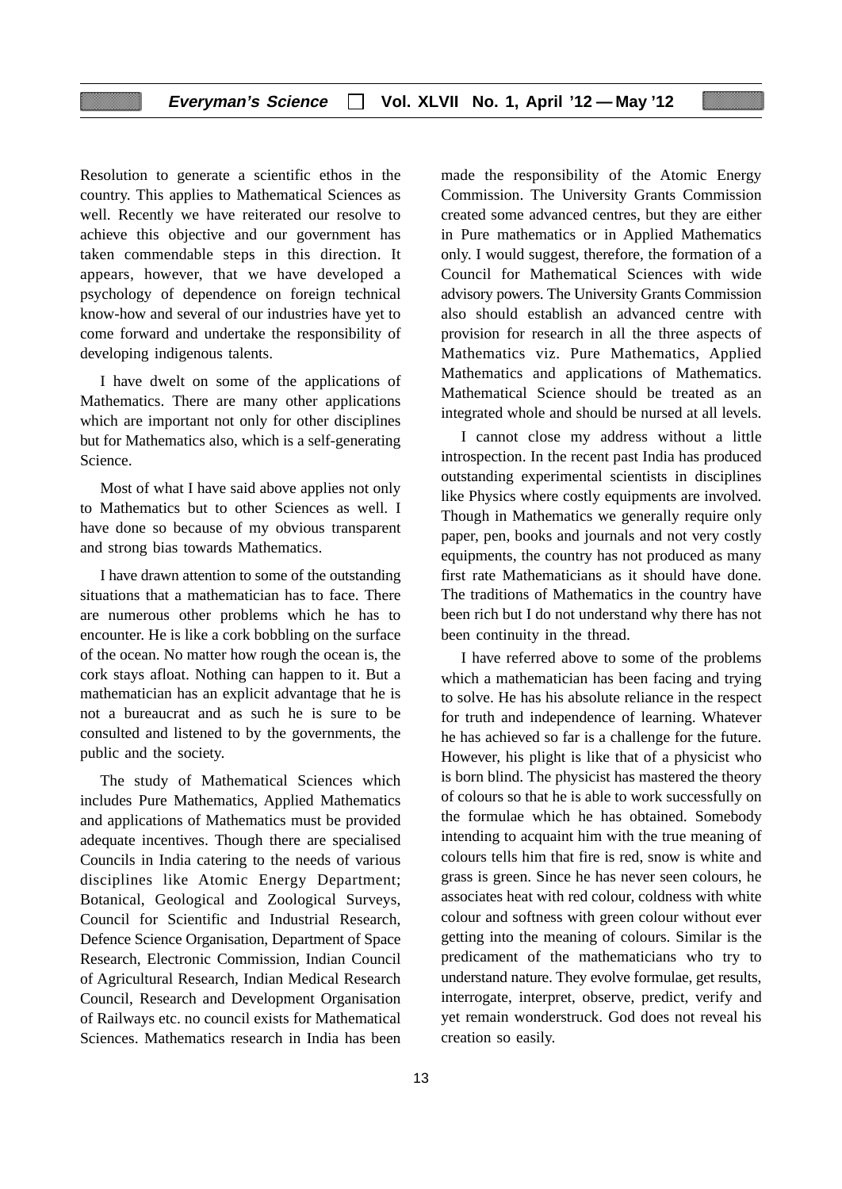Resolution to generate a scientific ethos in the country. This applies to Mathematical Sciences as well. Recently we have reiterated our resolve to achieve this objective and our government has taken commendable steps in this direction. It appears, however, that we have developed a psychology of dependence on foreign technical know-how and several of our industries have yet to come forward and undertake the responsibility of developing indigenous talents.

I have dwelt on some of the applications of Mathematics. There are many other applications which are important not only for other disciplines but for Mathematics also, which is a self-generating Science.

Most of what I have said above applies not only to Mathematics but to other Sciences as well. I have done so because of my obvious transparent and strong bias towards Mathematics.

I have drawn attention to some of the outstanding situations that a mathematician has to face. There are numerous other problems which he has to encounter. He is like a cork bobbling on the surface of the ocean. No matter how rough the ocean is, the cork stays afloat. Nothing can happen to it. But a mathematician has an explicit advantage that he is not a bureaucrat and as such he is sure to be consulted and listened to by the governments, the public and the society.

The study of Mathematical Sciences which includes Pure Mathematics, Applied Mathematics and applications of Mathematics must be provided adequate incentives. Though there are specialised Councils in India catering to the needs of various disciplines like Atomic Energy Department; Botanical, Geological and Zoological Surveys, Council for Scientific and Industrial Research, Defence Science Organisation, Department of Space Research, Electronic Commission, Indian Council of Agricultural Research, Indian Medical Research Council, Research and Development Organisation of Railways etc. no council exists for Mathematical Sciences. Mathematics research in India has been made the responsibility of the Atomic Energy Commission. The University Grants Commission created some advanced centres, but they are either in Pure mathematics or in Applied Mathematics only. I would suggest, therefore, the formation of a Council for Mathematical Sciences with wide advisory powers. The University Grants Commission also should establish an advanced centre with provision for research in all the three aspects of Mathematics viz. Pure Mathematics, Applied Mathematics and applications of Mathematics. Mathematical Science should be treated as an integrated whole and should be nursed at all levels.

I cannot close my address without a little introspection. In the recent past India has produced outstanding experimental scientists in disciplines like Physics where costly equipments are involved. Though in Mathematics we generally require only paper, pen, books and journals and not very costly equipments, the country has not produced as many first rate Mathematicians as it should have done. The traditions of Mathematics in the country have been rich but I do not understand why there has not been continuity in the thread.

I have referred above to some of the problems which a mathematician has been facing and trying to solve. He has his absolute reliance in the respect for truth and independence of learning. Whatever he has achieved so far is a challenge for the future. However, his plight is like that of a physicist who is born blind. The physicist has mastered the theory of colours so that he is able to work successfully on the formulae which he has obtained. Somebody intending to acquaint him with the true meaning of colours tells him that fire is red, snow is white and grass is green. Since he has never seen colours, he associates heat with red colour, coldness with white colour and softness with green colour without ever getting into the meaning of colours. Similar is the predicament of the mathematicians who try to understand nature. They evolve formulae, get results, interrogate, interpret, observe, predict, verify and yet remain wonderstruck. God does not reveal his creation so easily.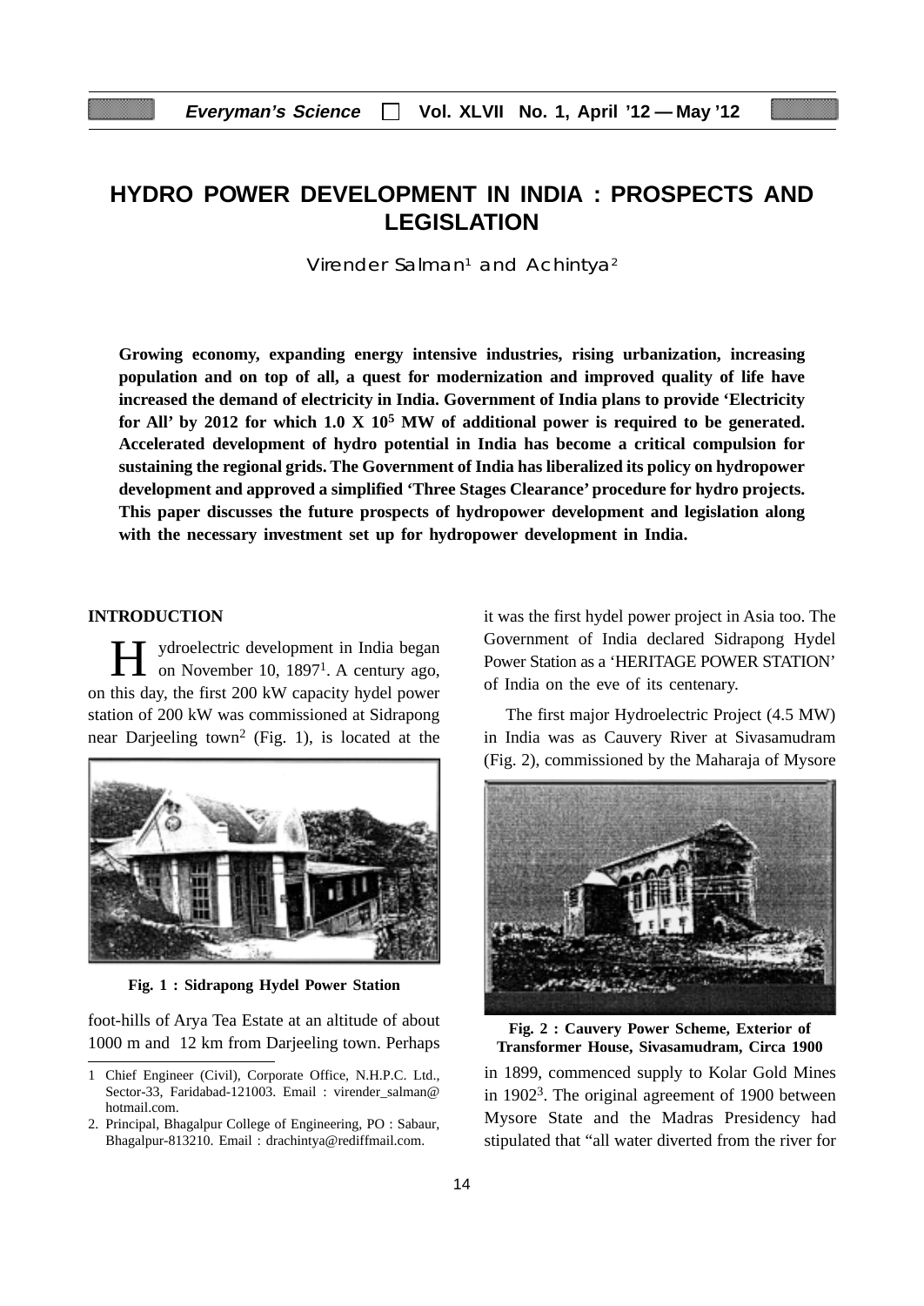# HYDRO POWER DEVELOPMENT IN INDIA : PROSPECTS AND LEGISLATION

Virender Salman[1] and Achintya[2]

**Growing economy, expanding energy intensive industries, rising urbanization, increasing population and on top of all, a quest for modernization and improved quality of life have increased the demand of electricity in India. Government of India plans to provide 'Electricity for All' by 2012 for which 1.0 X $10^5$ MW of additional power is required to be generated. Accelerated development of hydro potential in India has become a critical compulsion for sustaining the regional grids. The Government of India has liberalized its policy on hydropower development and approved a simplified 'Three Stages Clearance' procedure for hydro projects. This paper discusses the future prospects of hydropower development and legislation along with the necessary investment set up for hydropower development in India.**

## INTRODUCTION

Hydroelectric development in India began on November 10, 1897[1]. A century ago, on this day, the first 200 kW capacity hydel power station of 200 kW was commissioned at Sidrapong near Darjeeling town[2] (Fig. 1), is located at the foot-hills of Arya Tea Estate at an altitude of about 1000 m and 12 km from Darjeeling town. Perhaps it was the first hydel power project in Asia too. The Government of India declared Sidrapong Hydel Power Station as a 'HERITAGE POWER STATION' of India on the eve of its centenary.

**Fig. 1 : Sidrapong Hydel Power Station**

The first major Hydroelectric Project (4.5 MW) in India was as Cauvery River at Sivasamudram (Fig. 2), commissioned by the Maharaja of Mysore in 1899, commenced supply to Kolar Gold Mines in 1902[3]. The original agreement of 1900 between Mysore State and the Madras Presidency had stipulated that "all water diverted from the river for

**Fig. 2 : Cauvery Power Scheme, Exterior of Transformer House, Sivasamudram, Circa 1900**

---

1 Chief Engineer (Civil), Corporate Office, N.H.P.C. Ltd., Sector-33, Faridabad-121003. Email : virender_salman@hotmail.com.

2. Principal, Bhagalpur College of Engineering, PO : Sabaur, Bhagalpur-813210. Email : drachintya@rediffmail.com.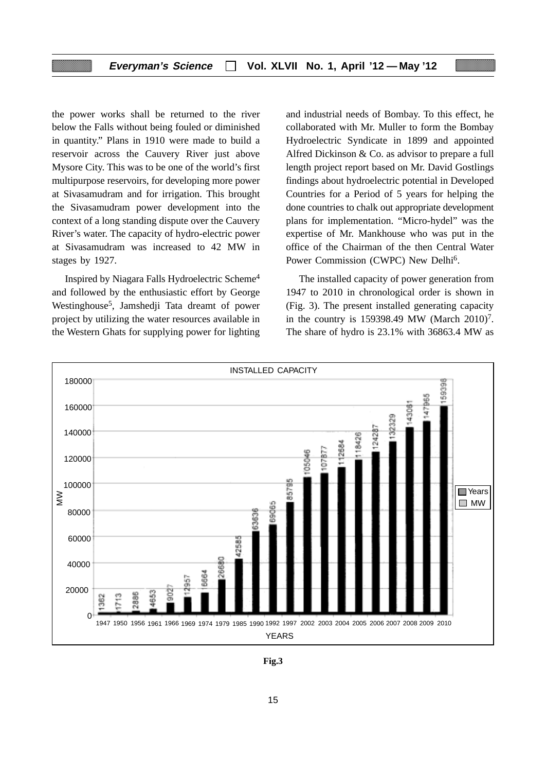the power works shall be returned to the river below the Falls without being fouled or diminished in quantity." Plans in 1910 were made to build a reservoir across the Cauvery River just above Mysore City. This was to be one of the world's first multipurpose reservoirs, for developing more power at Sivasamudram and for irrigation. This brought the Sivasamudram power development into the context of a long standing dispute over the Cauvery River's water. The capacity of hydro-electric power at Sivasamudram was increased to 42 MW in stages by 1927.

Inspired by Niagara Falls Hydroelectric Scheme[4] and followed by the enthusiastic effort by George Westinghouse[5], Jamshedji Tata dreamt of power project by utilizing the water resources available in the Western Ghats for supplying power for lighting and industrial needs of Bombay. To this effect, he collaborated with Mr. Muller to form the Bombay Hydroelectric Syndicate in 1899 and appointed Alfred Dickinson & Co. as advisor to prepare a full length project report based on Mr. David Gostlings findings about hydroelectric potential in Developed Countries for a Period of 5 years for helping the done countries to chalk out appropriate development plans for implementation. "Micro-hydel" was the expertise of Mr. Mankhouse who was put in the office of the Chairman of the then Central Water Power Commission (CWPC) New Delhi[6].

The installed capacity of power generation from 1947 to 2010 in chronological order is shown in (Fig. 3). The present installed generating capacity in the country is 159398.49 MW (March 2010)[7]. The share of hydro is 23.1% with 36863.4 MW as

INSTALLED CAPACITY

| YEARS | MW |
|---|---|
| 1947 | 1362 |
| 1950 | 1713 |
| 1956 | 2886 |
| 1961 | 4653 |
| 1966 | 9027 |
| 1969 | 12957 |
| 1974 | 16664 |
| 1979 | 26680 |
| 1985 | 42585 |
| 1990 | 63636 |
| 1992 | 69065 |
| 1997 | 85795 |
| 2002 | 105046 |
| 2003 | 107877 |
| 2004 | 112684 |
| 2005 | 118426 |
| 2006 | 124287 |
| 2007 | 132329 |
| 2008 | 143061 |
| 2009 | 147965 |
| 2010 | 159398 |

**Fig.3**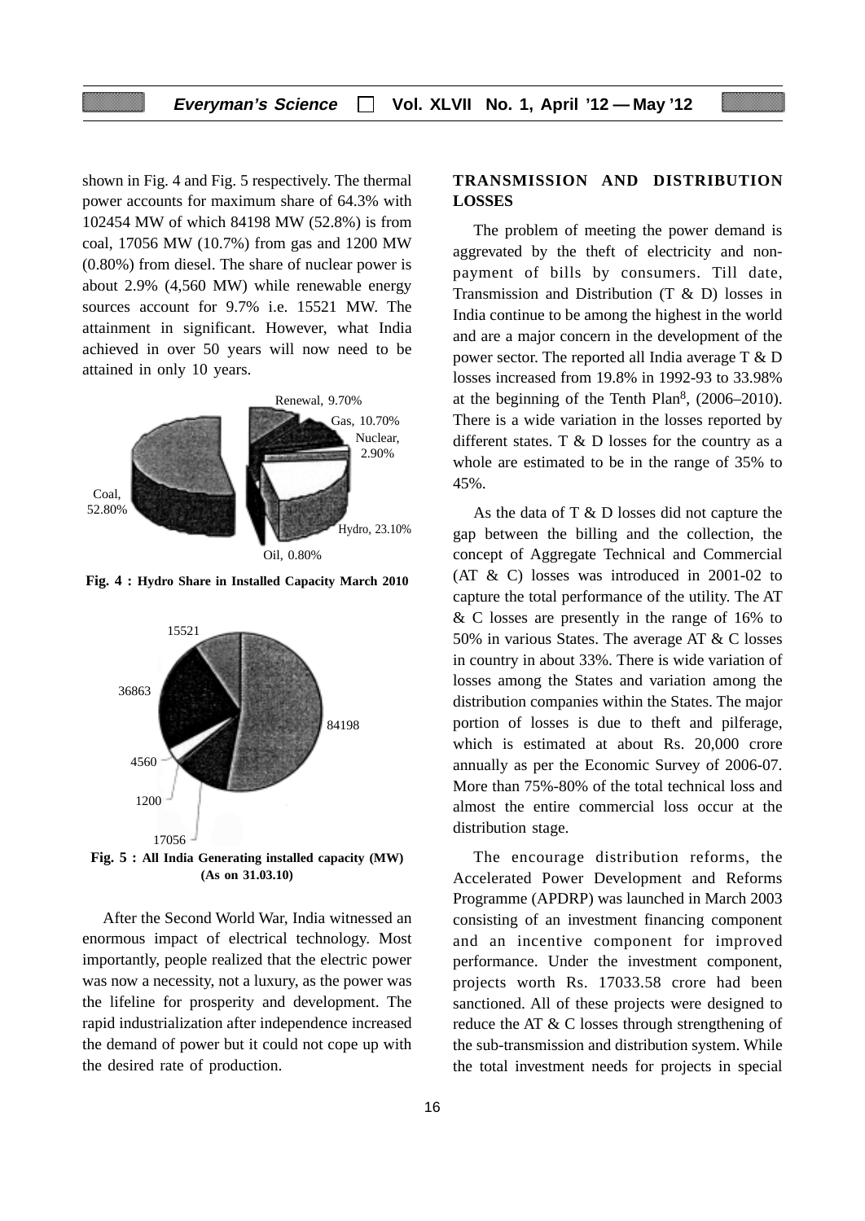shown in Fig. 4 and Fig. 5 respectively. The thermal power accounts for maximum share of 64.3% with 102454 MW of which 84198 MW (52.8%) is from coal, 17056 MW (10.7%) from gas and 1200 MW (0.80%) from diesel. The share of nuclear power is about 2.9% (4,560 MW) while renewable energy sources account for 9.7% i.e. 15521 MW. The attainment in significant. However, what India achieved in over 50 years will now need to be attained in only 10 years.

**Fig. 4 : Hydro Share in Installed Capacity March 2010**

**Fig. 5 : All India Generating installed capacity (MW) (As on 31.03.10)**

After the Second World War, India witnessed an enormous impact of electrical technology. Most importantly, people realized that the electric power was now a necessity, not a luxury, as the power was the lifeline for prosperity and development. The rapid industrialization after independence increased the demand of power but it could not cope up with the desired rate of production.

## TRANSMISSION AND DISTRIBUTION LOSSES

The problem of meeting the power demand is aggrevated by the theft of electricity and non-payment of bills by consumers. Till date, Transmission and Distribution (T & D) losses in India continue to be among the highest in the world and are a major concern in the development of the power sector. The reported all India average T & D losses increased from 19.8% in 1992-93 to 33.98% at the beginning of the Tenth Plan[8], (2006–2010). There is a wide variation in the losses reported by different states. T & D losses for the country as a whole are estimated to be in the range of 35% to 45%.

As the data of T & D losses did not capture the gap between the billing and the collection, the concept of Aggregate Technical and Commercial (AT & C) losses was introduced in 2001-02 to capture the total performance of the utility. The AT & C losses are presently in the range of 16% to 50% in various States. The average AT & C losses in country in about 33%. There is wide variation of losses among the States and variation among the distribution companies within the States. The major portion of losses is due to theft and pilferage, which is estimated at about Rs. 20,000 crore annually as per the Economic Survey of 2006-07. More than 75%-80% of the total technical loss and almost the entire commercial loss occur at the distribution stage.

The encourage distribution reforms, the Accelerated Power Development and Reforms Programme (APDRP) was launched in March 2003 consisting of an investment financing component and an incentive component for improved performance. Under the investment component, projects worth Rs. 17033.58 crore had been sanctioned. All of these projects were designed to reduce the AT & C losses through strengthening of the sub-transmission and distribution system. While the total investment needs for projects in special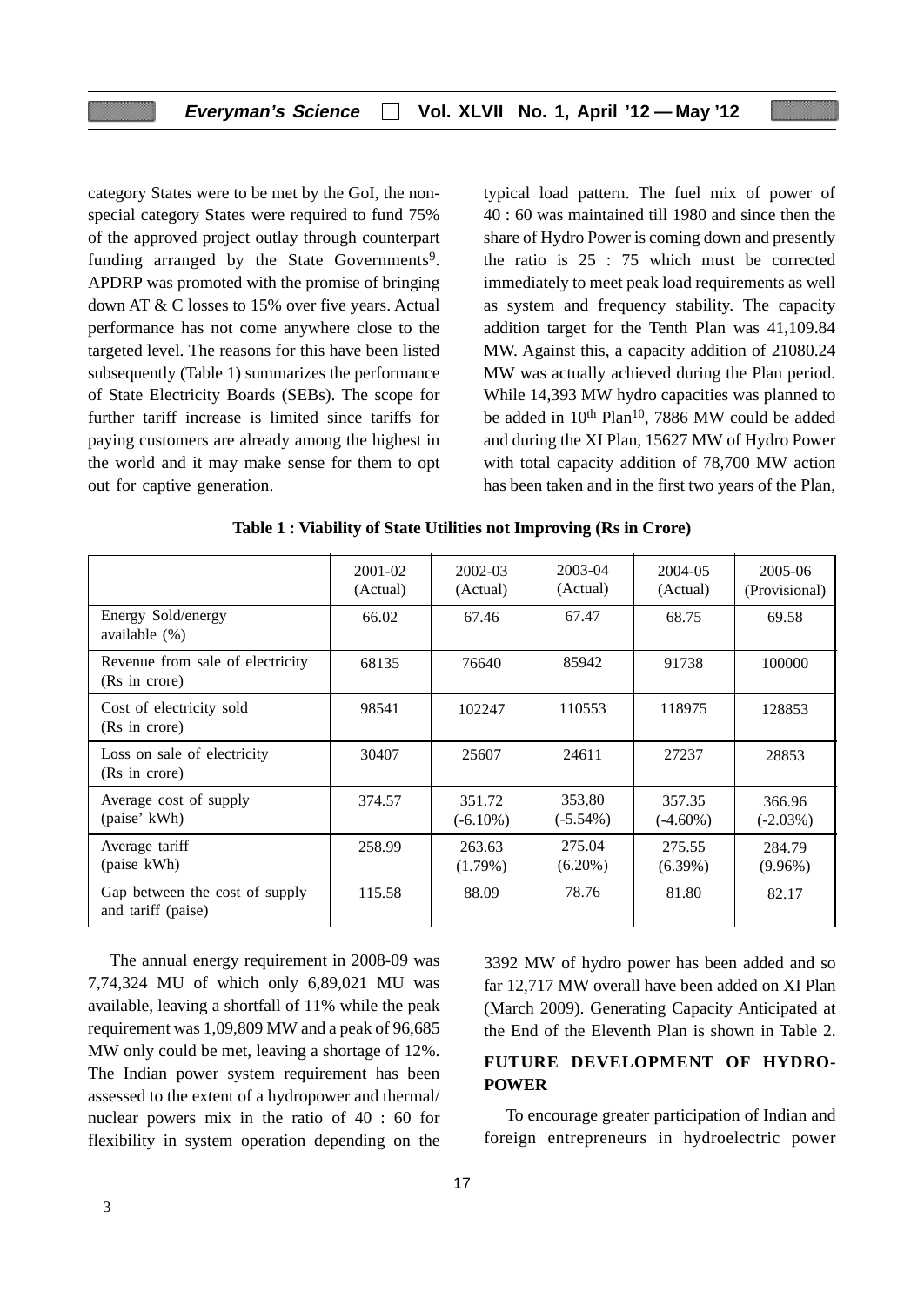category States were to be met by the GoI, the non-special category States were required to fund 75% of the approved project outlay through counterpart funding arranged by the State Governments[9]. APDRP was promoted with the promise of bringing down AT & C losses to 15% over five years. Actual performance has not come anywhere close to the targeted level. The reasons for this have been listed subsequently (Table 1) summarizes the performance of State Electricity Boards (SEBs). The scope for further tariff increase is limited since tariffs for paying customers are already among the highest in the world and it may make sense for them to opt out for captive generation.

typical load pattern. The fuel mix of power of 40 : 60 was maintained till 1980 and since then the share of Hydro Power is coming down and presently the ratio is 25 : 75 which must be corrected immediately to meet peak load requirements as well as system and frequency stability. The capacity addition target for the Tenth Plan was 41,109.84 MW. Against this, a capacity addition of 21080.24 MW was actually achieved during the Plan period. While 14,393 MW hydro capacities was planned to be added in 10[th] Plan[10], 7886 MW could be added and during the XI Plan, 15627 MW of Hydro Power with total capacity addition of 78,700 MW action has been taken and in the first two years of the Plan, 3392 MW of hydro power has been added and so far 12,717 MW overall have been added on XI Plan (March 2009). Generating Capacity Anticipated at the End of the Eleventh Plan is shown in Table 2.

**Table 1 : Viability of State Utilities not Improving (Rs in Crore)**

| | 2001-02 (Actual) | 2002-03 (Actual) | 2003-04 (Actual) | 2004-05 (Actual) | 2005-06 (Provisional) |
|---|---|---|---|---|---|
| Energy Sold/energy available (%) | 66.02 | 67.46 | 67.47 | 68.75 | 69.58 |
| Revenue from sale of electricity (Rs in crore) | 68135 | 76640 | 85942 | 91738 | 100000 |
| Cost of electricity sold (Rs in crore) | 98541 | 102247 | 110553 | 118975 | 128853 |
| Loss on sale of electricity (Rs in crore) | 30407 | 25607 | 24611 | 27237 | 28853 |
| Average cost of supply (paise' kWh) | 374.57 | 351.72 (-6.10%) | 353,80 (-5.54%) | 357.35 (-4.60%) | 366.96 (-2.03%) |
| Average tariff (paise kWh) | 258.99 | 263.63 (1.79%) | 275.04 (6.20%) | 275.55 (6.39%) | 284.79 (9.96%) |
| Gap between the cost of supply and tariff (paise) | 115.58 | 88.09 | 78.76 | 81.80 | 82.17 |

The annual energy requirement in 2008-09 was 7,74,324 MU of which only 6,89,021 MU was available, leaving a shortfall of 11% while the peak requirement was 1,09,809 MW and a peak of 96,685 MW only could be met, leaving a shortage of 12%. The Indian power system requirement has been assessed to the extent of a hydropower and thermal/ nuclear powers mix in the ratio of 40 : 60 for flexibility in system operation depending on the

## FUTURE DEVELOPMENT OF HYDRO-POWER

To encourage greater participation of Indian and foreign entrepreneurs in hydroelectric power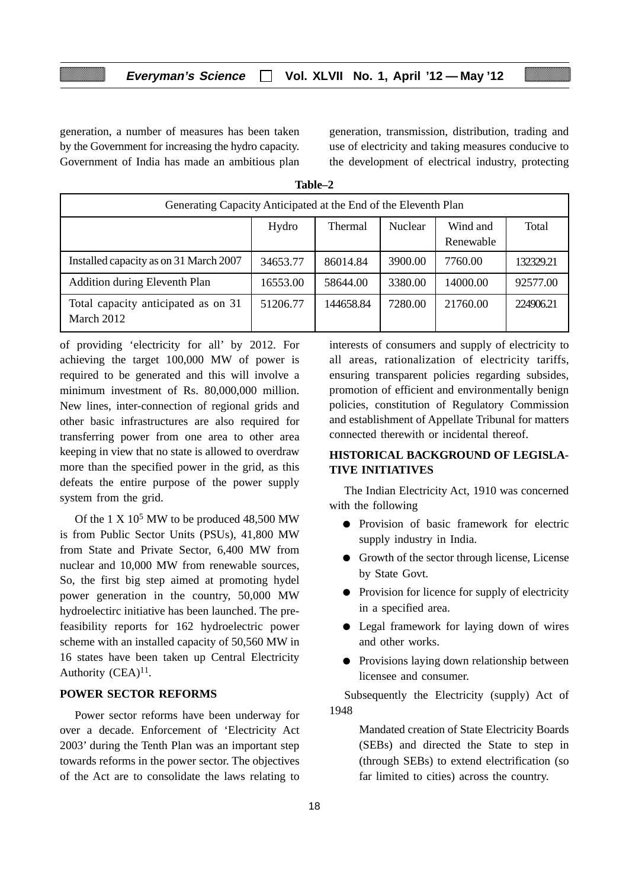generation, a number of measures has been taken by the Government for increasing the hydro capacity. Government of India has made an ambitious plan of providing 'electricity for all' by 2012. For achieving the target 100,000 MW of power is required to be generated and this will involve a minimum investment of Rs. 80,000,000 million. New lines, inter-connection of regional grids and other basic infrastructures are also required for transferring power from one area to other area keeping in view that no state is allowed to overdraw more than the specified power in the grid, as this defeats the entire purpose of the power supply system from the grid.

**Table–2**

| Generating Capacity Anticipated at the End of the Eleventh Plan | | | | | |
|---|---|---|---|---|---|
| | Hydro | Thermal | Nuclear | Wind and Renewable | Total |
| Installed capacity as on 31 March 2007 | 34653.77 | 86014.84 | 3900.00 | 7760.00 | 132329.21 |
| Addition during Eleventh Plan | 16553.00 | 58644.00 | 3380.00 | 14000.00 | 92577.00 |
| Total capacity anticipated as on 31 March 2012 | 51206.77 | 144658.84 | 7280.00 | 21760.00 | 224906.21 |

Of the 1 X $10^5$ MW to be produced 48,500 MW is from Public Sector Units (PSUs), 41,800 MW from State and Private Sector, 6,400 MW from nuclear and 10,000 MW from renewable sources, So, the first big step aimed at promoting hydel power generation in the country, 50,000 MW hydroelectirc initiative has been launched. The pre-feasibility reports for 162 hydroelectric power scheme with an installed capacity of 50,560 MW in 16 states have been taken up Central Electricity Authority (CEA)[11].

## POWER SECTOR REFORMS

Power sector reforms have been underway for over a decade. Enforcement of 'Electricity Act 2003' during the Tenth Plan was an important step towards reforms in the power sector. The objectives of the Act are to consolidate the laws relating to generation, transmission, distribution, trading and use of electricity and taking measures conducive to the development of electrical industry, protecting interests of consumers and supply of electricity to all areas, rationalization of electricity tariffs, ensuring transparent policies regarding subsides, promotion of efficient and environmentally benign policies, constitution of Regulatory Commission and establishment of Appellate Tribunal for matters connected therewith or incidental thereof.

## HISTORICAL BACKGROUND OF LEGISLATIVE INITIATIVES

The Indian Electricity Act, 1910 was concerned with the following

- Provision of basic framework for electric supply industry in India.
- Growth of the sector through license, License by State Govt.
- Provision for licence for supply of electricity in a specified area.
- Legal framework for laying down of wires and other works.
- Provisions laying down relationship between licensee and consumer.

Subsequently the Electricity (supply) Act of 1948

Mandated creation of State Electricity Boards (SEBs) and directed the State to step in (through SEBs) to extend electrification (so far limited to cities) across the country.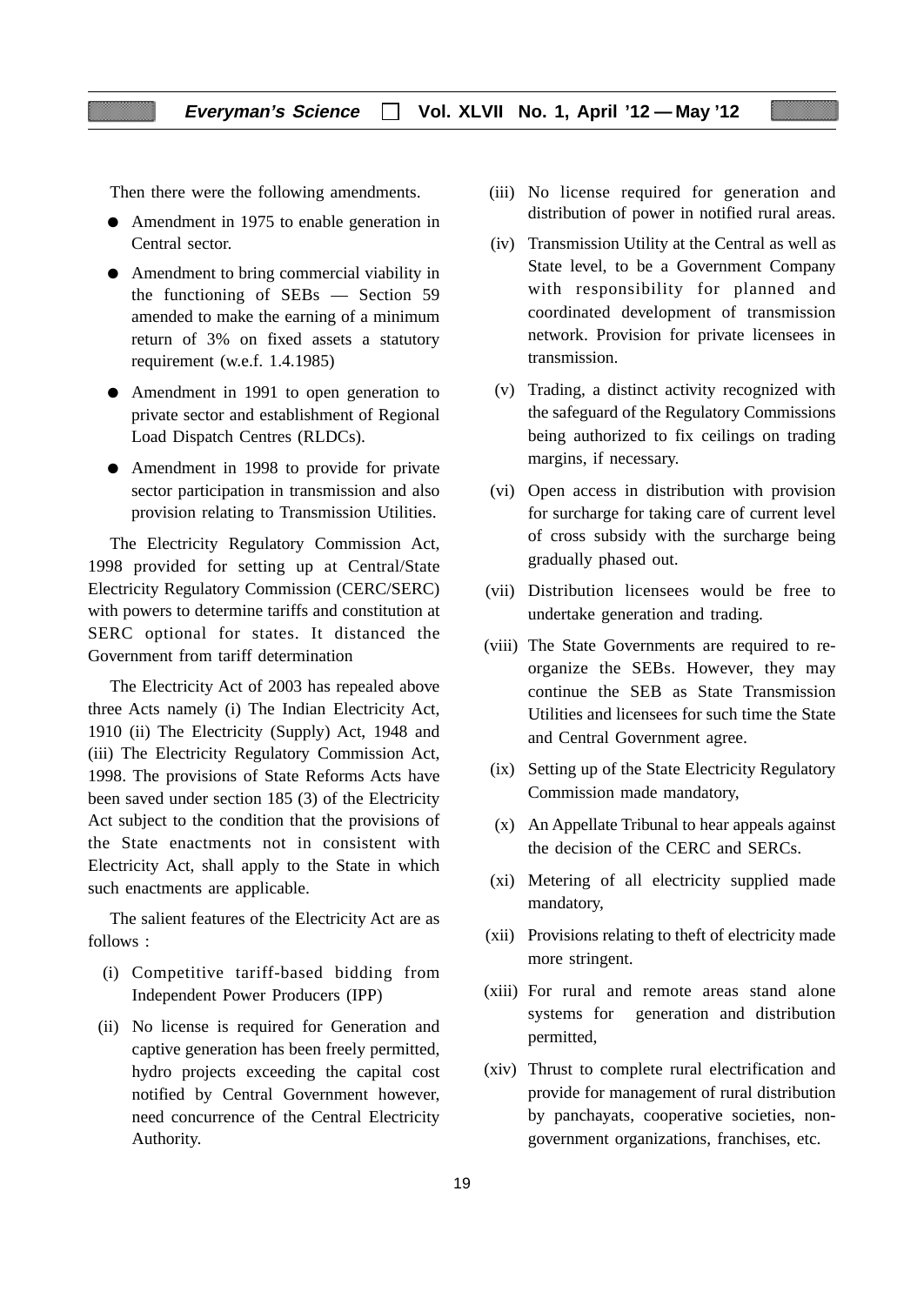Then there were the following amendments.

- Amendment in 1975 to enable generation in Central sector.
- Amendment to bring commercial viability in the functioning of SEBs — Section 59 amended to make the earning of a minimum return of 3% on fixed assets a statutory requirement (w.e.f. 1.4.1985)
- Amendment in 1991 to open generation to private sector and establishment of Regional Load Dispatch Centres (RLDCs).
- Amendment in 1998 to provide for private sector participation in transmission and also provision relating to Transmission Utilities.

The Electricity Regulatory Commission Act, 1998 provided for setting up at Central/State Electricity Regulatory Commission (CERC/SERC) with powers to determine tariffs and constitution at SERC optional for states. It distanced the Government from tariff determination

The Electricity Act of 2003 has repealed above three Acts namely (i) The Indian Electricity Act, 1910 (ii) The Electricity (Supply) Act, 1948 and (iii) The Electricity Regulatory Commission Act, 1998. The provisions of State Reforms Acts have been saved under section 185 (3) of the Electricity Act subject to the condition that the provisions of the State enactments not in consistent with Electricity Act, shall apply to the State in which such enactments are applicable.

The salient features of the Electricity Act are as follows :

(i) Competitive tariff-based bidding from Independent Power Producers (IPP)

(ii) No license is required for Generation and captive generation has been freely permitted, hydro projects exceeding the capital cost notified by Central Government however, need concurrence of the Central Electricity Authority.

(iii) No license required for generation and distribution of power in notified rural areas.

(iv) Transmission Utility at the Central as well as State level, to be a Government Company with responsibility for planned and coordinated development of transmission network. Provision for private licensees in transmission.

(v) Trading, a distinct activity recognized with the safeguard of the Regulatory Commissions being authorized to fix ceilings on trading margins, if necessary.

(vi) Open access in distribution with provision for surcharge for taking care of current level of cross subsidy with the surcharge being gradually phased out.

(vii) Distribution licensees would be free to undertake generation and trading.

(viii) The State Governments are required to re-organize the SEBs. However, they may continue the SEB as State Transmission Utilities and licensees for such time the State and Central Government agree.

(ix) Setting up of the State Electricity Regulatory Commission made mandatory,

(x) An Appellate Tribunal to hear appeals against the decision of the CERC and SERCs.

(xi) Metering of all electricity supplied made mandatory,

(xii) Provisions relating to theft of electricity made more stringent.

(xiii) For rural and remote areas stand alone systems for generation and distribution permitted,

(xiv) Thrust to complete rural electrification and provide for management of rural distribution by panchayats, cooperative societies, non-government organizations, franchises, etc.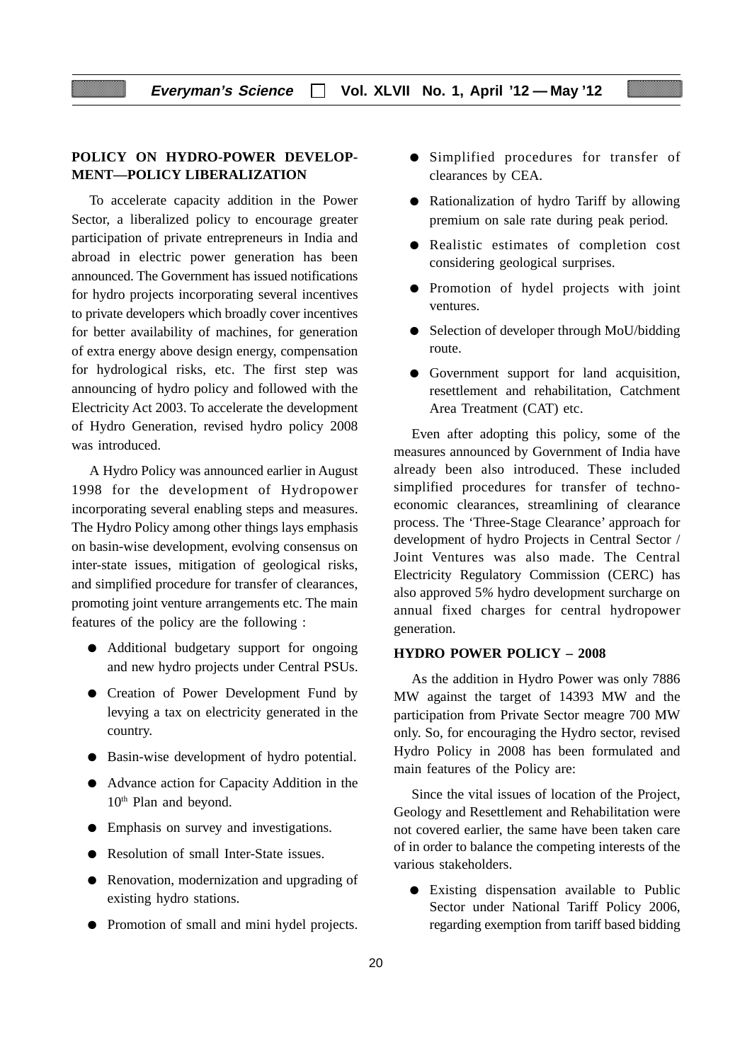## POLICY ON HYDRO-POWER DEVELOPMENT—POLICY LIBERALIZATION

To accelerate capacity addition in the Power Sector, a liberalized policy to encourage greater participation of private entrepreneurs in India and abroad in electric power generation has been announced. The Government has issued notifications for hydro projects incorporating several incentives to private developers which broadly cover incentives for better availability of machines, for generation of extra energy above design energy, compensation for hydrological risks, etc. The first step was announcing of hydro policy and followed with the Electricity Act 2003. To accelerate the development of Hydro Generation, revised hydro policy 2008 was introduced.

A Hydro Policy was announced earlier in August 1998 for the development of Hydropower incorporating several enabling steps and measures. The Hydro Policy among other things lays emphasis on basin-wise development, evolving consensus on inter-state issues, mitigation of geological risks, and simplified procedure for transfer of clearances, promoting joint venture arrangements etc. The main features of the policy are the following :

- Additional budgetary support for ongoing and new hydro projects under Central PSUs.
- Creation of Power Development Fund by levying a tax on electricity generated in the country.
- Basin-wise development of hydro potential.
- Advance action for Capacity Addition in the 10th Plan and beyond.
- Emphasis on survey and investigations.
- Resolution of small Inter-State issues.
- Renovation, modernization and upgrading of existing hydro stations.
- Promotion of small and mini hydel projects.
- Simplified procedures for transfer of clearances by CEA.
- Rationalization of hydro Tariff by allowing premium on sale rate during peak period.
- Realistic estimates of completion cost considering geological surprises.
- Promotion of hydel projects with joint ventures.
- Selection of developer through MoU/bidding route.
- Government support for land acquisition, resettlement and rehabilitation, Catchment Area Treatment (CAT) etc.

Even after adopting this policy, some of the measures announced by Government of India have already been also introduced. These included simplified procedures for transfer of techno-economic clearances, streamlining of clearance process. The 'Three-Stage Clearance' approach for development of hydro Projects in Central Sector / Joint Ventures was also made. The Central Electricity Regulatory Commission (CERC) has also approved 5% hydro development surcharge on annual fixed charges for central hydropower generation.

## HYDRO POWER POLICY – 2008

As the addition in Hydro Power was only 7886 MW against the target of 14393 MW and the participation from Private Sector meagre 700 MW only. So, for encouraging the Hydro sector, revised Hydro Policy in 2008 has been formulated and main features of the Policy are:

Since the vital issues of location of the Project, Geology and Resettlement and Rehabilitation were not covered earlier, the same have been taken care of in order to balance the competing interests of the various stakeholders.

- Existing dispensation available to Public Sector under National Tariff Policy 2006, regarding exemption from tariff based bidding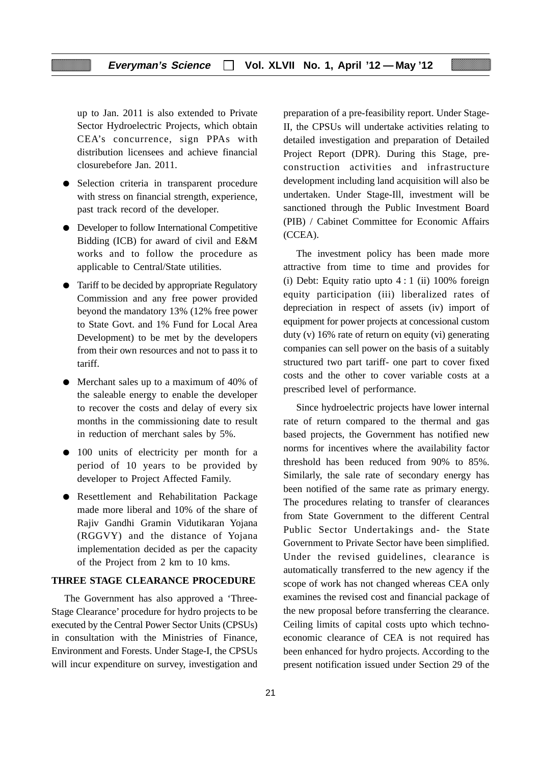up to Jan. 2011 is also extended to Private Sector Hydroelectric Projects, which obtain CEA's concurrence, sign PPAs with distribution licensees and achieve financial closurebefore Jan. 2011.

- Selection criteria in transparent procedure with stress on financial strength, experience, past track record of the developer.
- Developer to follow International Competitive Bidding (ICB) for award of civil and E&M works and to follow the procedure as applicable to Central/State utilities.
- Tariff to be decided by appropriate Regulatory Commission and any free power provided beyond the mandatory 13% (12% free power to State Govt. and 1% Fund for Local Area Development) to be met by the developers from their own resources and not to pass it to tariff.
- Merchant sales up to a maximum of 40% of the saleable energy to enable the developer to recover the costs and delay of every six months in the commissioning date to result in reduction of merchant sales by 5%.
- 100 units of electricity per month for a period of 10 years to be provided by developer to Project Affected Family.
- Resettlement and Rehabilitation Package made more liberal and 10% of the share of Rajiv Gandhi Gramin Vidutikaran Yojana (RGGVY) and the distance of Yojana implementation decided as per the capacity of the Project from 2 km to 10 kms.

## THREE STAGE CLEARANCE PROCEDURE

The Government has also approved a 'Three-Stage Clearance' procedure for hydro projects to be executed by the Central Power Sector Units (CPSUs) in consultation with the Ministries of Finance, Environment and Forests. Under Stage-I, the CPSUs will incur expenditure on survey, investigation and preparation of a pre-feasibility report. Under Stage-II, the CPSUs will undertake activities relating to detailed investigation and preparation of Detailed Project Report (DPR). During this Stage, pre-construction activities and infrastructure development including land acquisition will also be undertaken. Under Stage-Ill, investment will be sanctioned through the Public Investment Board (PIB) / Cabinet Committee for Economic Affairs (CCEA).

The investment policy has been made more attractive from time to time and provides for (i) Debt: Equity ratio upto 4 : 1 (ii) 100% foreign equity participation (iii) liberalized rates of depreciation in respect of assets (iv) import of equipment for power projects at concessional custom duty (v) 16% rate of return on equity (vi) generating companies can sell power on the basis of a suitably structured two part tariff- one part to cover fixed costs and the other to cover variable costs at a prescribed level of performance.

Since hydroelectric projects have lower internal rate of return compared to the thermal and gas based projects, the Government has notified new norms for incentives where the availability factor threshold has been reduced from 90% to 85%. Similarly, the sale rate of secondary energy has been notified of the same rate as primary energy. The procedures relating to transfer of clearances from State Government to the different Central Public Sector Undertakings and- the State Government to Private Sector have been simplified. Under the revised guidelines, clearance is automatically transferred to the new agency if the scope of work has not changed whereas CEA only examines the revised cost and financial package of the new proposal before transferring the clearance. Ceiling limits of capital costs upto which techno-economic clearance of CEA is not required has been enhanced for hydro projects. According to the present notification issued under Section 29 of the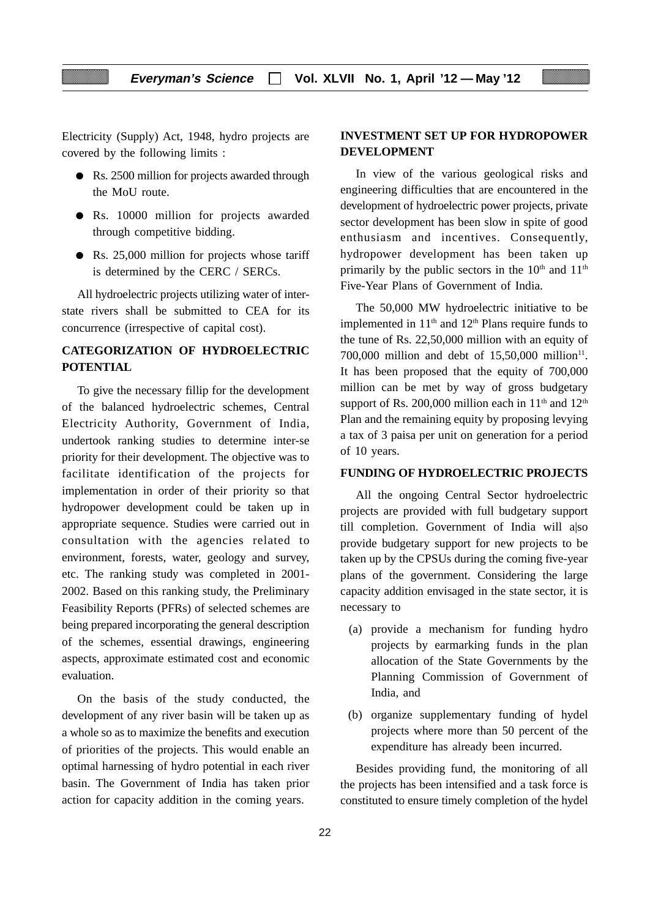Electricity (Supply) Act, 1948, hydro projects are covered by the following limits :

- Rs. 2500 million for projects awarded through the MoU route.
- Rs. 10000 million for projects awarded through competitive bidding.
- Rs. 25,000 million for projects whose tariff is determined by the CERC / SERCs.

All hydroelectric projects utilizing water of inter-state rivers shall be submitted to CEA for its concurrence (irrespective of capital cost).

## CATEGORIZATION OF HYDROELECTRIC POTENTIAL

To give the necessary fillip for the development of the balanced hydroelectric schemes, Central Electricity Authority, Government of India, undertook ranking studies to determine inter-se priority for their development. The objective was to facilitate identification of the projects for implementation in order of their priority so that hydropower development could be taken up in appropriate sequence. Studies were carried out in consultation with the agencies related to environment, forests, water, geology and survey, etc. The ranking study was completed in 2001-2002. Based on this ranking study, the Preliminary Feasibility Reports (PFRs) of selected schemes are being prepared incorporating the general description of the schemes, essential drawings, engineering aspects, approximate estimated cost and economic evaluation.

On the basis of the study conducted, the development of any river basin will be taken up as a whole so as to maximize the benefits and execution of priorities of the projects. This would enable an optimal harnessing of hydro potential in each river basin. The Government of India has taken prior action for capacity addition in the coming years.

## INVESTMENT SET UP FOR HYDROPOWER DEVELOPMENT

In view of the various geological risks and engineering difficulties that are encountered in the development of hydroelectric power projects, private sector development has been slow in spite of good enthusiasm and incentives. Consequently, hydropower development has been taken up primarily by the public sectors in the 10th and 11th Five-Year Plans of Government of India.

The 50,000 MW hydroelectric initiative to be implemented in 11th and 12th Plans require funds to the tune of Rs. 22,50,000 million with an equity of 700,000 million and debt of 15,50,000 million[11]. It has been proposed that the equity of 700,000 million can be met by way of gross budgetary support of Rs. 200,000 million each in 11th and 12th Plan and the remaining equity by proposing levying a tax of 3 paisa per unit on generation for a period of 10 years.

## FUNDING OF HYDROELECTRIC PROJECTS

All the ongoing Central Sector hydroelectric projects are provided with full budgetary support till completion. Government of India will also provide budgetary support for new projects to be taken up by the CPSUs during the coming five-year plans of the government. Considering the large capacity addition envisaged in the state sector, it is necessary to

(a) provide a mechanism for funding hydro projects by earmarking funds in the plan allocation of the State Governments by the Planning Commission of Government of India, and

(b) organize supplementary funding of hydel projects where more than 50 percent of the expenditure has already been incurred.

Besides providing fund, the monitoring of all the projects has been intensified and a task force is constituted to ensure timely completion of the hydel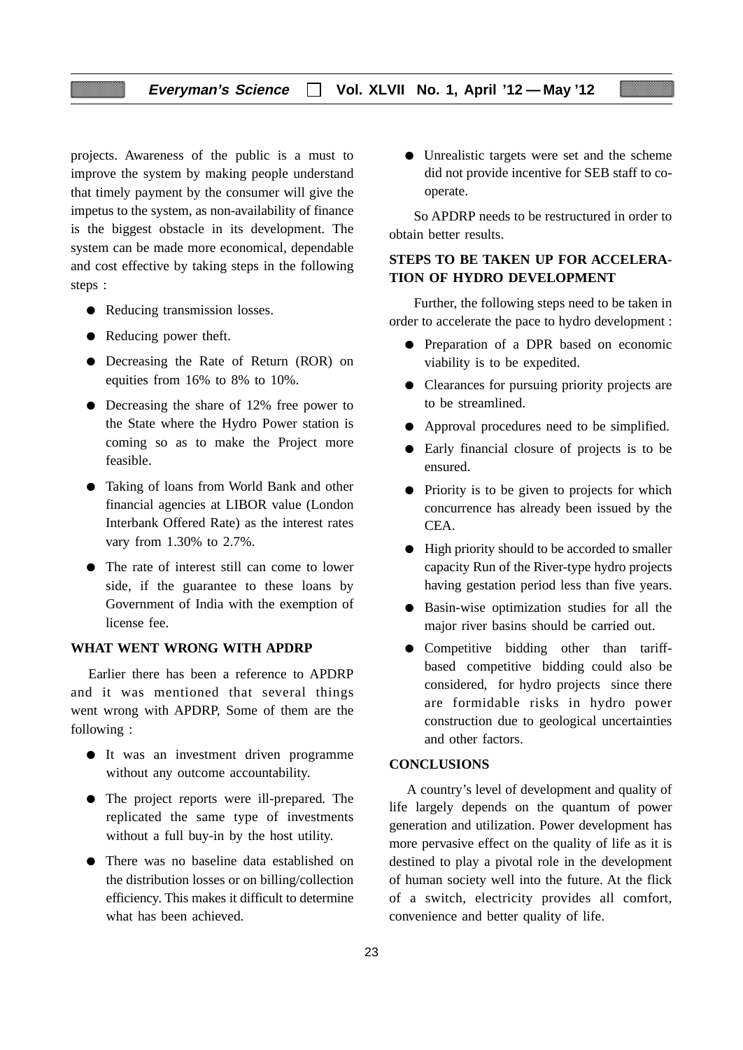projects. Awareness of the public is a must to improve the system by making people understand that timely payment by the consumer will give the impetus to the system, as non-availability of finance is the biggest obstacle in its development. The system can be made more economical, dependable and cost effective by taking steps in the following steps :

- Reducing transmission losses.
- Reducing power theft.
- Decreasing the Rate of Return (ROR) on equities from 16% to 8% to 10%.
- Decreasing the share of 12% free power to the State where the Hydro Power station is coming so as to make the Project more feasible.
- Taking of loans from World Bank and other financial agencies at LIBOR value (London Interbank Offered Rate) as the interest rates vary from 1.30% to 2.7%.
- The rate of interest still can come to lower side, if the guarantee to these loans by Government of India with the exemption of license fee.

## WHAT WENT WRONG WITH APDRP

Earlier there has been a reference to APDRP and it was mentioned that several things went wrong with APDRP, Some of them are the following :

- It was an investment driven programme without any outcome accountability.
- The project reports were ill-prepared. The replicated the same type of investments without a full buy-in by the host utility.
- There was no baseline data established on the distribution losses or on billing/collection efficiency. This makes it difficult to determine what has been achieved.
- Unrealistic targets were set and the scheme did not provide incentive for SEB staff to co-operate.

So APDRP needs to be restructured in order to obtain better results.

## STEPS TO BE TAKEN UP FOR ACCELERATION OF HYDRO DEVELOPMENT

Further, the following steps need to be taken in order to accelerate the pace to hydro development :

- Preparation of a DPR based on economic viability is to be expedited.
- Clearances for pursuing priority projects are to be streamlined.
- Approval procedures need to be simplified.
- Early financial closure of projects is to be ensured.
- Priority is to be given to projects for which concurrence has already been issued by the CEA.
- High priority should to be accorded to smaller capacity Run of the River-type hydro projects having gestation period less than five years.
- Basin-wise optimization studies for all the major river basins should be carried out.
- Competitive bidding other than tariff-based competitive bidding could also be considered, for hydro projects since there are formidable risks in hydro power construction due to geological uncertainties and other factors.

## CONCLUSIONS

A country's level of development and quality of life largely depends on the quantum of power generation and utilization. Power development has more pervasive effect on the quality of life as it is destined to play a pivotal role in the development of human society well into the future. At the flick of a switch, electricity provides all comfort, convenience and better quality of life.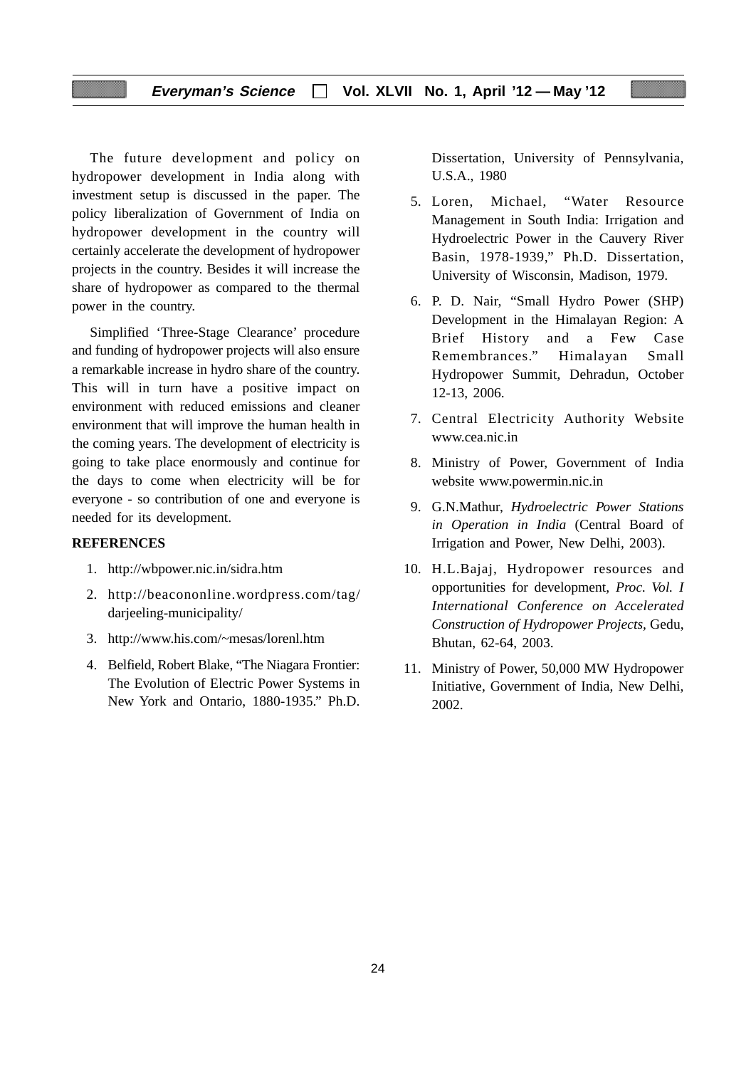The future development and policy on hydropower development in India along with investment setup is discussed in the paper. The policy liberalization of Government of India on hydropower development in the country will certainly accelerate the development of hydropower projects in the country. Besides it will increase the share of hydropower as compared to the thermal power in the country.

Simplified 'Three-Stage Clearance' procedure and funding of hydropower projects will also ensure a remarkable increase in hydro share of the country. This will in turn have a positive impact on environment with reduced emissions and cleaner environment that will improve the human health in the coming years. The development of electricity is going to take place enormously and continue for the days to come when electricity will be for everyone - so contribution of one and everyone is needed for its development.

**REFERENCES**

1. http://wbpower.nic.in/sidra.htm
2. http://beacononline.wordpress.com/tag/darjeeling-municipality/
3. http://www.his.com/~mesas/lorenl.htm
4. Belfield, Robert Blake, "The Niagara Frontier: The Evolution of Electric Power Systems in New York and Ontario, 1880-1935." Ph.D. Dissertation, University of Pennsylvania, U.S.A., 1980
5. Loren, Michael, "Water Resource Management in South India: Irrigation and Hydroelectric Power in the Cauvery River Basin, 1978-1939," Ph.D. Dissertation, University of Wisconsin, Madison, 1979.
6. P. D. Nair, "Small Hydro Power (SHP) Development in the Himalayan Region: A Brief History and a Few Case Remembrances." Himalayan Small Hydropower Summit, Dehradun, October 12-13, 2006.
7. Central Electricity Authority Website www.cea.nic.in
8. Ministry of Power, Government of India website www.powermin.nic.in
9. G.N.Mathur, *Hydroelectric Power Stations in Operation in India* (Central Board of Irrigation and Power, New Delhi, 2003).
10. H.L.Bajaj, Hydropower resources and opportunities for development, *Proc. Vol. I International Conference on Accelerated Construction of Hydropower Projects*, Gedu, Bhutan, 62-64, 2003.
11. Ministry of Power, 50,000 MW Hydropower Initiative, Government of India, New Delhi, 2002.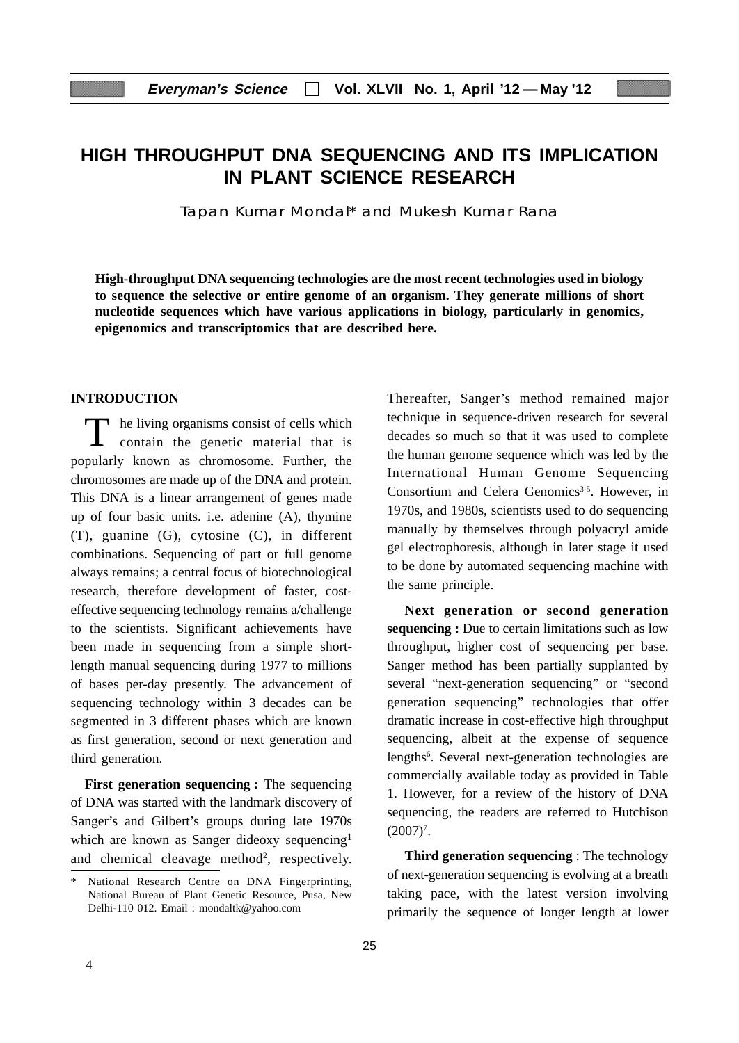# HIGH THROUGHPUT DNA SEQUENCING AND ITS IMPLICATION IN PLANT SCIENCE RESEARCH

Tapan Kumar Mondal* and Mukesh Kumar Rana

**High-throughput DNA sequencing technologies are the most recent technologies used in biology to sequence the selective or entire genome of an organism. They generate millions of short nucleotide sequences which have various applications in biology, particularly in genomics, epigenomics and transcriptomics that are described here.**

## INTRODUCTION

The living organisms consist of cells which contain the genetic material that is popularly known as chromosome. Further, the chromosomes are made up of the DNA and protein. This DNA is a linear arrangement of genes made up of four basic units. i.e. adenine (A), thymine (T), guanine (G), cytosine (C), in different combinations. Sequencing of part or full genome always remains; a central focus of biotechnological research, therefore development of faster, cost-effective sequencing technology remains a/challenge to the scientists. Significant achievements have been made in sequencing from a simple short-length manual sequencing during 1977 to millions of bases per-day presently. The advancement of sequencing technology within 3 decades can be segmented in 3 different phases which are known as first generation, second or next generation and third generation.

**First generation sequencing :** The sequencing of DNA was started with the landmark discovery of Sanger's and Gilbert's groups during late 1970s which are known as Sanger dideoxy sequencing[1] and chemical cleavage method[2], respectively. Thereafter, Sanger's method remained major technique in sequence-driven research for several decades so much so that it was used to complete the human genome sequence which was led by the International Human Genome Sequencing Consortium and Celera Genomics[3-5]. However, in 1970s, and 1980s, scientists used to do sequencing manually by themselves through polyacryl amide gel electrophoresis, although in later stage it used to be done by automated sequencing machine with the same principle.

**Next generation or second generation sequencing :** Due to certain limitations such as low throughput, higher cost of sequencing per base. Sanger method has been partially supplanted by several "next-generation sequencing" or "second generation sequencing" technologies that offer dramatic increase in cost-effective high throughput sequencing, albeit at the expense of sequence lengths[6]. Several next-generation technologies are commercially available today as provided in Table 1. However, for a review of the history of DNA sequencing, the readers are referred to Hutchison (2007)[7].

**Third generation sequencing** : The technology of next-generation sequencing is evolving at a breath taking pace, with the latest version involving primarily the sequence of longer length at lower

\* National Research Centre on DNA Fingerprinting, National Bureau of Plant Genetic Resource, Pusa, New Delhi-110 012. Email : mondaltk@yahoo.com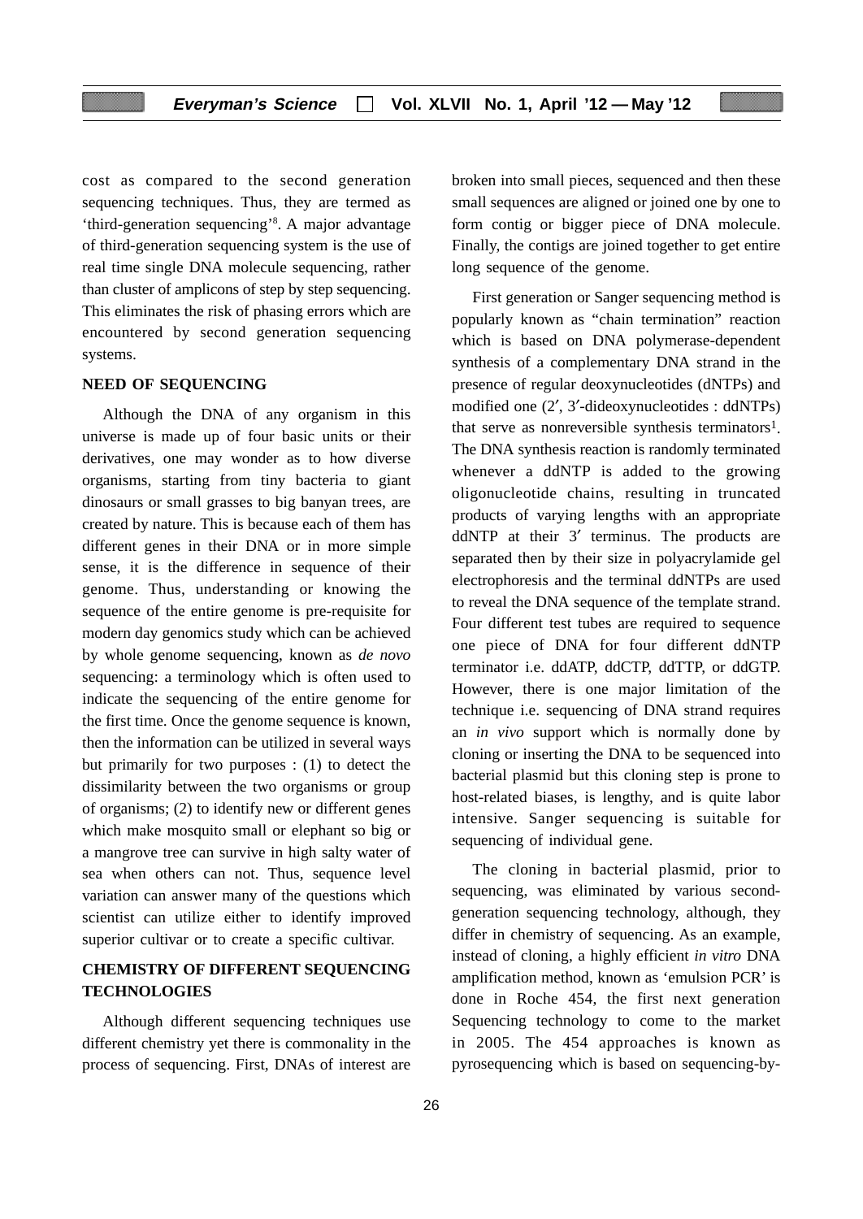cost as compared to the second generation sequencing techniques. Thus, they are termed as 'third-generation sequencing'[8]. A major advantage of third-generation sequencing system is the use of real time single DNA molecule sequencing, rather than cluster of amplicons of step by step sequencing. This eliminates the risk of phasing errors which are encountered by second generation sequencing systems.

## NEED OF SEQUENCING

Although the DNA of any organism in this universe is made up of four basic units or their derivatives, one may wonder as to how diverse organisms, starting from tiny bacteria to giant dinosaurs or small grasses to big banyan trees, are created by nature. This is because each of them has different genes in their DNA or in more simple sense, it is the difference in sequence of their genome. Thus, understanding or knowing the sequence of the entire genome is pre-requisite for modern day genomics study which can be achieved by whole genome sequencing, known as *de novo* sequencing: a terminology which is often used to indicate the sequencing of the entire genome for the first time. Once the genome sequence is known, then the information can be utilized in several ways but primarily for two purposes : (1) to detect the dissimilarity between the two organisms or group of organisms; (2) to identify new or different genes which make mosquito small or elephant so big or a mangrove tree can survive in high salty water of sea when others can not. Thus, sequence level variation can answer many of the questions which scientist can utilize either to identify improved superior cultivar or to create a specific cultivar.

## CHEMISTRY OF DIFFERENT SEQUENCING TECHNOLOGIES

Although different sequencing techniques use different chemistry yet there is commonality in the process of sequencing. First, DNAs of interest are broken into small pieces, sequenced and then these small sequences are aligned or joined one by one to form contig or bigger piece of DNA molecule. Finally, the contigs are joined together to get entire long sequence of the genome.

First generation or Sanger sequencing method is popularly known as "chain termination" reaction which is based on DNA polymerase-dependent synthesis of a complementary DNA strand in the presence of regular deoxynucleotides (dNTPs) and modified one (2′, 3′-dideoxynucleotides : ddNTPs) that serve as nonreversible synthesis terminators[1]. The DNA synthesis reaction is randomly terminated whenever a ddNTP is added to the growing oligonucleotide chains, resulting in truncated products of varying lengths with an appropriate ddNTP at their 3′ terminus. The products are separated then by their size in polyacrylamide gel electrophoresis and the terminal ddNTPs are used to reveal the DNA sequence of the template strand. Four different test tubes are required to sequence one piece of DNA for four different ddNTP terminator i.e. ddATP, ddCTP, ddTTP, or ddGTP. However, there is one major limitation of the technique i.e. sequencing of DNA strand requires an *in vivo* support which is normally done by cloning or inserting the DNA to be sequenced into bacterial plasmid but this cloning step is prone to host-related biases, is lengthy, and is quite labor intensive. Sanger sequencing is suitable for sequencing of individual gene.

The cloning in bacterial plasmid, prior to sequencing, was eliminated by various second-generation sequencing technology, although, they differ in chemistry of sequencing. As an example, instead of cloning, a highly efficient *in vitro* DNA amplification method, known as 'emulsion PCR' is done in Roche 454, the first next generation Sequencing technology to come to the market in 2005. The 454 approaches is known as pyrosequencing which is based on sequencing-by-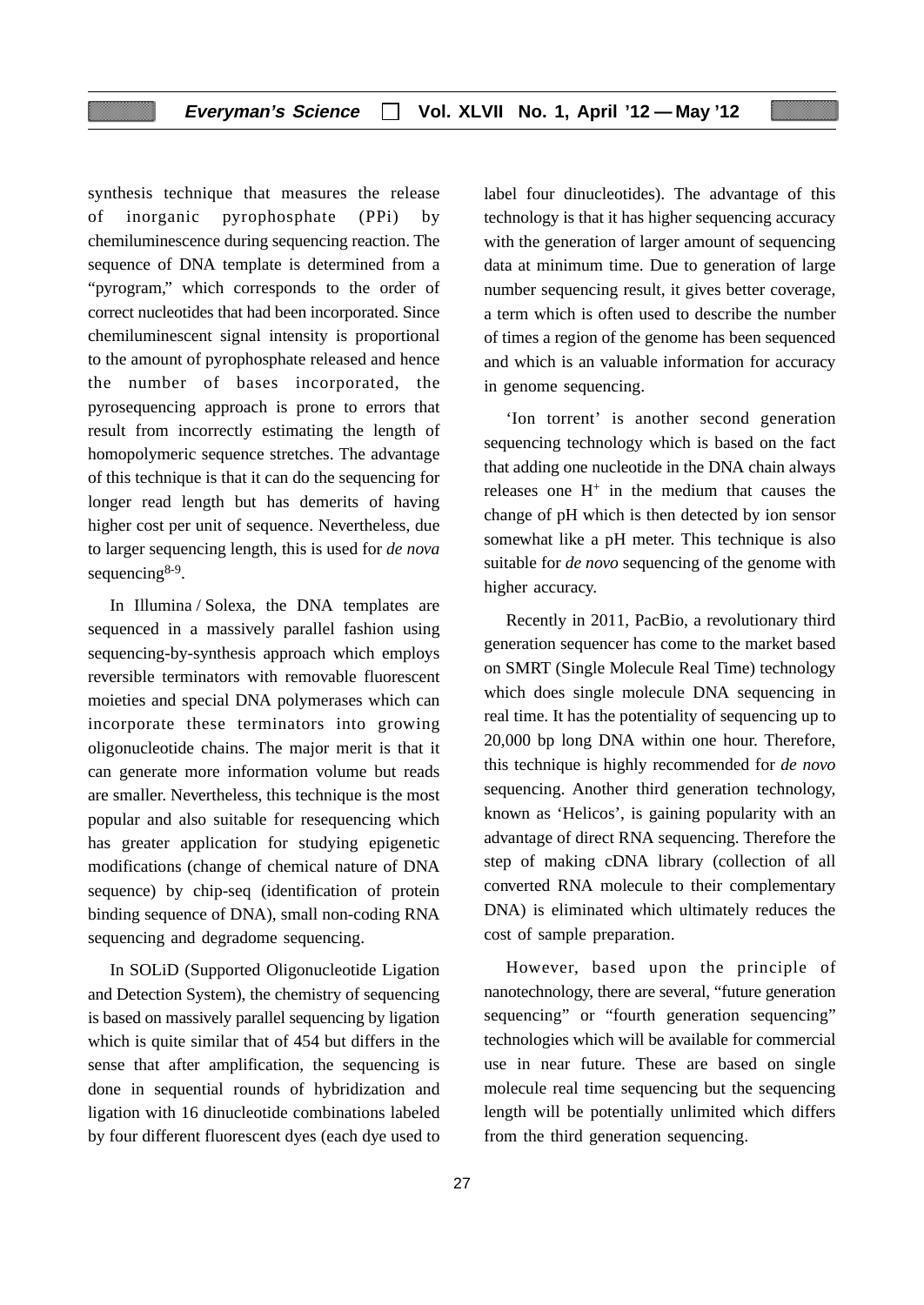synthesis technique that measures the release of inorganic pyrophosphate (PPi) by chemiluminescence during sequencing reaction. The sequence of DNA template is determined from a "pyrogram," which corresponds to the order of correct nucleotides that had been incorporated. Since chemiluminescent signal intensity is proportional to the amount of pyrophosphate released and hence the number of bases incorporated, the pyrosequencing approach is prone to errors that result from incorrectly estimating the length of homopolymeric sequence stretches. The advantage of this technique is that it can do the sequencing for longer read length but has demerits of having higher cost per unit of sequence. Nevertheless, due to larger sequencing length, this is used for *de nova* sequencing[8-9].

In Illumina / Solexa, the DNA templates are sequenced in a massively parallel fashion using sequencing-by-synthesis approach which employs reversible terminators with removable fluorescent moieties and special DNA polymerases which can incorporate these terminators into growing oligonucleotide chains. The major merit is that it can generate more information volume but reads are smaller. Nevertheless, this technique is the most popular and also suitable for resequencing which has greater application for studying epigenetic modifications (change of chemical nature of DNA sequence) by chip-seq (identification of protein binding sequence of DNA), small non-coding RNA sequencing and degradome sequencing.

In SOLiD (Supported Oligonucleotide Ligation and Detection System), the chemistry of sequencing is based on massively parallel sequencing by ligation which is quite similar that of 454 but differs in the sense that after amplification, the sequencing is done in sequential rounds of hybridization and ligation with 16 dinucleotide combinations labeled by four different fluorescent dyes (each dye used to label four dinucleotides). The advantage of this technology is that it has higher sequencing accuracy with the generation of larger amount of sequencing data at minimum time. Due to generation of large number sequencing result, it gives better coverage, a term which is often used to describe the number of times a region of the genome has been sequenced and which is an valuable information for accuracy in genome sequencing.

'Ion torrent' is another second generation sequencing technology which is based on the fact that adding one nucleotide in the DNA chain always releases one $H^+$ in the medium that causes the change of pH which is then detected by ion sensor somewhat like a pH meter. This technique is also suitable for *de novo* sequencing of the genome with higher accuracy.

Recently in 2011, PacBio, a revolutionary third generation sequencer has come to the market based on SMRT (Single Molecule Real Time) technology which does single molecule DNA sequencing in real time. It has the potentiality of sequencing up to 20,000 bp long DNA within one hour. Therefore, this technique is highly recommended for *de novo* sequencing. Another third generation technology, known as 'Helicos', is gaining popularity with an advantage of direct RNA sequencing. Therefore the step of making cDNA library (collection of all converted RNA molecule to their complementary DNA) is eliminated which ultimately reduces the cost of sample preparation.

However, based upon the principle of nanotechnology, there are several, "future generation sequencing" or "fourth generation sequencing" technologies which will be available for commercial use in near future. These are based on single molecule real time sequencing but the sequencing length will be potentially unlimited which differs from the third generation sequencing.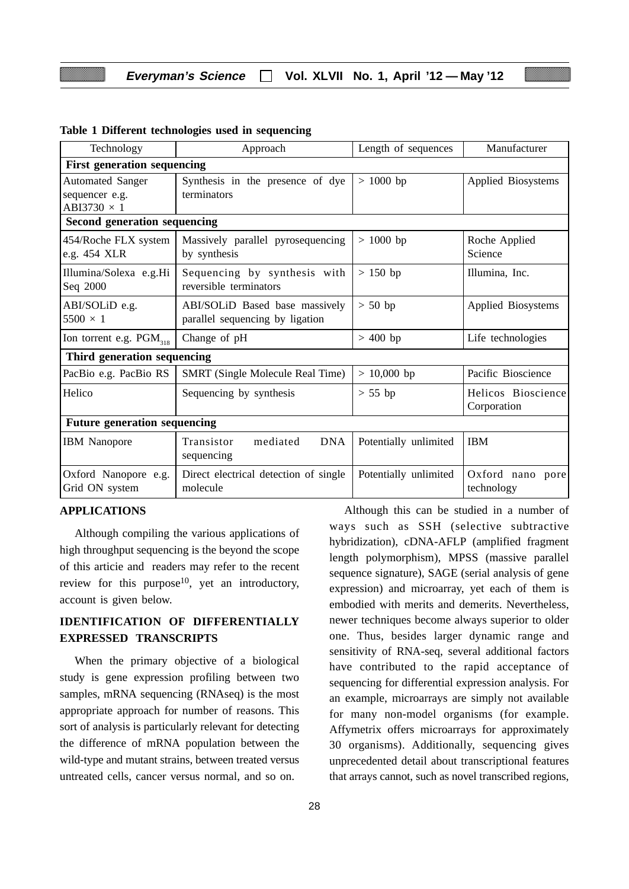**Table 1 Different technologies used in sequencing**

| Technology | Approach | Length of sequences | Manufacturer |
|---|---|---|---|
| **First generation sequencing** | | | |
| Automated Sanger sequencer e.g. ABI3730 × 1 | Synthesis in the presence of dye terminators | > 1000 bp | Applied Biosystems |
| **Second generation sequencing** | | | |
| 454/Roche FLX system e.g. 454 XLR | Massively parallel pyrosequencing by synthesis | > 1000 bp | Roche Applied Science |
| Illumina/Solexa e.g.Hi Seq 2000 | Sequencing by synthesis with reversible terminators | > 150 bp | Illumina, Inc. |
| ABI/SOLiD e.g. 5500 × 1 | ABI/SOLiD Based base massively parallel sequencing by ligation | > 50 bp | Applied Biosystems |
| Ion torrent e.g. $PGM_{318}$ | Change of pH | > 400 bp | Life technologies |
| **Third generation sequencing** | | | |
| PacBio e.g. PacBio RS | SMRT (Single Molecule Real Time) | > 10,000 bp | Pacific Bioscience |
| Helico | Sequencing by synthesis | > 55 bp | Helicos Bioscience Corporation |
| **Future generation sequencing** | | | |
| IBM Nanopore | Transistor mediated DNA sequencing | Potentially unlimited | IBM |
| Oxford Nanopore e.g. Grid ON system | Direct electrical detection of single molecule | Potentially unlimited | Oxford nano pore technology |

## APPLICATIONS

Although compiling the various applications of high throughput sequencing is the beyond the scope of this articie and readers may refer to the recent review for this purpose[10], yet an introductory, account is given below.

## IDENTIFICATION OF DIFFERENTIALLY EXPRESSED TRANSCRIPTS

When the primary objective of a biological study is gene expression profiling between two samples, mRNA sequencing (RNAseq) is the most appropriate approach for number of reasons. This sort of analysis is particularly relevant for detecting the difference of mRNA population between the wild-type and mutant strains, between treated versus untreated cells, cancer versus normal, and so on.

Although this can be studied in a number of ways such as SSH (selective subtractive hybridization), cDNA-AFLP (amplified fragment length polymorphism), MPSS (massive parallel sequence signature), SAGE (serial analysis of gene expression) and microarray, yet each of them is embodied with merits and demerits. Nevertheless, newer techniques become always superior to older one. Thus, besides larger dynamic range and sensitivity of RNA-seq, several additional factors have contributed to the rapid acceptance of sequencing for differential expression analysis. For an example, microarrays are simply not available for many non-model organisms (for example. Affymetrix offers microarrays for approximately 30 organisms). Additionally, sequencing gives unprecedented detail about transcriptional features that arrays cannot, such as novel transcribed regions,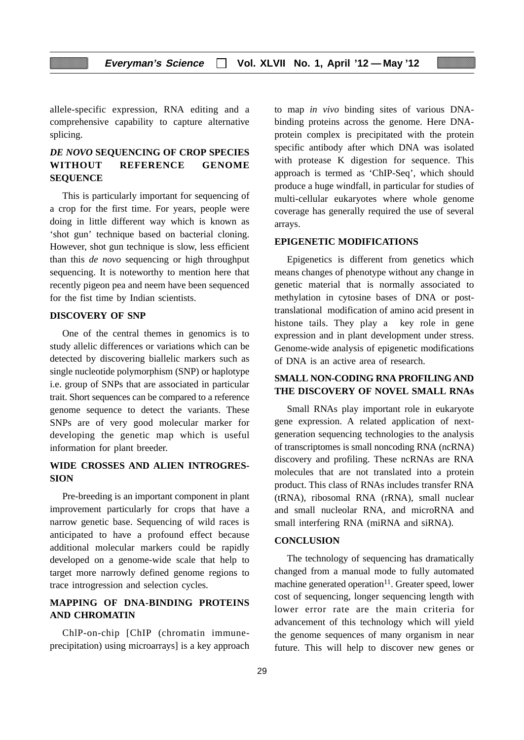allele-specific expression, RNA editing and a comprehensive capability to capture alternative splicing.

## *DE NOVO* SEQUENCING OF CROP SPECIES WITHOUT REFERENCE GENOME SEQUENCE

This is particularly important for sequencing of a crop for the first time. For years, people were doing in little different way which is known as 'shot gun' technique based on bacterial cloning. However, shot gun technique is slow, less efficient than this *de novo* sequencing or high throughput sequencing. It is noteworthy to mention here that recently pigeon pea and neem have been sequenced for the fist time by Indian scientists.

## DISCOVERY OF SNP

One of the central themes in genomics is to study allelic differences or variations which can be detected by discovering biallelic markers such as single nucleotide polymorphism (SNP) or haplotype i.e. group of SNPs that are associated in particular trait. Short sequences can be compared to a reference genome sequence to detect the variants. These SNPs are of very good molecular marker for developing the genetic map which is useful information for plant breeder.

## WIDE CROSSES AND ALIEN INTROGRESSION

Pre-breeding is an important component in plant improvement particularly for crops that have a narrow genetic base. Sequencing of wild races is anticipated to have a profound effect because additional molecular markers could be rapidly developed on a genome-wide scale that help to target more narrowly defined genome regions to trace introgression and selection cycles.

## MAPPING OF DNA-BINDING PROTEINS AND CHROMATIN

ChIP-on-chip [ChIP (chromatin immune-precipitation) using microarrays] is a key approach to map *in vivo* binding sites of various DNA-binding proteins across the genome. Here DNA-protein complex is precipitated with the protein specific antibody after which DNA was isolated with protease K digestion for sequence. This approach is termed as 'ChIP-Seq', which should produce a huge windfall, in particular for studies of multi-cellular eukaryotes where whole genome coverage has generally required the use of several arrays.

## EPIGENETIC MODIFICATIONS

Epigenetics is different from genetics which means changes of phenotype without any change in genetic material that is normally associated to methylation in cytosine bases of DNA or post-translational modification of amino acid present in histone tails. They play a key role in gene expression and in plant development under stress. Genome-wide analysis of epigenetic modifications of DNA is an active area of research.

## SMALL NON-CODING RNA PROFILING AND THE DISCOVERY OF NOVEL SMALL RNAs

Small RNAs play important role in eukaryote gene expression. A related application of next-generation sequencing technologies to the analysis of transcriptomes is small noncoding RNA (ncRNA) discovery and profiling. These ncRNAs are RNA molecules that are not translated into a protein product. This class of RNAs includes transfer RNA (tRNA), ribosomal RNA (rRNA), small nuclear and small nucleolar RNA, and microRNA and small interfering RNA (miRNA and siRNA).

## CONCLUSION

The technology of sequencing has dramatically changed from a manual mode to fully automated machine generated operation[11]. Greater speed, lower cost of sequencing, longer sequencing length with lower error rate are the main criteria for advancement of this technology which will yield the genome sequences of many organism in near future. This will help to discover new genes or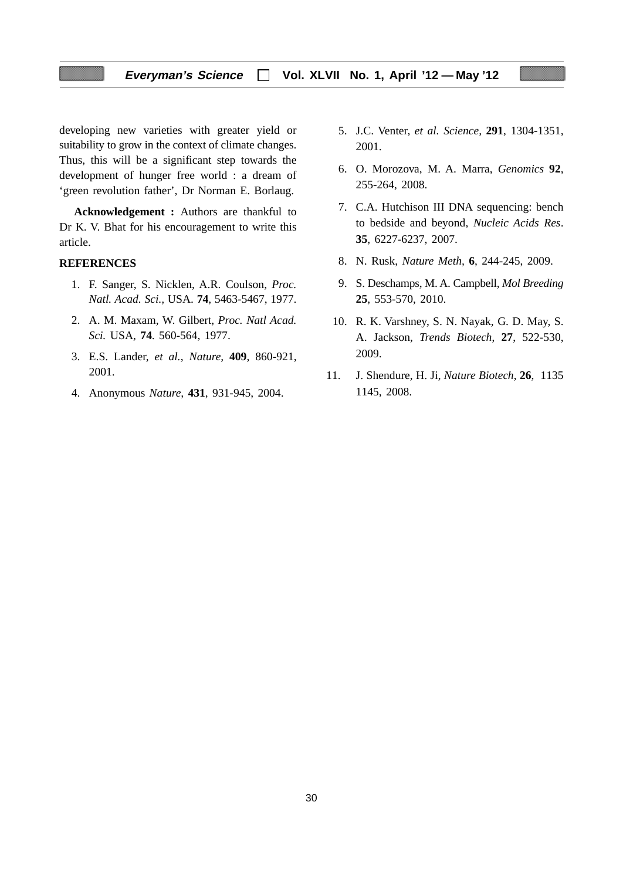developing new varieties with greater yield or suitability to grow in the context of climate changes. Thus, this will be a significant step towards the development of hunger free world : a dream of 'green revolution father', Dr Norman E. Borlaug.

**Acknowledgement :** Authors are thankful to Dr K. V. Bhat for his encouragement to write this article.

## REFERENCES

1. F. Sanger, S. Nicklen, A.R. Coulson, *Proc. Natl. Acad. Sci.,* USA. **74**, 5463-5467, 1977.
2. A. M. Maxam, W. Gilbert, *Proc. Natl Acad. Sci.* USA, **74**. 560-564, 1977.
3. E.S. Lander, *et al.*, *Nature,* **409**, 860-921, 2001.
4. Anonymous *Nature,* **431**, 931-945, 2004.
5. J.C. Venter, *et al. Science,* **291**, 1304-1351, 2001.
6. O. Morozova, M. A. Marra, *Genomics* **92**, 255-264, 2008.
7. C.A. Hutchison III DNA sequencing: bench to bedside and beyond, *Nucleic Acids Res*. **35**, 6227-6237, 2007.
8. N. Rusk, *Nature Meth*, **6**, 244-245, 2009.
9. S. Deschamps, M. A. Campbell, *Mol Breeding* **25**, 553-570, 2010.
10. R. K. Varshney, S. N. Nayak, G. D. May, S. A. Jackson, *Trends Biotech*, **27**, 522-530, 2009.
11. J. Shendure, H. Ji, *Nature Biotech*, **26**, 1135 1145, 2008.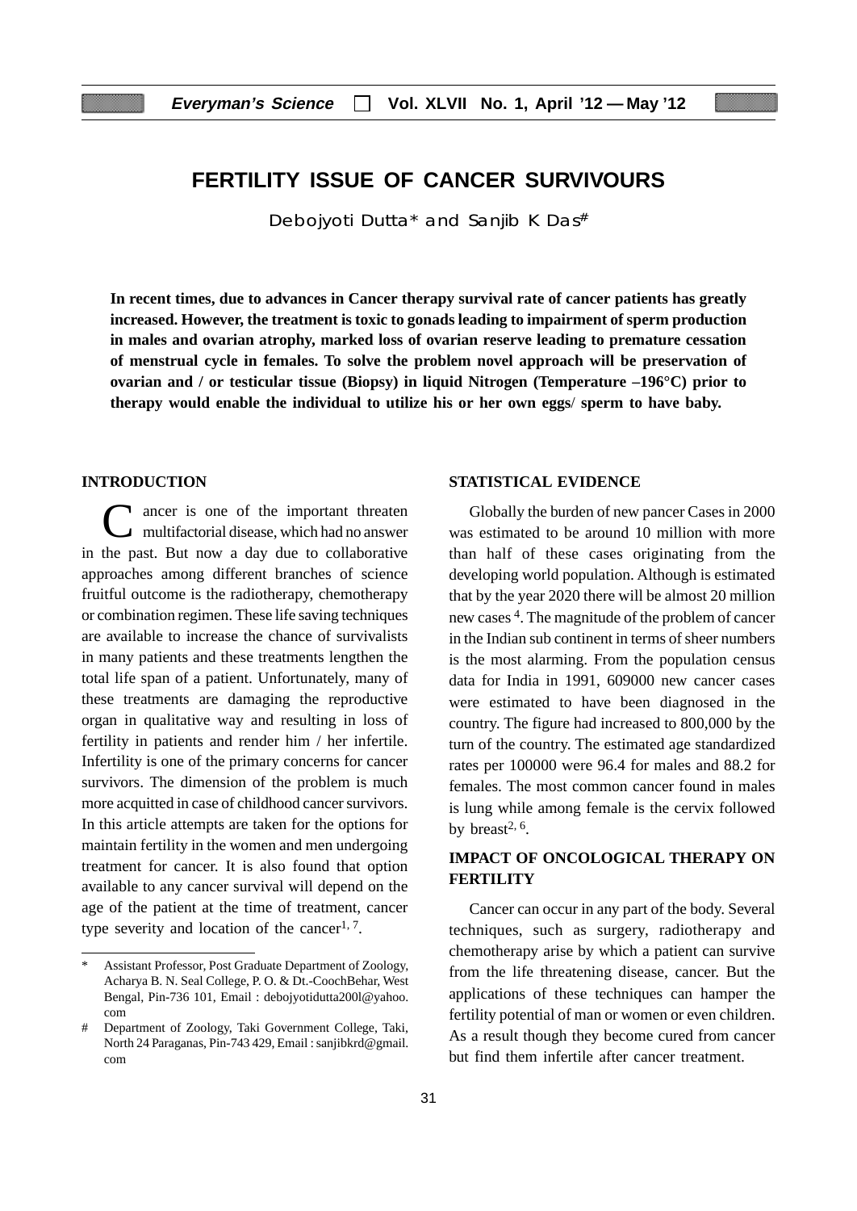# FERTILITY ISSUE OF CANCER SURVIVOURS

Debojyoti Dutta* and Sanjib K Das#

**In recent times, due to advances in Cancer therapy survival rate of cancer patients has greatly increased. However, the treatment is toxic to gonads leading to impairment of sperm production in males and ovarian atrophy, marked loss of ovarian reserve leading to premature cessation of menstrual cycle in females. To solve the problem novel approach will be preservation of ovarian and / or testicular tissue (Biopsy) in liquid Nitrogen (Temperature –196°C) prior to therapy would enable the individual to utilize his or her own eggs/ sperm to have baby.**

## INTRODUCTION

Cancer is one of the important threaten multifactorial disease, which had no answer in the past. But now a day due to collaborative approaches among different branches of science fruitful outcome is the radiotherapy, chemotherapy or combination regimen. These life saving techniques are available to increase the chance of survivalists in many patients and these treatments lengthen the total life span of a patient. Unfortunately, many of these treatments are damaging the reproductive organ in qualitative way and resulting in loss of fertility in patients and render him / her infertile. Infertility is one of the primary concerns for cancer survivors. The dimension of the problem is much more acquitted in case of childhood cancer survivors. In this article attempts are taken for the options for maintain fertility in the women and men undergoing treatment for cancer. It is also found that option available to any cancer survival will depend on the age of the patient at the time of treatment, cancer type severity and location of the cancer[1, 7].

\* Assistant Professor, Post Graduate Department of Zoology, Acharya B. N. Seal College, P. O. & Dt.-CoochBehar, West Bengal, Pin-736 101, Email : debojyotidutta200l@yahoo.com

\# Department of Zoology, Taki Government College, Taki, North 24 Paraganas, Pin-743 429, Email : sanjibkrd@gmail.com

## STATISTICAL EVIDENCE

Globally the burden of new pancer Cases in 2000 was estimated to be around 10 million with more than half of these cases originating from the developing world population. Although is estimated that by the year 2020 there will be almost 20 million new cases [4]. The magnitude of the problem of cancer in the Indian sub continent in terms of sheer numbers is the most alarming. From the population census data for India in 1991, 609000 new cancer cases were estimated to have been diagnosed in the country. The figure had increased to 800,000 by the turn of the country. The estimated age standardized rates per 100000 were 96.4 for males and 88.2 for females. The most common cancer found in males is lung while among female is the cervix followed by breast[2, 6].

## IMPACT OF ONCOLOGICAL THERAPY ON FERTILITY

Cancer can occur in any part of the body. Several techniques, such as surgery, radiotherapy and chemotherapy arise by which a patient can survive from the life threatening disease, cancer. But the applications of these techniques can hamper the fertility potential of man or women or even children. As a result though they become cured from cancer but find them infertile after cancer treatment.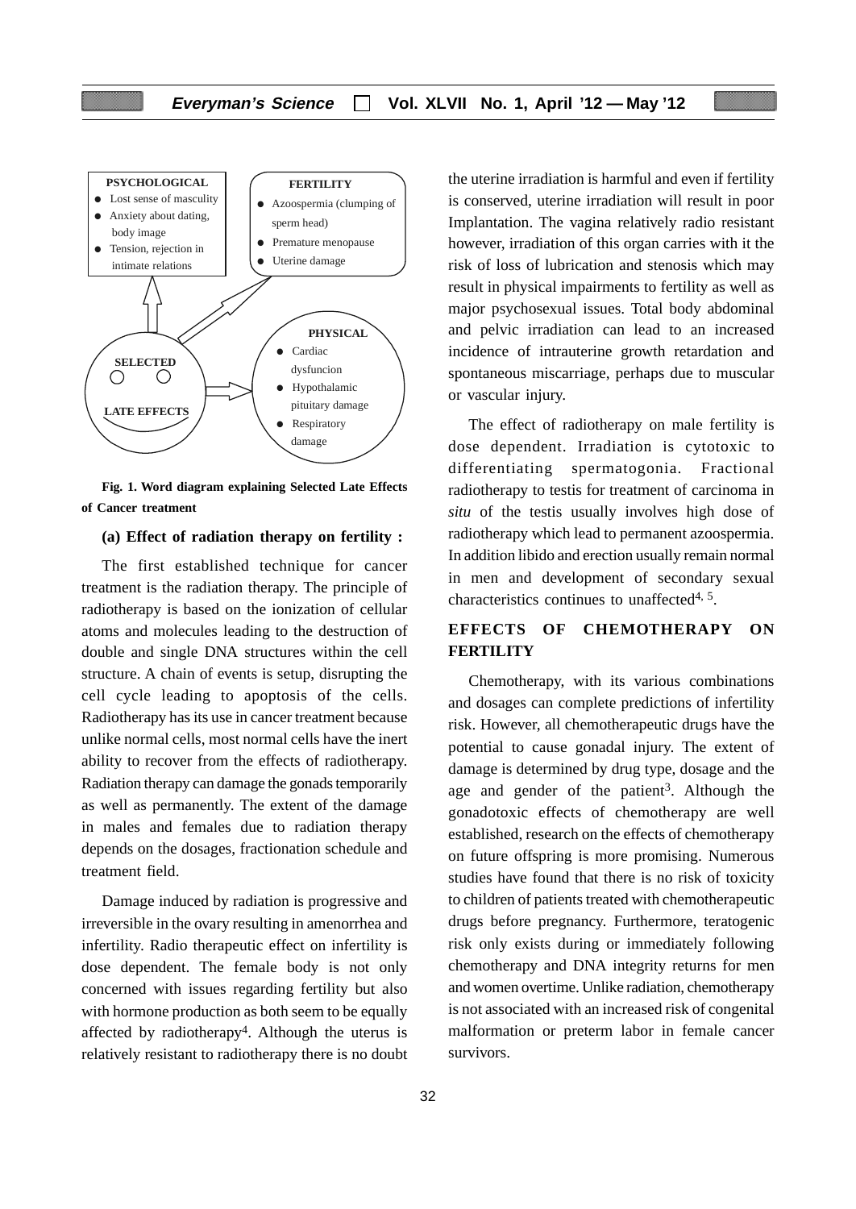**PSYCHOLOGICAL**
- Lost sense of masculity
- Anxiety about dating, body image
- Tension, rejection in intimate relations

**FERTILITY**
- Azoospermia (clumping of sperm head)
- Premature menopause
- Uterine damage

**SELECTED LATE EFFECTS**

**PHYSICAL**
- Cardiac dysfunction
- Hypothalamic pituitary damage
- Respiratory damage

**Fig. 1. Word diagram explaining Selected Late Effects of Cancer treatment**

**(a) Effect of radiation therapy on fertility :**

The first established technique for cancer treatment is the radiation therapy. The principle of radiotherapy is based on the ionization of cellular atoms and molecules leading to the destruction of double and single DNA structures within the cell structure. A chain of events is setup, disrupting the cell cycle leading to apoptosis of the cells. Radiotherapy has its use in cancer treatment because unlike normal cells, most normal cells have the inert ability to recover from the effects of radiotherapy. Radiation therapy can damage the gonads temporarily as well as permanently. The extent of the damage in males and females due to radiation therapy depends on the dosages, fractionation schedule and treatment field.

Damage induced by radiation is progressive and irreversible in the ovary resulting in amenorrhea and infertility. Radio therapeutic effect on infertility is dose dependent. The female body is not only concerned with issues regarding fertility but also with hormone production as both seem to be equally affected by radiotherapy[4]. Although the uterus is relatively resistant to radiotherapy there is no doubt the uterine irradiation is harmful and even if fertility is conserved, uterine irradiation will result in poor Implantation. The vagina relatively radio resistant however, irradiation of this organ carries with it the risk of loss of lubrication and stenosis which may result in physical impairments to fertility as well as major psychosexual issues. Total body abdominal and pelvic irradiation can lead to an increased incidence of intrauterine growth retardation and spontaneous miscarriage, perhaps due to muscular or vascular injury.

The effect of radiotherapy on male fertility is dose dependent. Irradiation is cytotoxic to differentiating spermatogonia. Fractional radiotherapy to testis for treatment of carcinoma in *situ* of the testis usually involves high dose of radiotherapy which lead to permanent azoospermia. In addition libido and erection usually remain normal in men and development of secondary sexual characteristics continues to unaffected[4, 5].

## EFFECTS OF CHEMOTHERAPY ON FERTILITY

Chemotherapy, with its various combinations and dosages can complete predictions of infertility risk. However, all chemotherapeutic drugs have the potential to cause gonadal injury. The extent of damage is determined by drug type, dosage and the age and gender of the patient[3]. Although the gonadotoxic effects of chemotherapy are well established, research on the effects of chemotherapy on future offspring is more promising. Numerous studies have found that there is no risk of toxicity to children of patients treated with chemotherapeutic drugs before pregnancy. Furthermore, teratogenic risk only exists during or immediately following chemotherapy and DNA integrity returns for men and women overtime. Unlike radiation, chemotherapy is not associated with an increased risk of congenital malformation or preterm labor in female cancer survivors.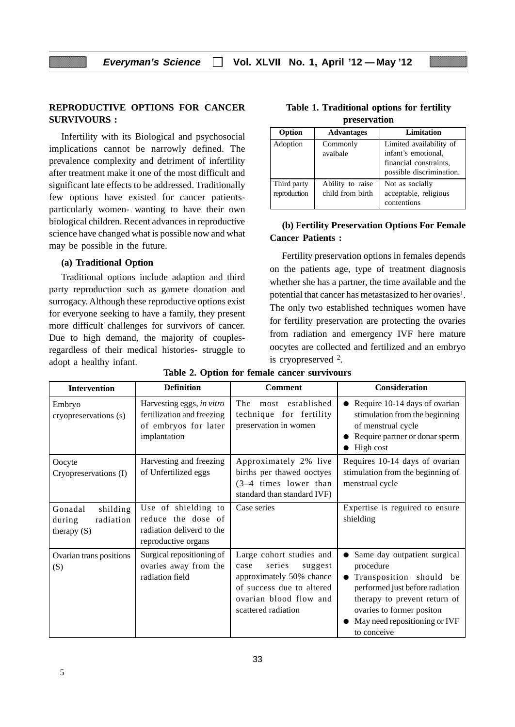## REPRODUCTIVE OPTIONS FOR CANCER SURVIVOURS :

Infertility with its Biological and psychosocial implications cannot be narrowly defined. The prevalence complexity and detriment of infertility after treatment make it one of the most difficult and significant late effects to be addressed. Traditionally few options have existed for cancer patients- particularly women- wanting to have their own biological children. Recent advances in reproductive science have changed what is possible now and what may be possible in the future.

### (a) Traditional Option

Traditional options include adaption and third party reproduction such as gamete donation and surrogacy. Although these reproductive options exist for everyone seeking to have a family, they present more difficult challenges for survivors of cancer. Due to high demand, the majority of couples- regardless of their medical histories- struggle to adopt a healthy infant.

**Table 1. Traditional options for fertility preservation**

| Option | Advantages | Limitation |
|---|---|---|
| Adoption | Commonly avaibale | Limited availability of infant's emotional, financial constraints, possible discrimination. |
| Third party reproduction | Ability to raise child from birth | Not as socially acceptable, religious contentions |

### (b) Fertility Preservation Options For Female Cancer Patients :

Fertility preservation options in females depends on the patients age, type of treatment diagnosis whether she has a partner, the time available and the potential that cancer has metastasized to her ovaries[1]. The only two established techniques women have for fertility preservation are protecting the ovaries from radiation and emergency IVF here mature oocytes are collected and fertilized and an embryo is cryopreserved [2].

**Table 2. Option for female cancer survivours**

| Intervention | Definition | Comment | Consideration |
|---|---|---|---|
| Embryo cryopreservations (s) | Harvesting eggs, *in vitro* fertilization and freezing of embryos for later implantation | The most established technique for fertility preservation in women | • Require 10-14 days of ovarian stimulation from the beginning of menstrual cycle<br>• Require partner or donar sperm<br>• High cost |
| Oocyte Cryopreservations (I) | Harvesting and freezing of Unfertilized eggs | Approximately 2% live births per thawed ooctyes (3–4 times lower than standard than standard IVF) | Requires 10-14 days of ovarian stimulation from the beginning of menstrual cycle |
| Gonadal shilding during radiation therapy (S) | Use of shielding to reduce the dose of radiation deliverd to the reproductive organs | Case series | Expertise is reguired to ensure shielding |
| Ovarian trans positions (S) | Surgical repositioning of ovaries away from the radiation field | Large cohort studies and case series suggest approximately 50% chance of success due to altered ovarian blood flow and scattered radiation | • Same day outpatient surgical procedure<br>• Transposition should be performed just before radiation therapy to prevent return of ovaries to former positon<br>• May need repositioning or IVF to conceive |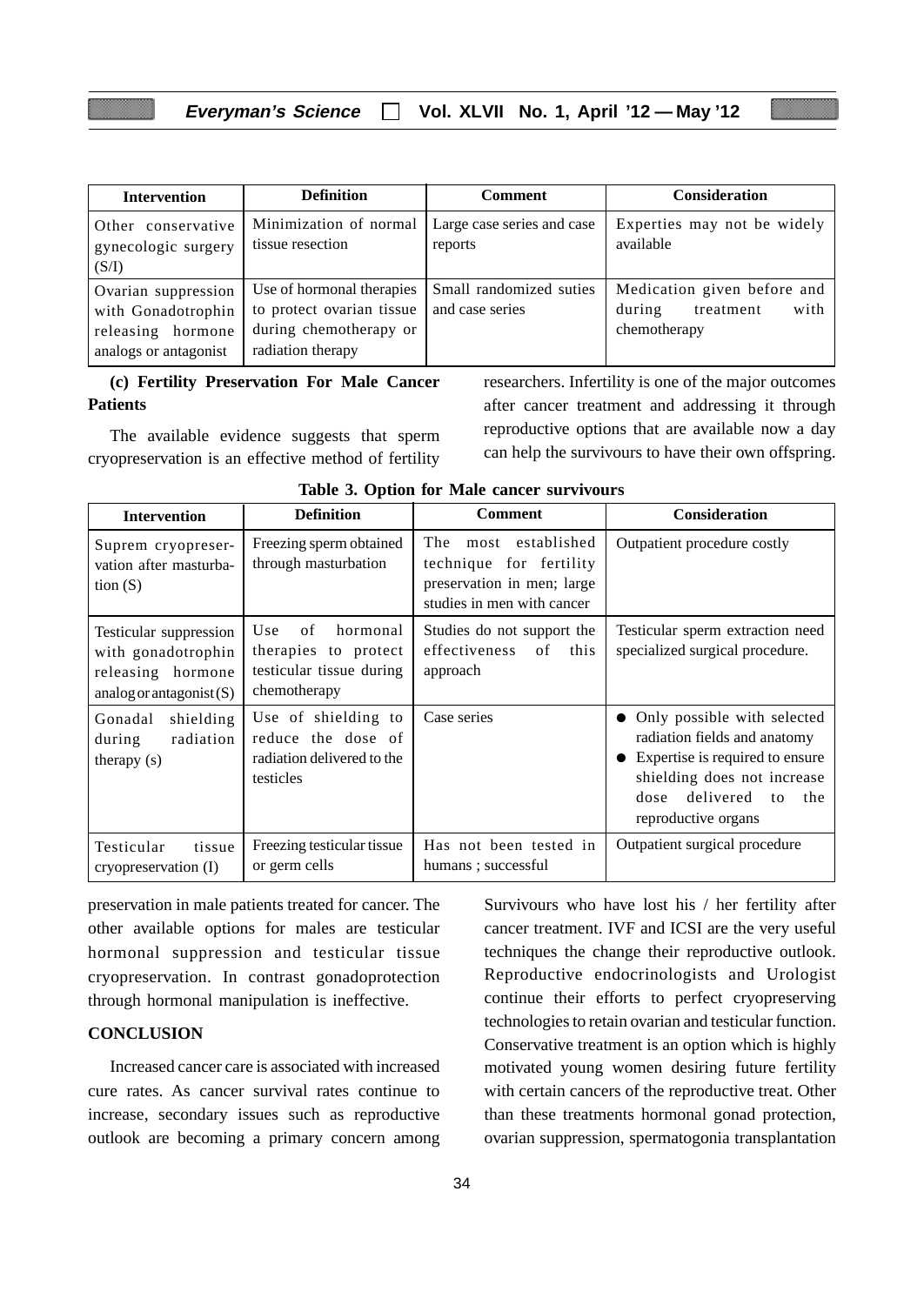| Intervention | Definition | Comment | Consideration |
|---|---|---|---|
| Other conservative gynecologic surgery (S/I) | Minimization of normal tissue resection | Large case series and case reports | Experties may not be widely available |
| Ovarian suppression with Gonadotrophin releasing hormone analogs or antagonist | Use of hormonal therapies to protect ovarian tissue during chemotherapy or radiation therapy | Small randomized suties and case series | Medication given before and during treatment with chemotherapy |

**(c) Fertility Preservation For Male Cancer Patients**

The available evidence suggests that sperm cryopreservation is an effective method of fertility preservation in male patients treated for cancer. The other available options for males are testicular hormonal suppression and testicular tissue cryopreservation. In contrast gonadoprotection through hormonal manipulation is ineffective.

**Table 3. Option for Male cancer survivours**

| Intervention | Definition | Comment | Consideration |
|---|---|---|---|
| Suprem cryopreservation after masturbation (S) | Freezing sperm obtained through masturbation | The most established technique for fertility preservation in men; large studies in men with cancer | Outpatient procedure costly |
| Testicular suppression with gonadotrophin releasing hormone analog or antagonist (S) | Use of hormonal therapies to protect testicular tissue during chemotherapy | Studies do not support the effectiveness of this approach | Testicular sperm extraction need specialized surgical procedure. |
| Gonadal shielding during radiation therapy (s) | Use of shielding to reduce the dose of radiation delivered to the testicles | Case series | • Only possible with selected radiation fields and anatomy<br>• Expertise is required to ensure shielding does not increase dose delivered to the reproductive organs |
| Testicular tissue cryopreservation (I) | Freezing testicular tissue or germ cells | Has not been tested in humans ; successful | Outpatient surgical procedure |

## CONCLUSION

Increased cancer care is associated with increased cure rates. As cancer survival rates continue to increase, secondary issues such as reproductive outlook are becoming a primary concern among researchers. Infertility is one of the major outcomes after cancer treatment and addressing it through reproductive options that are available now a day can help the survivours to have their own offspring.

Survivours who have lost his / her fertility after cancer treatment. IVF and ICSI are the very useful techniques the change their reproductive outlook. Reproductive endocrinologists and Urologist continue their efforts to perfect cryopreserving technologies to retain ovarian and testicular function. Conservative treatment is an option which is highly motivated young women desiring future fertility with certain cancers of the reproductive treat. Other than these treatments hormonal gonad protection, ovarian suppression, spermatogonia transplantation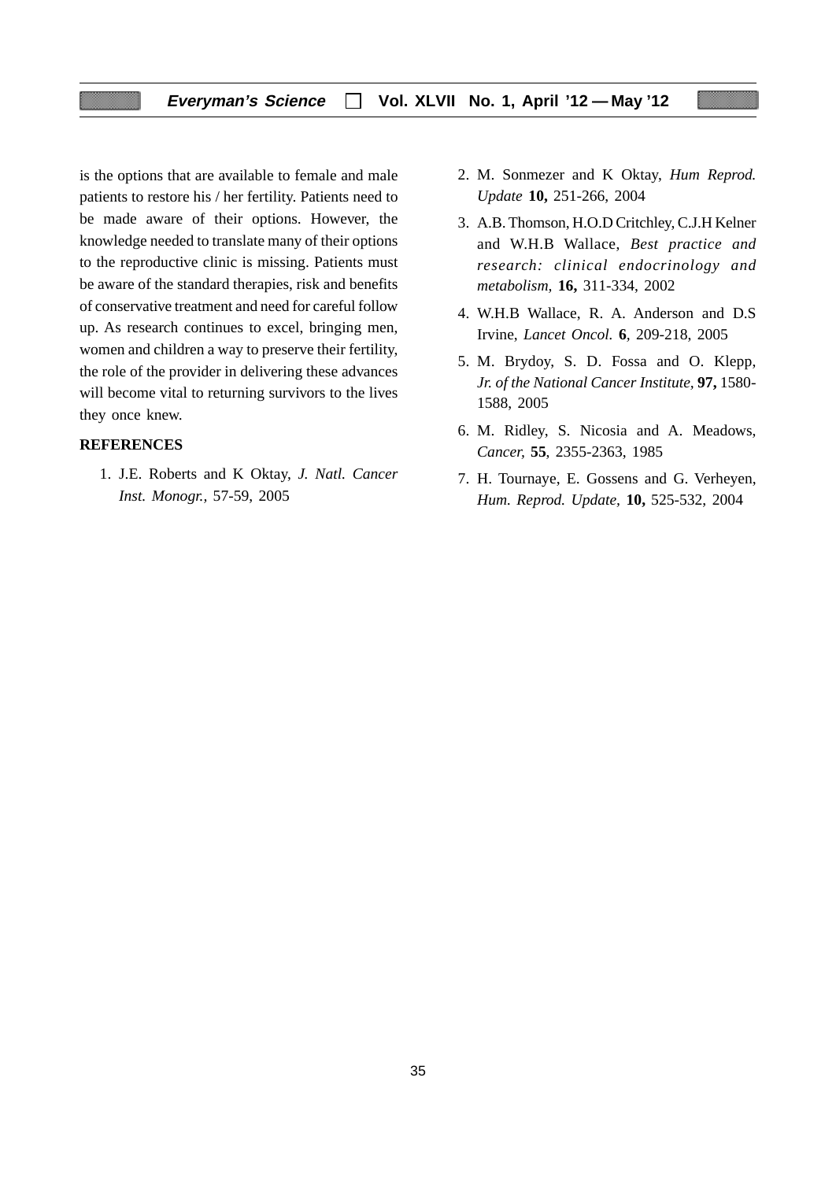is the options that are available to female and male patients to restore his / her fertility. Patients need to be made aware of their options. However, the knowledge needed to translate many of their options to the reproductive clinic is missing. Patients must be aware of the standard therapies, risk and benefits of conservative treatment and need for careful follow up. As research continues to excel, bringing men, women and children a way to preserve their fertility, the role of the provider in delivering these advances will become vital to returning survivors to the lives they once knew.

## REFERENCES

1. J.E. Roberts and K Oktay, *J. Natl. Cancer Inst. Monogr.,* 57-59, 2005
2. M. Sonmezer and K Oktay, *Hum Reprod. Update* **10,** 251-266, 2004
3. A.B. Thomson, H.O.D Critchley, C.J.H Kelner and W.H.B Wallace, *Best practice and research: clinical endocrinology and metabolism,* **16,** 311-334, 2002
4. W.H.B Wallace, R. A. Anderson and D.S Irvine, *Lancet Oncol.* **6**, 209-218, 2005
5. M. Brydoy, S. D. Fossa and O. Klepp, *Jr. of the National Cancer Institute,* **97,** 1580-1588, 2005
6. M. Ridley, S. Nicosia and A. Meadows, *Cancer,* **55**, 2355-2363, 1985
7. H. Tournaye, E. Gossens and G. Verheyen, *Hum. Reprod. Update,* **10,** 525-532, 2004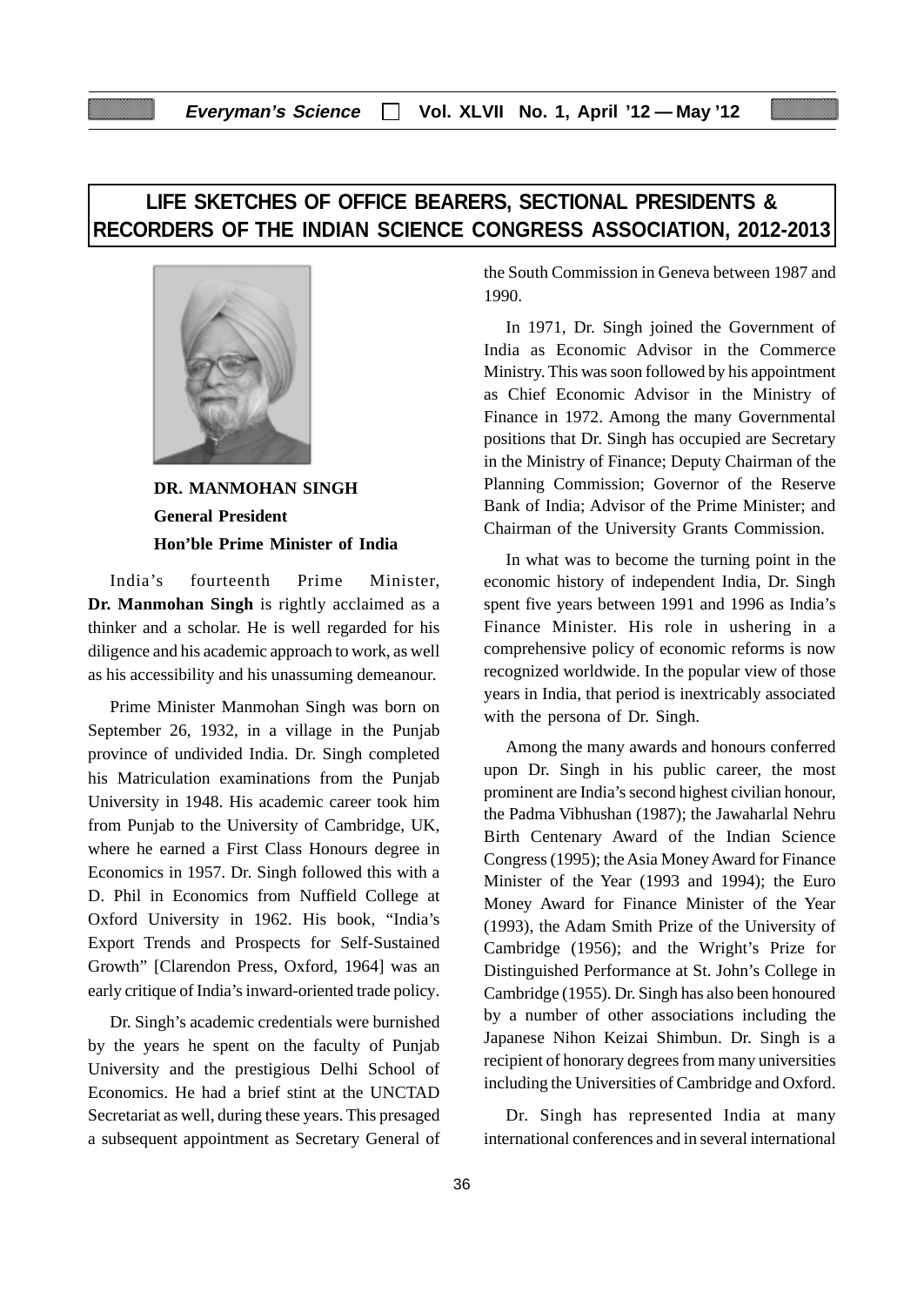# LIFE SKETCHES OF OFFICE BEARERS, SECTIONAL PRESIDENTS & RECORDERS OF THE INDIAN SCIENCE CONGRESS ASSOCIATION, 2012-2013

**DR. MANMOHAN SINGH**
**General President**
**Hon'ble Prime Minister of India**

India's fourteenth Prime Minister, **Dr. Manmohan Singh** is rightly acclaimed as a thinker and a scholar. He is well regarded for his diligence and his academic approach to work, as well as his accessibility and his unassuming demeanour.

Prime Minister Manmohan Singh was born on September 26, 1932, in a village in the Punjab province of undivided India. Dr. Singh completed his Matriculation examinations from the Punjab University in 1948. His academic career took him from Punjab to the University of Cambridge, UK, where he earned a First Class Honours degree in Economics in 1957. Dr. Singh followed this with a D. Phil in Economics from Nuffield College at Oxford University in 1962. His book, "India's Export Trends and Prospects for Self-Sustained Growth" [Clarendon Press, Oxford, 1964] was an early critique of India's inward-oriented trade policy.

Dr. Singh's academic credentials were burnished by the years he spent on the faculty of Punjab University and the prestigious Delhi School of Economics. He had a brief stint at the UNCTAD Secretariat as well, during these years. This presaged a subsequent appointment as Secretary General of the South Commission in Geneva between 1987 and 1990.

In 1971, Dr. Singh joined the Government of India as Economic Advisor in the Commerce Ministry. This was soon followed by his appointment as Chief Economic Advisor in the Ministry of Finance in 1972. Among the many Governmental positions that Dr. Singh has occupied are Secretary in the Ministry of Finance; Deputy Chairman of the Planning Commission; Governor of the Reserve Bank of India; Advisor of the Prime Minister; and Chairman of the University Grants Commission.

In what was to become the turning point in the economic history of independent India, Dr. Singh spent five years between 1991 and 1996 as India's Finance Minister. His role in ushering in a comprehensive policy of economic reforms is now recognized worldwide. In the popular view of those years in India, that period is inextricably associated with the persona of Dr. Singh.

Among the many awards and honours conferred upon Dr. Singh in his public career, the most prominent are India's second highest civilian honour, the Padma Vibhushan (1987); the Jawaharlal Nehru Birth Centenary Award of the Indian Science Congress (1995); the Asia Money Award for Finance Minister of the Year (1993 and 1994); the Euro Money Award for Finance Minister of the Year (1993), the Adam Smith Prize of the University of Cambridge (1956); and the Wright's Prize for Distinguished Performance at St. John's College in Cambridge (1955). Dr. Singh has also been honoured by a number of other associations including the Japanese Nihon Keizai Shimbun. Dr. Singh is a recipient of honorary degrees from many universities including the Universities of Cambridge and Oxford.

Dr. Singh has represented India at many international conferences and in several international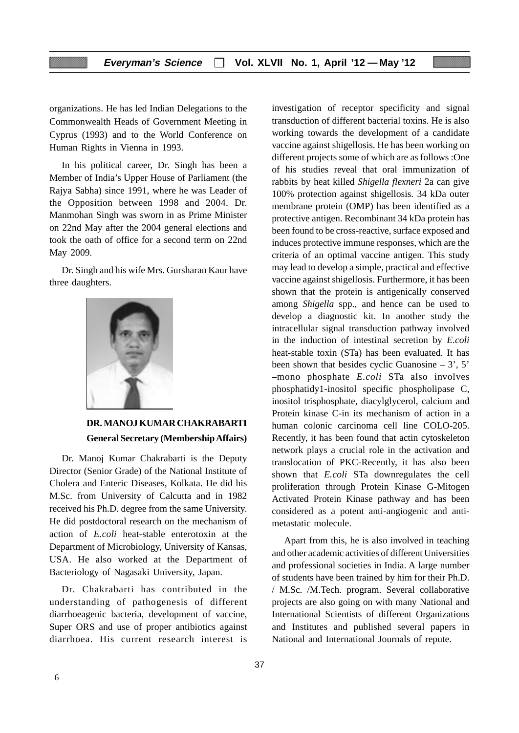organizations. He has led Indian Delegations to the Commonwealth Heads of Government Meeting in Cyprus (1993) and to the World Conference on Human Rights in Vienna in 1993.

In his political career, Dr. Singh has been a Member of India's Upper House of Parliament (the Rajya Sabha) since 1991, where he was Leader of the Opposition between 1998 and 2004. Dr. Manmohan Singh was sworn in as Prime Minister on 22nd May after the 2004 general elections and took the oath of office for a second term on 22nd May 2009.

Dr. Singh and his wife Mrs. Gursharan Kaur have three daughters.

**DR. MANOJ KUMAR CHAKRABARTI**
**General Secretary (Membership Affairs)**

Dr. Manoj Kumar Chakrabarti is the Deputy Director (Senior Grade) of the National Institute of Cholera and Enteric Diseases, Kolkata. He did his M.Sc. from University of Calcutta and in 1982 received his Ph.D. degree from the same University. He did postdoctoral research on the mechanism of action of *E.coli* heat-stable enterotoxin at the Department of Microbiology, University of Kansas, USA. He also worked at the Department of Bacteriology of Nagasaki University, Japan.

Dr. Chakrabarti has contributed in the understanding of pathogenesis of different diarrhoeagenic bacteria, development of vaccine, Super ORS and use of proper antibiotics against diarrhoea. His current research interest is investigation of receptor specificity and signal transduction of different bacterial toxins. He is also working towards the development of a candidate vaccine against shigellosis. He has been working on different projects some of which are as follows :One of his studies reveal that oral immunization of rabbits by heat killed *Shigella flexneri* 2a can give 100% protection against shigellosis. 34 kDa outer membrane protein (OMP) has been identified as a protective antigen. Recombinant 34 kDa protein has been found to be cross-reactive, surface exposed and induces protective immune responses, which are the criteria of an optimal vaccine antigen. This study may lead to develop a simple, practical and effective vaccine against shigellosis. Furthermore, it has been shown that the protein is antigenically conserved among *Shigella* spp., and hence can be used to develop a diagnostic kit. In another study the intracellular signal transduction pathway involved in the induction of intestinal secretion by *E.coli* heat-stable toxin (STa) has been evaluated. It has been shown that besides cyclic Guanosine – 3', 5' –mono phosphate *E.coli* STa also involves phosphatidy1-inositol specific phospholipase C, inositol trisphosphate, diacylglycerol, calcium and Protein kinase C-in its mechanism of action in a human colonic carcinoma cell line COLO-205. Recently, it has been found that actin cytoskeleton network plays a crucial role in the activation and translocation of PKC-Recently, it has also been shown that *E.coli* STa downregulates the cell proliferation through Protein Kinase G-Mitogen Activated Protein Kinase pathway and has been considered as a potent anti-angiogenic and anti-metastatic molecule.

Apart from this, he is also involved in teaching and other academic activities of different Universities and professional societies in India. A large number of students have been trained by him for their Ph.D. / M.Sc. /M.Tech. program. Several collaborative projects are also going on with many National and International Scientists of different Organizations and Institutes and published several papers in National and International Journals of repute.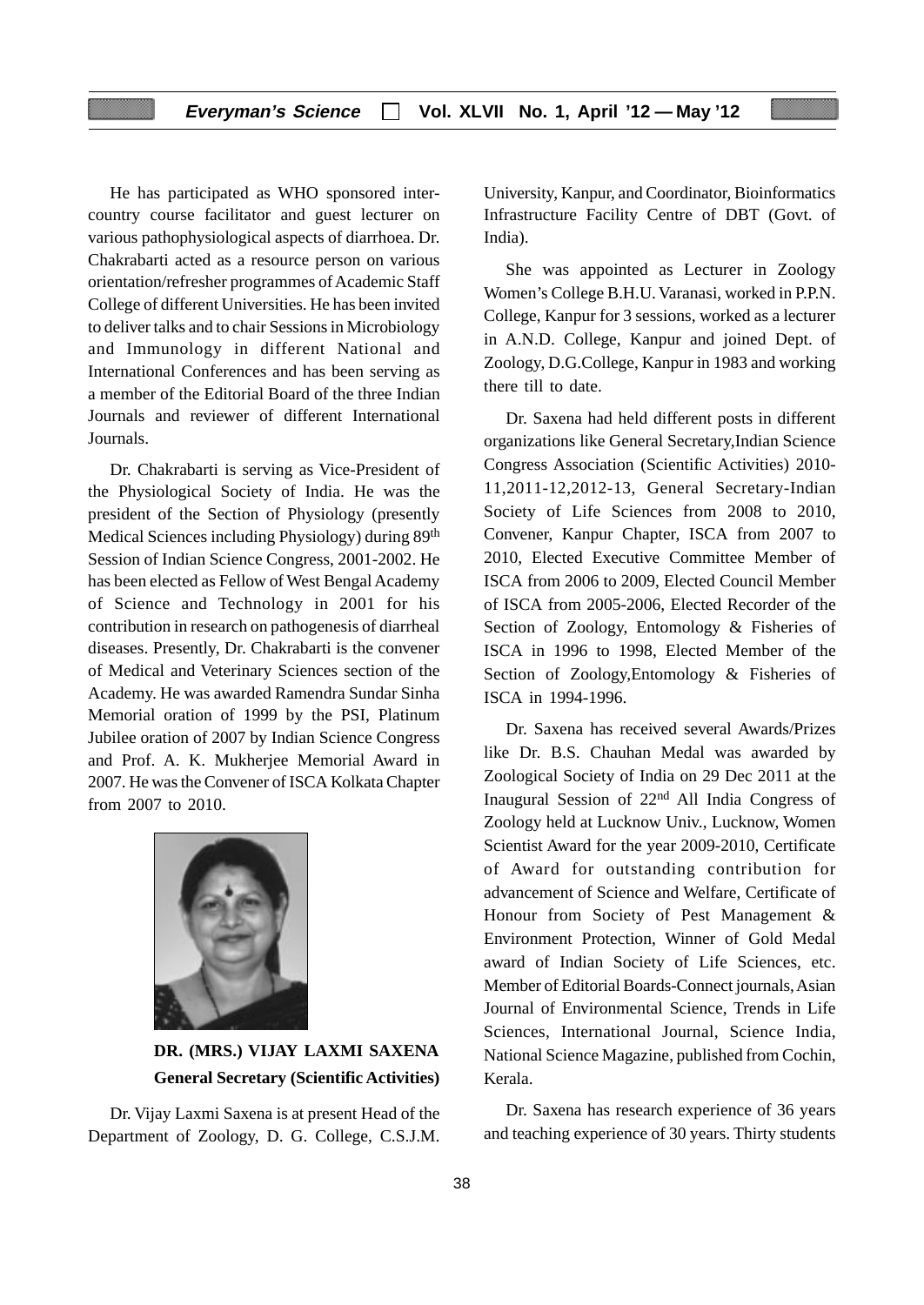He has participated as WHO sponsored inter-country course facilitator and guest lecturer on various pathophysiological aspects of diarrhoea. Dr. Chakrabarti acted as a resource person on various orientation/refresher programmes of Academic Staff College of different Universities. He has been invited to deliver talks and to chair Sessions in Microbiology and Immunology in different National and International Conferences and has been serving as a member of the Editorial Board of the three Indian Journals and reviewer of different International Journals.

Dr. Chakrabarti is serving as Vice-President of the Physiological Society of India. He was the president of the Section of Physiology (presently Medical Sciences including Physiology) during 89th Session of Indian Science Congress, 2001-2002. He has been elected as Fellow of West Bengal Academy of Science and Technology in 2001 for his contribution in research on pathogenesis of diarrheal diseases. Presently, Dr. Chakrabarti is the convener of Medical and Veterinary Sciences section of the Academy. He was awarded Ramendra Sundar Sinha Memorial oration of 1999 by the PSI, Platinum Jubilee oration of 2007 by Indian Science Congress and Prof. A. K. Mukherjee Memorial Award in 2007. He was the Convener of ISCA Kolkata Chapter from 2007 to 2010.

**DR. (MRS.) VIJAY LAXMI SAXENA**
**General Secretary (Scientific Activities)**

Dr. Vijay Laxmi Saxena is at present Head of the Department of Zoology, D. G. College, C.S.J.M. University, Kanpur, and Coordinator, Bioinformatics Infrastructure Facility Centre of DBT (Govt. of India).

She was appointed as Lecturer in Zoology Women's College B.H.U. Varanasi, worked in P.P.N. College, Kanpur for 3 sessions, worked as a lecturer in A.N.D. College, Kanpur and joined Dept. of Zoology, D.G.College, Kanpur in 1983 and working there till to date.

Dr. Saxena had held different posts in different organizations like General Secretary,Indian Science Congress Association (Scientific Activities) 2010-11,2011-12,2012-13, General Secretary-Indian Society of Life Sciences from 2008 to 2010, Convener, Kanpur Chapter, ISCA from 2007 to 2010, Elected Executive Committee Member of ISCA from 2006 to 2009, Elected Council Member of ISCA from 2005-2006, Elected Recorder of the Section of Zoology, Entomology & Fisheries of ISCA in 1996 to 1998, Elected Member of the Section of Zoology,Entomology & Fisheries of ISCA in 1994-1996.

Dr. Saxena has received several Awards/Prizes like Dr. B.S. Chauhan Medal was awarded by Zoological Society of India on 29 Dec 2011 at the Inaugural Session of 22nd All India Congress of Zoology held at Lucknow Univ., Lucknow, Women Scientist Award for the year 2009-2010, Certificate of Award for outstanding contribution for advancement of Science and Welfare, Certificate of Honour from Society of Pest Management & Environment Protection, Winner of Gold Medal award of Indian Society of Life Sciences, etc. Member of Editorial Boards-Connect journals, Asian Journal of Environmental Science, Trends in Life Sciences, International Journal, Science India, National Science Magazine, published from Cochin, Kerala.

Dr. Saxena has research experience of 36 years and teaching experience of 30 years. Thirty students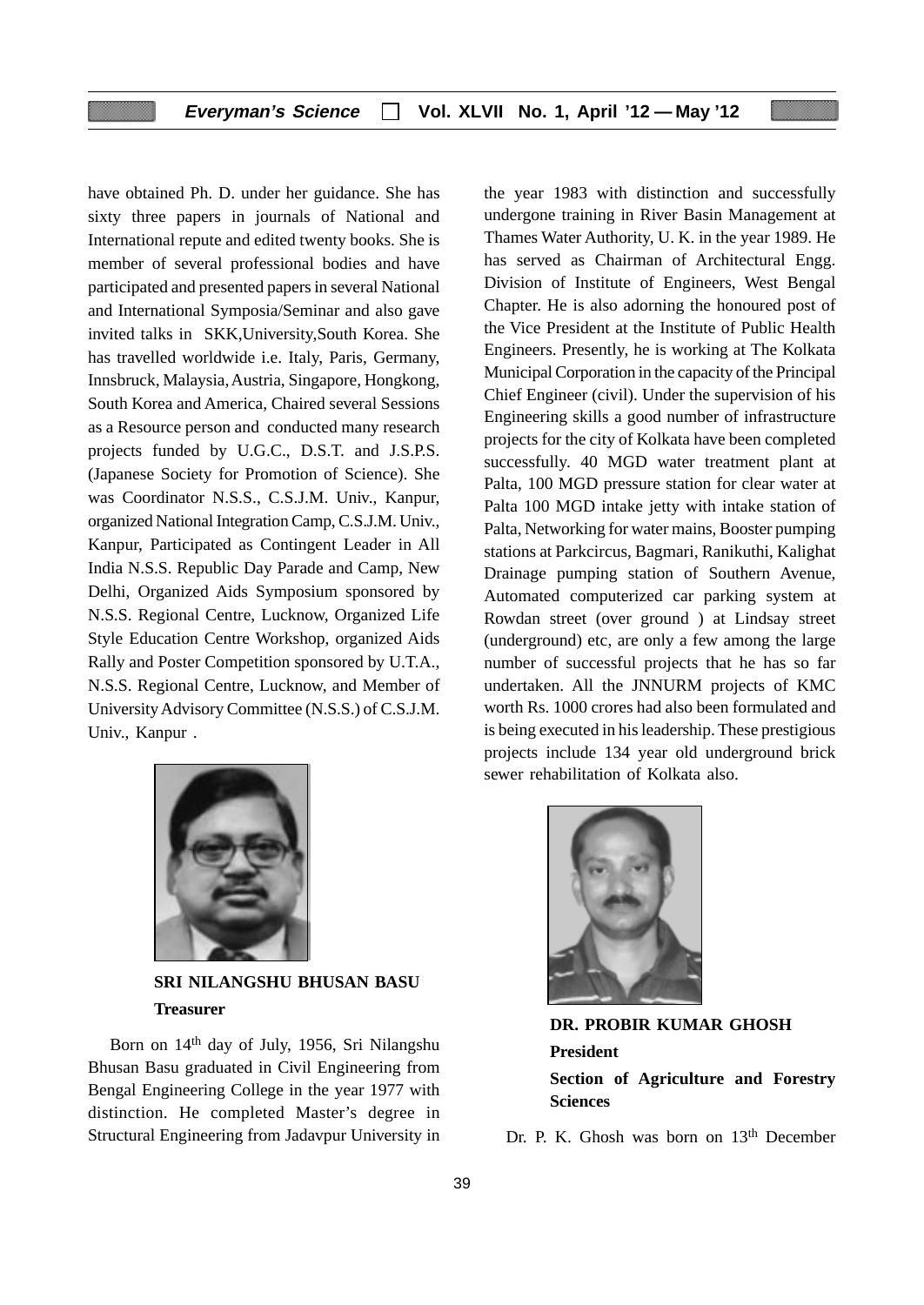have obtained Ph. D. under her guidance. She has sixty three papers in journals of National and International repute and edited twenty books. She is member of several professional bodies and have participated and presented papers in several National and International Symposia/Seminar and also gave invited talks in SKK,University,South Korea. She has travelled worldwide i.e. Italy, Paris, Germany, Innsbruck, Malaysia, Austria, Singapore, Hongkong, South Korea and America, Chaired several Sessions as a Resource person and conducted many research projects funded by U.G.C., D.S.T. and J.S.P.S. (Japanese Society for Promotion of Science). She was Coordinator N.S.S., C.S.J.M. Univ., Kanpur, organized National Integration Camp, C.S.J.M. Univ., Kanpur, Participated as Contingent Leader in All India N.S.S. Republic Day Parade and Camp, New Delhi, Organized Aids Symposium sponsored by N.S.S. Regional Centre, Lucknow, Organized Life Style Education Centre Workshop, organized Aids Rally and Poster Competition sponsored by U.T.A., N.S.S. Regional Centre, Lucknow, and Member of University Advisory Committee (N.S.S.) of C.S.J.M. Univ., Kanpur .

**SRI NILANGSHU BHUSAN BASU**

**Treasurer**

Born on 14th day of July, 1956, Sri Nilangshu Bhusan Basu graduated in Civil Engineering from Bengal Engineering College in the year 1977 with distinction. He completed Master's degree in Structural Engineering from Jadavpur University in the year 1983 with distinction and successfully undergone training in River Basin Management at Thames Water Authority, U. K. in the year 1989. He has served as Chairman of Architectural Engg. Division of Institute of Engineers, West Bengal Chapter. He is also adorning the honoured post of the Vice President at the Institute of Public Health Engineers. Presently, he is working at The Kolkata Municipal Corporation in the capacity of the Principal Chief Engineer (civil). Under the supervision of his Engineering skills a good number of infrastructure projects for the city of Kolkata have been completed successfully. 40 MGD water treatment plant at Palta, 100 MGD pressure station for clear water at Palta 100 MGD intake jetty with intake station of Palta, Networking for water mains, Booster pumping stations at Parkcircus, Bagmari, Ranikuthi, Kalighat Drainage pumping station of Southern Avenue, Automated computerized car parking system at Rowdan street (over ground ) at Lindsay street (underground) etc, are only a few among the large number of successful projects that he has so far undertaken. All the JNNURM projects of KMC worth Rs. 1000 crores had also been formulated and is being executed in his leadership. These prestigious projects include 134 year old underground brick sewer rehabilitation of Kolkata also.

**DR. PROBIR KUMAR GHOSH**

**President**

**Section of Agriculture and Forestry Sciences**

Dr. P. K. Ghosh was born on 13th December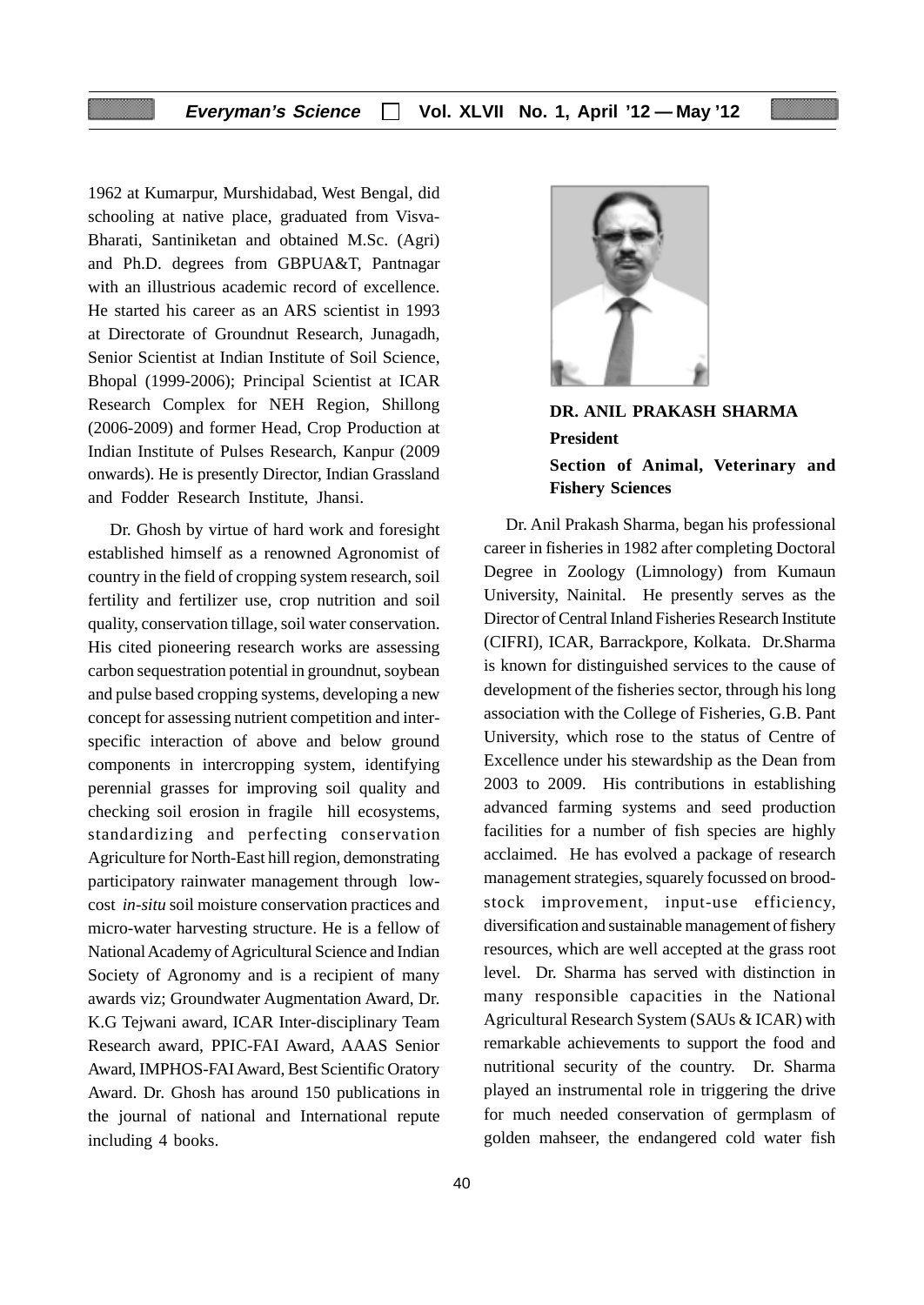1962 at Kumarpur, Murshidabad, West Bengal, did schooling at native place, graduated from Visva-Bharati, Santiniketan and obtained M.Sc. (Agri) and Ph.D. degrees from GBPUA&T, Pantnagar with an illustrious academic record of excellence. He started his career as an ARS scientist in 1993 at Directorate of Groundnut Research, Junagadh, Senior Scientist at Indian Institute of Soil Science, Bhopal (1999-2006); Principal Scientist at ICAR Research Complex for NEH Region, Shillong (2006-2009) and former Head, Crop Production at Indian Institute of Pulses Research, Kanpur (2009 onwards). He is presently Director, Indian Grassland and Fodder Research Institute, Jhansi.

Dr. Ghosh by virtue of hard work and foresight established himself as a renowned Agronomist of country in the field of cropping system research, soil fertility and fertilizer use, crop nutrition and soil quality, conservation tillage, soil water conservation. His cited pioneering research works are assessing carbon sequestration potential in groundnut, soybean and pulse based cropping systems, developing a new concept for assessing nutrient competition and inter-specific interaction of above and below ground components in intercropping system, identifying perennial grasses for improving soil quality and checking soil erosion in fragile hill ecosystems, standardizing and perfecting conservation Agriculture for North-East hill region, demonstrating participatory rainwater management through low-cost *in-situ* soil moisture conservation practices and micro-water harvesting structure. He is a fellow of National Academy of Agricultural Science and Indian Society of Agronomy and is a recipient of many awards viz; Groundwater Augmentation Award, Dr. K.G Tejwani award, ICAR Inter-disciplinary Team Research award, PPIC-FAI Award, AAAS Senior Award, IMPHOS-FAI Award, Best Scientific Oratory Award. Dr. Ghosh has around 150 publications in the journal of national and International repute including 4 books.

**DR. ANIL PRAKASH SHARMA**
**President**
**Section of Animal, Veterinary and Fishery Sciences**

Dr. Anil Prakash Sharma, began his professional career in fisheries in 1982 after completing Doctoral Degree in Zoology (Limnology) from Kumaun University, Nainital. He presently serves as the Director of Central Inland Fisheries Research Institute (CIFRI), ICAR, Barrackpore, Kolkata. Dr.Sharma is known for distinguished services to the cause of development of the fisheries sector, through his long association with the College of Fisheries, G.B. Pant University, which rose to the status of Centre of Excellence under his stewardship as the Dean from 2003 to 2009. His contributions in establishing advanced farming systems and seed production facilities for a number of fish species are highly acclaimed. He has evolved a package of research management strategies, squarely focussed on brood-stock improvement, input-use efficiency, diversification and sustainable management of fishery resources, which are well accepted at the grass root level. Dr. Sharma has served with distinction in many responsible capacities in the National Agricultural Research System (SAUs & ICAR) with remarkable achievements to support the food and nutritional security of the country. Dr. Sharma played an instrumental role in triggering the drive for much needed conservation of germplasm of golden mahseer, the endangered cold water fish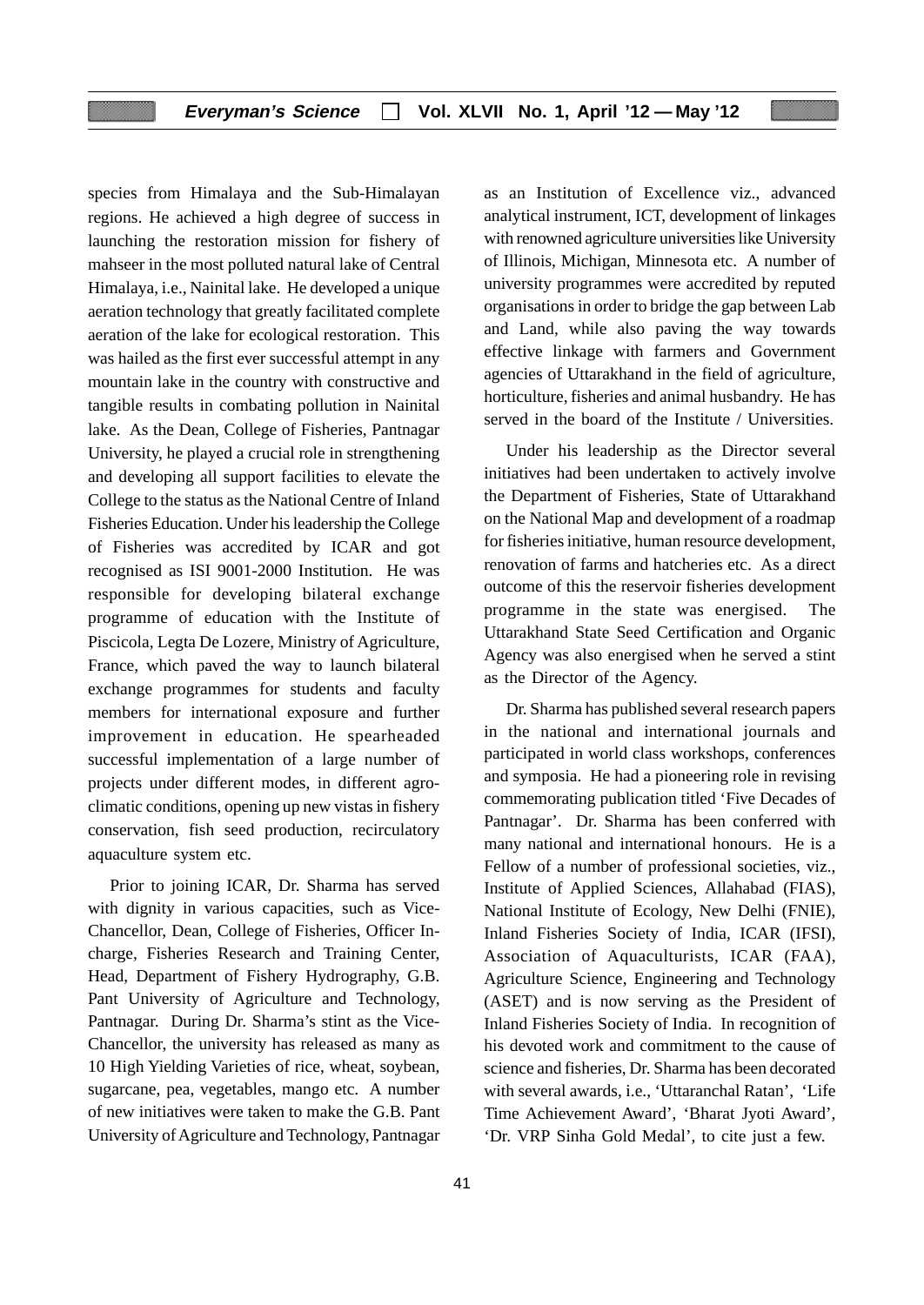species from Himalaya and the Sub-Himalayan regions. He achieved a high degree of success in launching the restoration mission for fishery of mahseer in the most polluted natural lake of Central Himalaya, i.e., Nainital lake. He developed a unique aeration technology that greatly facilitated complete aeration of the lake for ecological restoration. This was hailed as the first ever successful attempt in any mountain lake in the country with constructive and tangible results in combating pollution in Nainital lake. As the Dean, College of Fisheries, Pantnagar University, he played a crucial role in strengthening and developing all support facilities to elevate the College to the status as the National Centre of Inland Fisheries Education. Under his leadership the College of Fisheries was accredited by ICAR and got recognised as ISI 9001-2000 Institution. He was responsible for developing bilateral exchange programme of education with the Institute of Piscicola, Legta De Lozere, Ministry of Agriculture, France, which paved the way to launch bilateral exchange programmes for students and faculty members for international exposure and further improvement in education. He spearheaded successful implementation of a large number of projects under different modes, in different agro-climatic conditions, opening up new vistas in fishery conservation, fish seed production, recirculatory aquaculture system etc.

Prior to joining ICAR, Dr. Sharma has served with dignity in various capacities, such as Vice-Chancellor, Dean, College of Fisheries, Officer In-charge, Fisheries Research and Training Center, Head, Department of Fishery Hydrography, G.B. Pant University of Agriculture and Technology, Pantnagar. During Dr. Sharma's stint as the Vice-Chancellor, the university has released as many as 10 High Yielding Varieties of rice, wheat, soybean, sugarcane, pea, vegetables, mango etc. A number of new initiatives were taken to make the G.B. Pant University of Agriculture and Technology, Pantnagar as an Institution of Excellence viz., advanced analytical instrument, ICT, development of linkages with renowned agriculture universities like University of Illinois, Michigan, Minnesota etc. A number of university programmes were accredited by reputed organisations in order to bridge the gap between Lab and Land, while also paving the way towards effective linkage with farmers and Government agencies of Uttarakhand in the field of agriculture, horticulture, fisheries and animal husbandry. He has served in the board of the Institute / Universities.

Under his leadership as the Director several initiatives had been undertaken to actively involve the Department of Fisheries, State of Uttarakhand on the National Map and development of a roadmap for fisheries initiative, human resource development, renovation of farms and hatcheries etc. As a direct outcome of this the reservoir fisheries development programme in the state was energised. The Uttarakhand State Seed Certification and Organic Agency was also energised when he served a stint as the Director of the Agency.

Dr. Sharma has published several research papers in the national and international journals and participated in world class workshops, conferences and symposia. He had a pioneering role in revising commemorating publication titled 'Five Decades of Pantnagar'. Dr. Sharma has been conferred with many national and international honours. He is a Fellow of a number of professional societies, viz., Institute of Applied Sciences, Allahabad (FIAS), National Institute of Ecology, New Delhi (FNIE), Inland Fisheries Society of India, ICAR (IFSI), Association of Aquaculturists, ICAR (FAA), Agriculture Science, Engineering and Technology (ASET) and is now serving as the President of Inland Fisheries Society of India. In recognition of his devoted work and commitment to the cause of science and fisheries, Dr. Sharma has been decorated with several awards, i.e., 'Uttaranchal Ratan', 'Life Time Achievement Award', 'Bharat Jyoti Award', 'Dr. VRP Sinha Gold Medal', to cite just a few.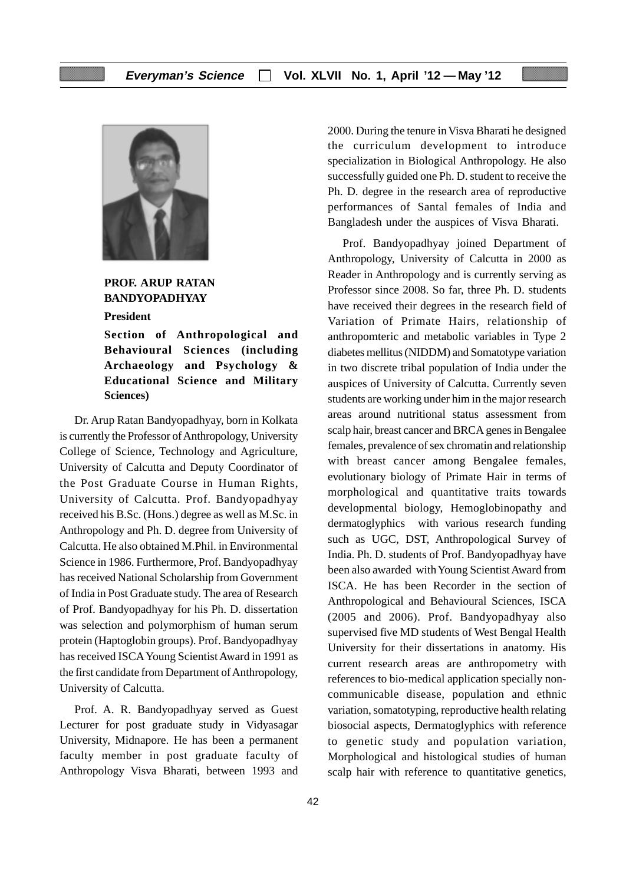**PROF. ARUP RATAN BANDYOPADHYAY**

**President**

**Section of Anthropological and Behavioural Sciences (including Archaeology and Psychology & Educational Science and Military Sciences)**

Dr. Arup Ratan Bandyopadhyay, born in Kolkata is currently the Professor of Anthropology, University College of Science, Technology and Agriculture, University of Calcutta and Deputy Coordinator of the Post Graduate Course in Human Rights, University of Calcutta. Prof. Bandyopadhyay received his B.Sc. (Hons.) degree as well as M.Sc. in Anthropology and Ph. D. degree from University of Calcutta. He also obtained M.Phil. in Environmental Science in 1986. Furthermore, Prof. Bandyopadhyay has received National Scholarship from Government of India in Post Graduate study. The area of Research of Prof. Bandyopadhyay for his Ph. D. dissertation was selection and polymorphism of human serum protein (Haptoglobin groups). Prof. Bandyopadhyay has received ISCA Young Scientist Award in 1991 as the first candidate from Department of Anthropology, University of Calcutta.

Prof. A. R. Bandyopadhyay served as Guest Lecturer for post graduate study in Vidyasagar University, Midnapore. He has been a permanent faculty member in post graduate faculty of Anthropology Visva Bharati, between 1993 and 2000. During the tenure in Visva Bharati he designed the curriculum development to introduce specialization in Biological Anthropology. He also successfully guided one Ph. D. student to receive the Ph. D. degree in the research area of reproductive performances of Santal females of India and Bangladesh under the auspices of Visva Bharati.

Prof. Bandyopadhyay joined Department of Anthropology, University of Calcutta in 2000 as Reader in Anthropology and is currently serving as Professor since 2008. So far, three Ph. D. students have received their degrees in the research field of Variation of Primate Hairs, relationship of anthropomteric and metabolic variables in Type 2 diabetes mellitus (NIDDM) and Somatotype variation in two discrete tribal population of India under the auspices of University of Calcutta. Currently seven students are working under him in the major research areas around nutritional status assessment from scalp hair, breast cancer and BRCA genes in Bengalee females, prevalence of sex chromatin and relationship with breast cancer among Bengalee females, evolutionary biology of Primate Hair in terms of morphological and quantitative traits towards developmental biology, Hemoglobinopathy and dermatoglyphics with various research funding such as UGC, DST, Anthropological Survey of India. Ph. D. students of Prof. Bandyopadhyay have been also awarded with Young Scientist Award from ISCA. He has been Recorder in the section of Anthropological and Behavioural Sciences, ISCA (2005 and 2006). Prof. Bandyopadhyay also supervised five MD students of West Bengal Health University for their dissertations in anatomy. His current research areas are anthropometry with references to bio-medical application specially non-communicable disease, population and ethnic variation, somatotyping, reproductive health relating biosocial aspects, Dermatoglyphics with reference to genetic study and population variation, Morphological and histological studies of human scalp hair with reference to quantitative genetics,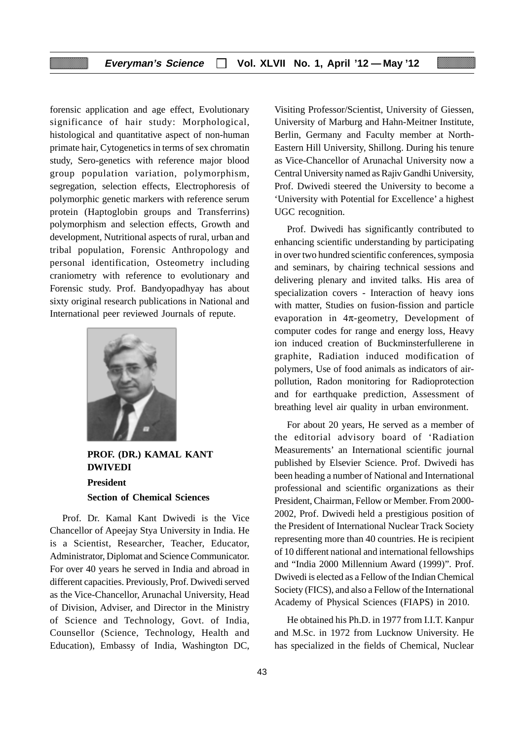forensic application and age effect, Evolutionary significance of hair study: Morphological, histological and quantitative aspect of non-human primate hair, Cytogenetics in terms of sex chromatin study, Sero-genetics with reference major blood group population variation, polymorphism, segregation, selection effects, Electrophoresis of polymorphic genetic markers with reference serum protein (Haptoglobin groups and Transferrins) polymorphism and selection effects, Growth and development, Nutritional aspects of rural, urban and tribal population, Forensic Anthropology and personal identification, Osteometry including craniometry with reference to evolutionary and Forensic study. Prof. Bandyopadhyay has about sixty original research publications in National and International peer reviewed Journals of repute.

**PROF. (DR.) KAMAL KANT DWIVEDI**

**President**

**Section of Chemical Sciences**

Prof. Dr. Kamal Kant Dwivedi is the Vice Chancellor of Apeejay Stya University in India. He is a Scientist, Researcher, Teacher, Educator, Administrator, Diplomat and Science Communicator. For over 40 years he served in India and abroad in different capacities. Previously, Prof. Dwivedi served as the Vice-Chancellor, Arunachal University, Head of Division, Adviser, and Director in the Ministry of Science and Technology, Govt. of India, Counsellor (Science, Technology, Health and Education), Embassy of India, Washington DC, Visiting Professor/Scientist, University of Giessen, University of Marburg and Hahn-Meitner Institute, Berlin, Germany and Faculty member at North-Eastern Hill University, Shillong. During his tenure as Vice-Chancellor of Arunachal University now a Central University named as Rajiv Gandhi University, Prof. Dwivedi steered the University to become a 'University with Potential for Excellence' a highest UGC recognition.

Prof. Dwivedi has significantly contributed to enhancing scientific understanding by participating in over two hundred scientific conferences, symposia and seminars, by chairing technical sessions and delivering plenary and invited talks. His area of specialization covers - Interaction of heavy ions with matter, Studies on fusion-fission and particle evaporation in $4\pi$-geometry, Development of computer codes for range and energy loss, Heavy ion induced creation of Buckminsterfullerene in graphite, Radiation induced modification of polymers, Use of food animals as indicators of air-pollution, Radon monitoring for Radioprotection and for earthquake prediction, Assessment of breathing level air quality in urban environment.

For about 20 years, He served as a member of the editorial advisory board of 'Radiation Measurements' an International scientific journal published by Elsevier Science. Prof. Dwivedi has been heading a number of National and International professional and scientific organizations as their President, Chairman, Fellow or Member. From 2000-2002, Prof. Dwivedi held a prestigious position of the President of International Nuclear Track Society representing more than 40 countries. He is recipient of 10 different national and international fellowships and "India 2000 Millennium Award (1999)". Prof. Dwivedi is elected as a Fellow of the Indian Chemical Society (FICS), and also a Fellow of the International Academy of Physical Sciences (FIAPS) in 2010.

He obtained his Ph.D. in 1977 from I.I.T. Kanpur and M.Sc. in 1972 from Lucknow University. He has specialized in the fields of Chemical, Nuclear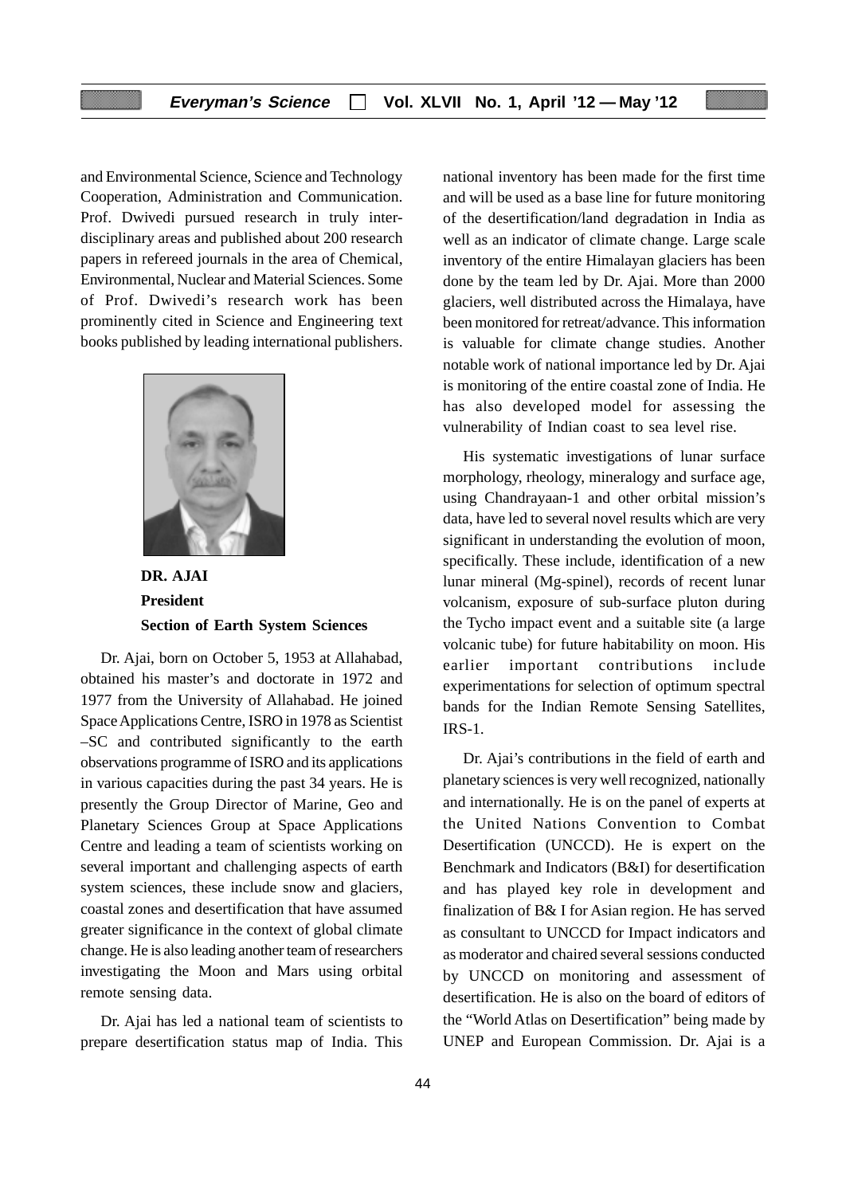and Environmental Science, Science and Technology Cooperation, Administration and Communication. Prof. Dwivedi pursued research in truly inter-disciplinary areas and published about 200 research papers in refereed journals in the area of Chemical, Environmental, Nuclear and Material Sciences. Some of Prof. Dwivedi's research work has been prominently cited in Science and Engineering text books published by leading international publishers.

**DR. AJAI**
**President**
**Section of Earth System Sciences**

Dr. Ajai, born on October 5, 1953 at Allahabad, obtained his master's and doctorate in 1972 and 1977 from the University of Allahabad. He joined Space Applications Centre, ISRO in 1978 as Scientist –SC and contributed significantly to the earth observations programme of ISRO and its applications in various capacities during the past 34 years. He is presently the Group Director of Marine, Geo and Planetary Sciences Group at Space Applications Centre and leading a team of scientists working on several important and challenging aspects of earth system sciences, these include snow and glaciers, coastal zones and desertification that have assumed greater significance in the context of global climate change. He is also leading another team of researchers investigating the Moon and Mars using orbital remote sensing data.

Dr. Ajai has led a national team of scientists to prepare desertification status map of India. This national inventory has been made for the first time and will be used as a base line for future monitoring of the desertification/land degradation in India as well as an indicator of climate change. Large scale inventory of the entire Himalayan glaciers has been done by the team led by Dr. Ajai. More than 2000 glaciers, well distributed across the Himalaya, have been monitored for retreat/advance. This information is valuable for climate change studies. Another notable work of national importance led by Dr. Ajai is monitoring of the entire coastal zone of India. He has also developed model for assessing the vulnerability of Indian coast to sea level rise.

His systematic investigations of lunar surface morphology, rheology, mineralogy and surface age, using Chandrayaan-1 and other orbital mission's data, have led to several novel results which are very significant in understanding the evolution of moon, specifically. These include, identification of a new lunar mineral (Mg-spinel), records of recent lunar volcanism, exposure of sub-surface pluton during the Tycho impact event and a suitable site (a large volcanic tube) for future habitability on moon. His earlier important contributions include experimentations for selection of optimum spectral bands for the Indian Remote Sensing Satellites, IRS-1.

Dr. Ajai's contributions in the field of earth and planetary sciences is very well recognized, nationally and internationally. He is on the panel of experts at the United Nations Convention to Combat Desertification (UNCCD). He is expert on the Benchmark and Indicators (B&I) for desertification and has played key role in development and finalization of B& I for Asian region. He has served as consultant to UNCCD for Impact indicators and as moderator and chaired several sessions conducted by UNCCD on monitoring and assessment of desertification. He is also on the board of editors of the "World Atlas on Desertification" being made by UNEP and European Commission. Dr. Ajai is a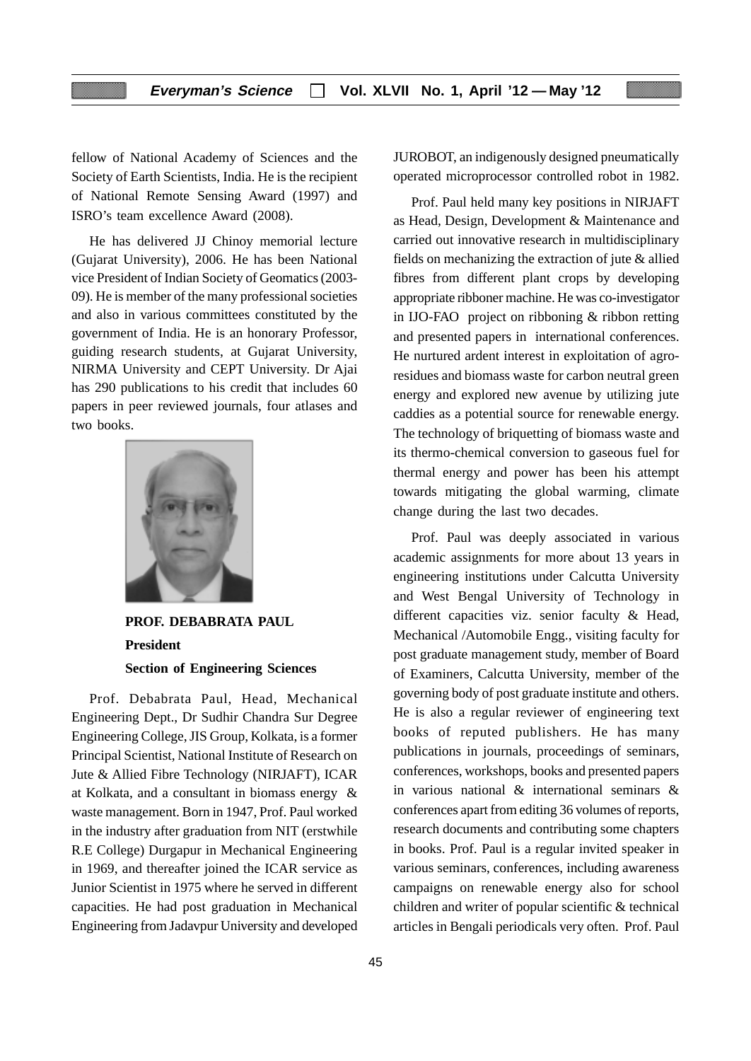fellow of National Academy of Sciences and the Society of Earth Scientists, India. He is the recipient of National Remote Sensing Award (1997) and ISRO's team excellence Award (2008).

He has delivered JJ Chinoy memorial lecture (Gujarat University), 2006. He has been National vice President of Indian Society of Geomatics (2003-09). He is member of the many professional societies and also in various committees constituted by the government of India. He is an honorary Professor, guiding research students, at Gujarat University, NIRMA University and CEPT University. Dr Ajai has 290 publications to his credit that includes 60 papers in peer reviewed journals, four atlases and two books.

**PROF. DEBABRATA PAUL**

**President**

**Section of Engineering Sciences**

Prof. Debabrata Paul, Head, Mechanical Engineering Dept., Dr Sudhir Chandra Sur Degree Engineering College, JIS Group, Kolkata, is a former Principal Scientist, National Institute of Research on Jute & Allied Fibre Technology (NIRJAFT), ICAR at Kolkata, and a consultant in biomass energy & waste management. Born in 1947, Prof. Paul worked in the industry after graduation from NIT (erstwhile R.E College) Durgapur in Mechanical Engineering in 1969, and thereafter joined the ICAR service as Junior Scientist in 1975 where he served in different capacities. He had post graduation in Mechanical Engineering from Jadavpur University and developed JUROBOT, an indigenously designed pneumatically operated microprocessor controlled robot in 1982.

Prof. Paul held many key positions in NIRJAFT as Head, Design, Development & Maintenance and carried out innovative research in multidisciplinary fields on mechanizing the extraction of jute & allied fibres from different plant crops by developing appropriate ribboner machine. He was co-investigator in IJO-FAO project on ribboning & ribbon retting and presented papers in international conferences. He nurtured ardent interest in exploitation of agro-residues and biomass waste for carbon neutral green energy and explored new avenue by utilizing jute caddies as a potential source for renewable energy. The technology of briquetting of biomass waste and its thermo-chemical conversion to gaseous fuel for thermal energy and power has been his attempt towards mitigating the global warming, climate change during the last two decades.

Prof. Paul was deeply associated in various academic assignments for more about 13 years in engineering institutions under Calcutta University and West Bengal University of Technology in different capacities viz. senior faculty & Head, Mechanical /Automobile Engg., visiting faculty for post graduate management study, member of Board of Examiners, Calcutta University, member of the governing body of post graduate institute and others. He is also a regular reviewer of engineering text books of reputed publishers. He has many publications in journals, proceedings of seminars, conferences, workshops, books and presented papers in various national & international seminars & conferences apart from editing 36 volumes of reports, research documents and contributing some chapters in books. Prof. Paul is a regular invited speaker in various seminars, conferences, including awareness campaigns on renewable energy also for school children and writer of popular scientific & technical articles in Bengali periodicals very often. Prof. Paul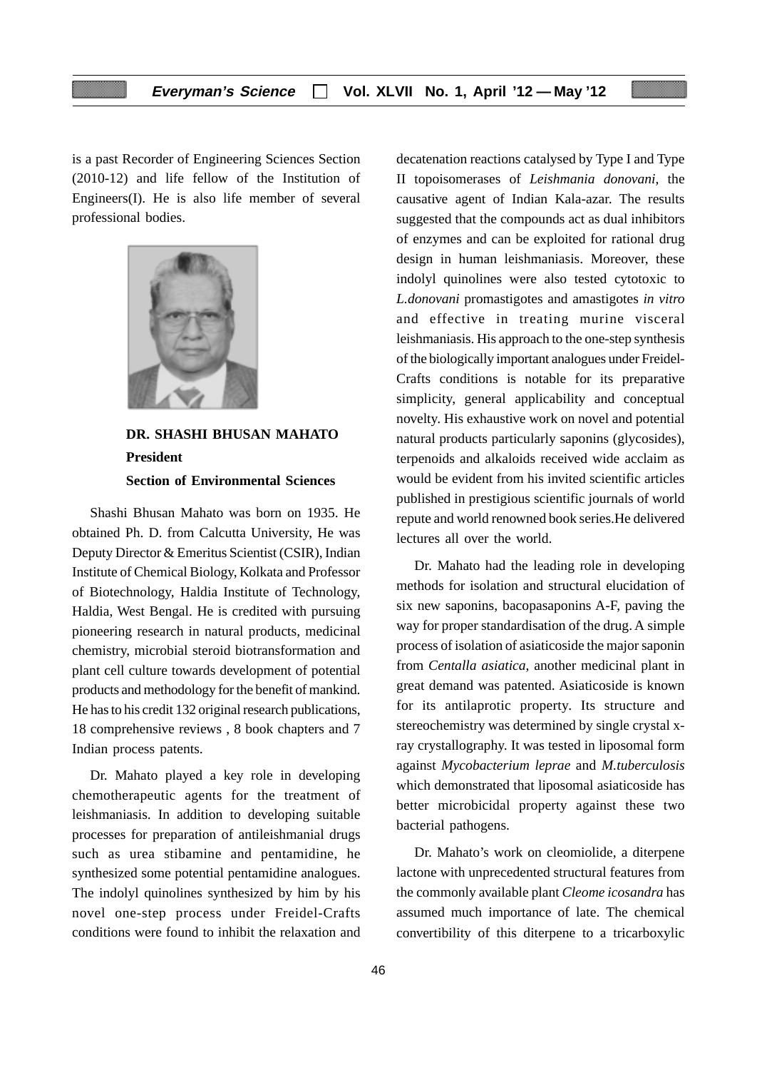is a past Recorder of Engineering Sciences Section (2010-12) and life fellow of the Institution of Engineers(I). He is also life member of several professional bodies.

**DR. SHASHI BHUSAN MAHATO**
**President**
**Section of Environmental Sciences**

Shashi Bhusan Mahato was born on 1935. He obtained Ph. D. from Calcutta University, He was Deputy Director & Emeritus Scientist (CSIR), Indian Institute of Chemical Biology, Kolkata and Professor of Biotechnology, Haldia Institute of Technology, Haldia, West Bengal. He is credited with pursuing pioneering research in natural products, medicinal chemistry, microbial steroid biotransformation and plant cell culture towards development of potential products and methodology for the benefit of mankind. He has to his credit 132 original research publications, 18 comprehensive reviews , 8 book chapters and 7 Indian process patents.

Dr. Mahato played a key role in developing chemotherapeutic agents for the treatment of leishmaniasis. In addition to developing suitable processes for preparation of antileishmanial drugs such as urea stibamine and pentamidine, he synthesized some potential pentamidine analogues. The indolyl quinolines synthesized by him by his novel one-step process under Freidel-Crafts conditions were found to inhibit the relaxation and decatenation reactions catalysed by Type I and Type II topoisomerases of *Leishmania donovani*, the causative agent of Indian Kala-azar. The results suggested that the compounds act as dual inhibitors of enzymes and can be exploited for rational drug design in human leishmaniasis. Moreover, these indolyl quinolines were also tested cytotoxic to *L.donovani* promastigotes and amastigotes *in vitro* and effective in treating murine visceral leishmaniasis. His approach to the one-step synthesis of the biologically important analogues under Freidel-Crafts conditions is notable for its preparative simplicity, general applicability and conceptual novelty. His exhaustive work on novel and potential natural products particularly saponins (glycosides), terpenoids and alkaloids received wide acclaim as would be evident from his invited scientific articles published in prestigious scientific journals of world repute and world renowned book series.He delivered lectures all over the world.

Dr. Mahato had the leading role in developing methods for isolation and structural elucidation of six new saponins, bacopasaponins A-F, paving the way for proper standardisation of the drug. A simple process of isolation of asiaticoside the major saponin from *Centalla asiatica*, another medicinal plant in great demand was patented. Asiaticoside is known for its antilaprotic property. Its structure and stereochemistry was determined by single crystal x-ray crystallography. It was tested in liposomal form against *Mycobacterium leprae* and *M.tuberculosis* which demonstrated that liposomal asiaticoside has better microbicidal property against these two bacterial pathogens.

Dr. Mahato's work on cleomiolide, a diterpene lactone with unprecedented structural features from the commonly available plant *Cleome icosandra* has assumed much importance of late. The chemical convertibility of this diterpene to a tricarboxylic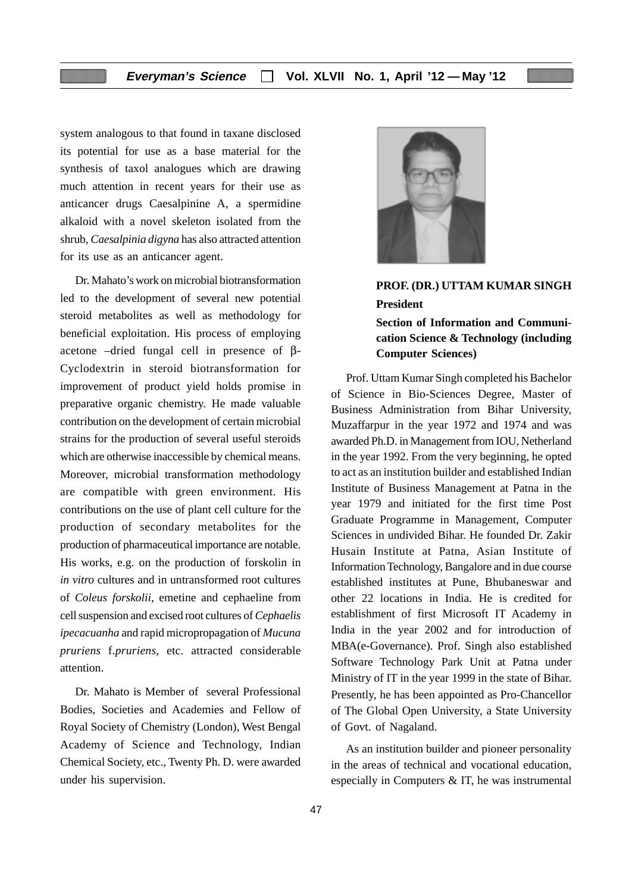system analogous to that found in taxane disclosed its potential for use as a base material for the synthesis of taxol analogues which are drawing much attention in recent years for their use as anticancer drugs Caesalpinine A, a spermidine alkaloid with a novel skeleton isolated from the shrub, *Caesalpinia digyna* has also attracted attention for its use as an anticancer agent.

Dr. Mahato's work on microbial biotransformation led to the development of several new potential steroid metabolites as well as methodology for beneficial exploitation. His process of employing acetone –dried fungal cell in presence of β-Cyclodextrin in steroid biotransformation for improvement of product yield holds promise in preparative organic chemistry. He made valuable contribution on the development of certain microbial strains for the production of several useful steroids which are otherwise inaccessible by chemical means. Moreover, microbial transformation methodology are compatible with green environment. His contributions on the use of plant cell culture for the production of secondary metabolites for the production of pharmaceutical importance are notable. His works, e.g. on the production of forskolin in *in vitro* cultures and in untransformed root cultures of *Coleus forskolii*, emetine and cephaeline from cell suspension and excised root cultures of *Cephaelis ipecacuanha* and rapid micropropagation of *Mucuna pruriens* f.*pruriens*, etc. attracted considerable attention.

Dr. Mahato is Member of several Professional Bodies, Societies and Academies and Fellow of Royal Society of Chemistry (London), West Bengal Academy of Science and Technology, Indian Chemical Society, etc., Twenty Ph. D. were awarded under his supervision.

**PROF. (DR.) UTTAM KUMAR SINGH**
**President**
**Section of Information and Communication Science & Technology (including Computer Sciences)**

Prof. Uttam Kumar Singh completed his Bachelor of Science in Bio-Sciences Degree, Master of Business Administration from Bihar University, Muzaffarpur in the year 1972 and 1974 and was awarded Ph.D. in Management from IOU, Netherland in the year 1992. From the very beginning, he opted to act as an institution builder and established Indian Institute of Business Management at Patna in the year 1979 and initiated for the first time Post Graduate Programme in Management, Computer Sciences in undivided Bihar. He founded Dr. Zakir Husain Institute at Patna, Asian Institute of Information Technology, Bangalore and in due course established institutes at Pune, Bhubaneswar and other 22 locations in India. He is credited for establishment of first Microsoft IT Academy in India in the year 2002 and for introduction of MBA(e-Governance). Prof. Singh also established Software Technology Park Unit at Patna under Ministry of IT in the year 1999 in the state of Bihar. Presently, he has been appointed as Pro-Chancellor of The Global Open University, a State University of Govt. of Nagaland.

As an institution builder and pioneer personality in the areas of technical and vocational education, especially in Computers & IT, he was instrumental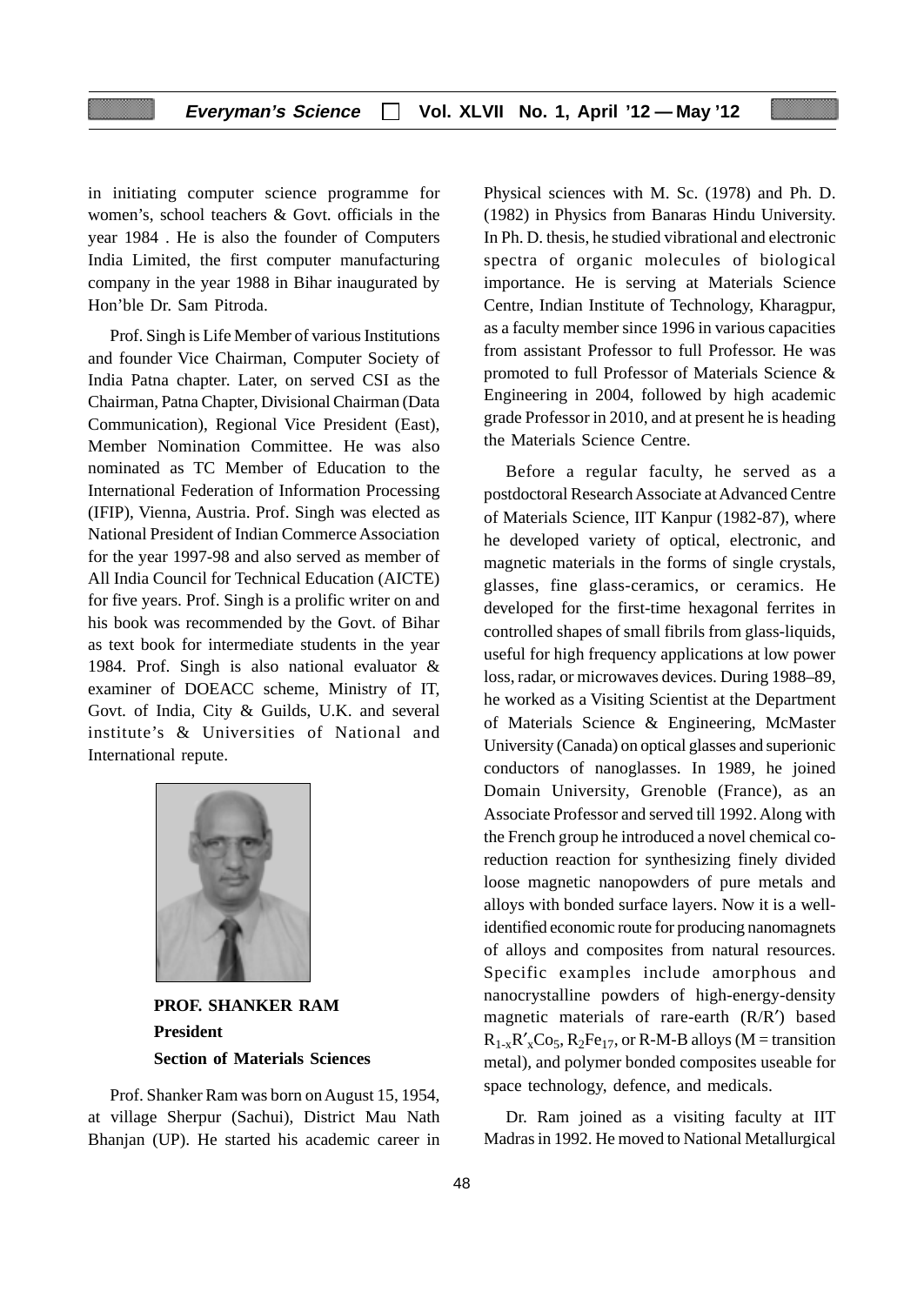in initiating computer science programme for women's, school teachers & Govt. officials in the year 1984 . He is also the founder of Computers India Limited, the first computer manufacturing company in the year 1988 in Bihar inaugurated by Hon'ble Dr. Sam Pitroda.

Prof. Singh is Life Member of various Institutions and founder Vice Chairman, Computer Society of India Patna chapter. Later, on served CSI as the Chairman, Patna Chapter, Divisional Chairman (Data Communication), Regional Vice President (East), Member Nomination Committee. He was also nominated as TC Member of Education to the International Federation of Information Processing (IFIP), Vienna, Austria. Prof. Singh was elected as National President of Indian Commerce Association for the year 1997-98 and also served as member of All India Council for Technical Education (AICTE) for five years. Prof. Singh is a prolific writer on and his book was recommended by the Govt. of Bihar as text book for intermediate students in the year 1984. Prof. Singh is also national evaluator & examiner of DOEACC scheme, Ministry of IT, Govt. of India, City & Guilds, U.K. and several institute's & Universities of National and International repute.

**PROF. SHANKER RAM**
**President**
**Section of Materials Sciences**

Prof. Shanker Ram was born on August 15, 1954, at village Sherpur (Sachui), District Mau Nath Bhanjan (UP). He started his academic career in Physical sciences with M. Sc. (1978) and Ph. D. (1982) in Physics from Banaras Hindu University. In Ph. D. thesis, he studied vibrational and electronic spectra of organic molecules of biological importance. He is serving at Materials Science Centre, Indian Institute of Technology, Kharagpur, as a faculty member since 1996 in various capacities from assistant Professor to full Professor. He was promoted to full Professor of Materials Science & Engineering in 2004, followed by high academic grade Professor in 2010, and at present he is heading the Materials Science Centre.

Before a regular faculty, he served as a postdoctoral Research Associate at Advanced Centre of Materials Science, IIT Kanpur (1982-87), where he developed variety of optical, electronic, and magnetic materials in the forms of single crystals, glasses, fine glass-ceramics, or ceramics. He developed for the first-time hexagonal ferrites in controlled shapes of small fibrils from glass-liquids, useful for high frequency applications at low power loss, radar, or microwaves devices. During 1988–89, he worked as a Visiting Scientist at the Department of Materials Science & Engineering, McMaster University (Canada) on optical glasses and superionic conductors of nanoglasses. In 1989, he joined Domain University, Grenoble (France), as an Associate Professor and served till 1992. Along with the French group he introduced a novel chemical co-reduction reaction for synthesizing finely divided loose magnetic nanopowders of pure metals and alloys with bonded surface layers. Now it is a well-identified economic route for producing nanomagnets of alloys and composites from natural resources. Specific examples include amorphous and nanocrystalline powders of high-energy-density magnetic materials of rare-earth (R/R′) based $R_{1-x}R'_xCo_5$, $R_2Fe_{17}$, or R-M-B alloys (M = transition metal), and polymer bonded composites useable for space technology, defence, and medicals.

Dr. Ram joined as a visiting faculty at IIT Madras in 1992. He moved to National Metallurgical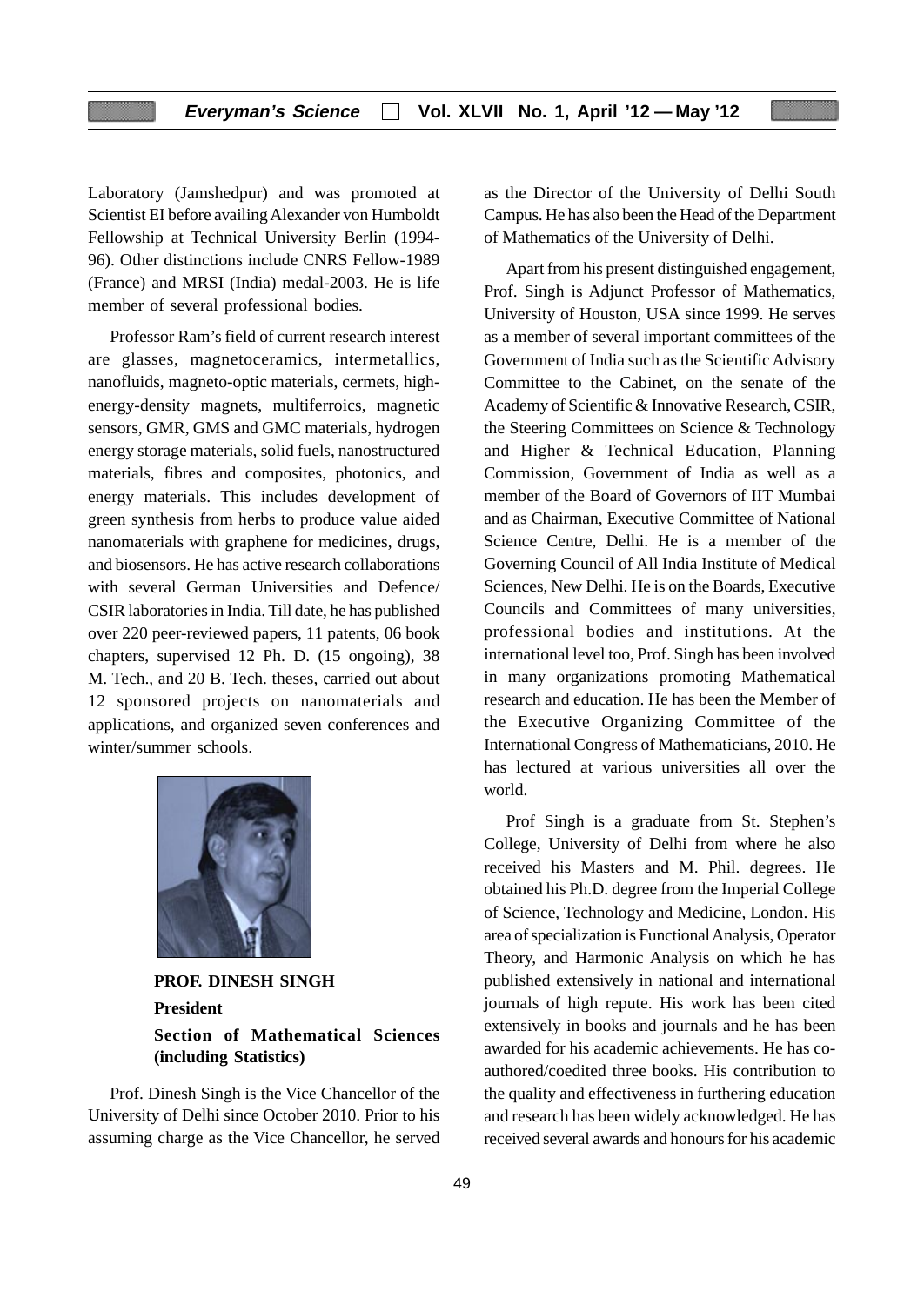Laboratory (Jamshedpur) and was promoted at Scientist EI before availing Alexander von Humboldt Fellowship at Technical University Berlin (1994-96). Other distinctions include CNRS Fellow-1989 (France) and MRSI (India) medal-2003. He is life member of several professional bodies.

Professor Ram's field of current research interest are glasses, magnetoceramics, intermetallics, nanofluids, magneto-optic materials, cermets, high-energy-density magnets, multiferroics, magnetic sensors, GMR, GMS and GMC materials, hydrogen energy storage materials, solid fuels, nanostructured materials, fibres and composites, photonics, and energy materials. This includes development of green synthesis from herbs to produce value aided nanomaterials with graphene for medicines, drugs, and biosensors. He has active research collaborations with several German Universities and Defence/ CSIR laboratories in India. Till date, he has published over 220 peer-reviewed papers, 11 patents, 06 book chapters, supervised 12 Ph. D. (15 ongoing), 38 M. Tech., and 20 B. Tech. theses, carried out about 12 sponsored projects on nanomaterials and applications, and organized seven conferences and winter/summer schools.

**PROF. DINESH SINGH**

**President**

**Section of Mathematical Sciences (including Statistics)**

Prof. Dinesh Singh is the Vice Chancellor of the University of Delhi since October 2010. Prior to his assuming charge as the Vice Chancellor, he served as the Director of the University of Delhi South Campus. He has also been the Head of the Department of Mathematics of the University of Delhi.

Apart from his present distinguished engagement, Prof. Singh is Adjunct Professor of Mathematics, University of Houston, USA since 1999. He serves as a member of several important committees of the Government of India such as the Scientific Advisory Committee to the Cabinet, on the senate of the Academy of Scientific & Innovative Research, CSIR, the Steering Committees on Science & Technology and Higher & Technical Education, Planning Commission, Government of India as well as a member of the Board of Governors of IIT Mumbai and as Chairman, Executive Committee of National Science Centre, Delhi. He is a member of the Governing Council of All India Institute of Medical Sciences, New Delhi. He is on the Boards, Executive Councils and Committees of many universities, professional bodies and institutions. At the international level too, Prof. Singh has been involved in many organizations promoting Mathematical research and education. He has been the Member of the Executive Organizing Committee of the International Congress of Mathematicians, 2010. He has lectured at various universities all over the world.

Prof Singh is a graduate from St. Stephen's College, University of Delhi from where he also received his Masters and M. Phil. degrees. He obtained his Ph.D. degree from the Imperial College of Science, Technology and Medicine, London. His area of specialization is Functional Analysis, Operator Theory, and Harmonic Analysis on which he has published extensively in national and international journals of high repute. His work has been cited extensively in books and journals and he has been awarded for his academic achievements. He has co-authored/coedited three books. His contribution to the quality and effectiveness in furthering education and research has been widely acknowledged. He has received several awards and honours for his academic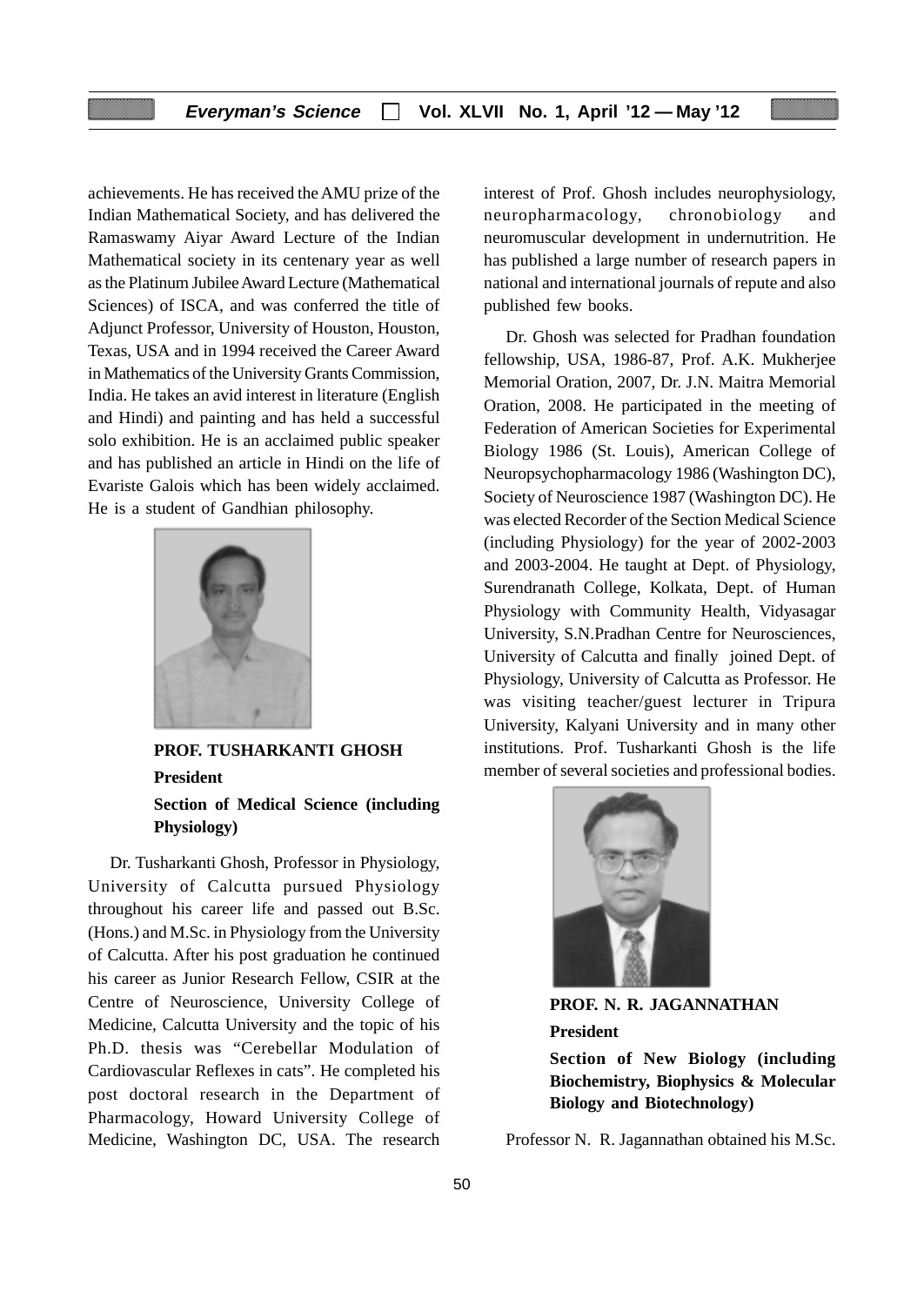achievements. He has received the AMU prize of the Indian Mathematical Society, and has delivered the Ramaswamy Aiyar Award Lecture of the Indian Mathematical society in its centenary year as well as the Platinum Jubilee Award Lecture (Mathematical Sciences) of ISCA, and was conferred the title of Adjunct Professor, University of Houston, Houston, Texas, USA and in 1994 received the Career Award in Mathematics of the University Grants Commission, India. He takes an avid interest in literature (English and Hindi) and painting and has held a successful solo exhibition. He is an acclaimed public speaker and has published an article in Hindi on the life of Evariste Galois which has been widely acclaimed. He is a student of Gandhian philosophy.

**PROF. TUSHARKANTI GHOSH**

**President**

**Section of Medical Science (including Physiology)**

Dr. Tusharkanti Ghosh, Professor in Physiology, University of Calcutta pursued Physiology throughout his career life and passed out B.Sc. (Hons.) and M.Sc. in Physiology from the University of Calcutta. After his post graduation he continued his career as Junior Research Fellow, CSIR at the Centre of Neuroscience, University College of Medicine, Calcutta University and the topic of his Ph.D. thesis was "Cerebellar Modulation of Cardiovascular Reflexes in cats". He completed his post doctoral research in the Department of Pharmacology, Howard University College of Medicine, Washington DC, USA. The research interest of Prof. Ghosh includes neurophysiology, neuropharmacology, chronobiology and neuromuscular development in undernutrition. He has published a large number of research papers in national and international journals of repute and also published few books.

Dr. Ghosh was selected for Pradhan foundation fellowship, USA, 1986-87, Prof. A.K. Mukherjee Memorial Oration, 2007, Dr. J.N. Maitra Memorial Oration, 2008. He participated in the meeting of Federation of American Societies for Experimental Biology 1986 (St. Louis), American College of Neuropsychopharmacology 1986 (Washington DC), Society of Neuroscience 1987 (Washington DC). He was elected Recorder of the Section Medical Science (including Physiology) for the year of 2002-2003 and 2003-2004. He taught at Dept. of Physiology, Surendranath College, Kolkata, Dept. of Human Physiology with Community Health, Vidyasagar University, S.N.Pradhan Centre for Neurosciences, University of Calcutta and finally joined Dept. of Physiology, University of Calcutta as Professor. He was visiting teacher/guest lecturer in Tripura University, Kalyani University and in many other institutions. Prof. Tusharkanti Ghosh is the life member of several societies and professional bodies.

**PROF. N. R. JAGANNATHAN**

**President**

**Section of New Biology (including Biochemistry, Biophysics & Molecular Biology and Biotechnology)**

Professor N. R. Jagannathan obtained his M.Sc.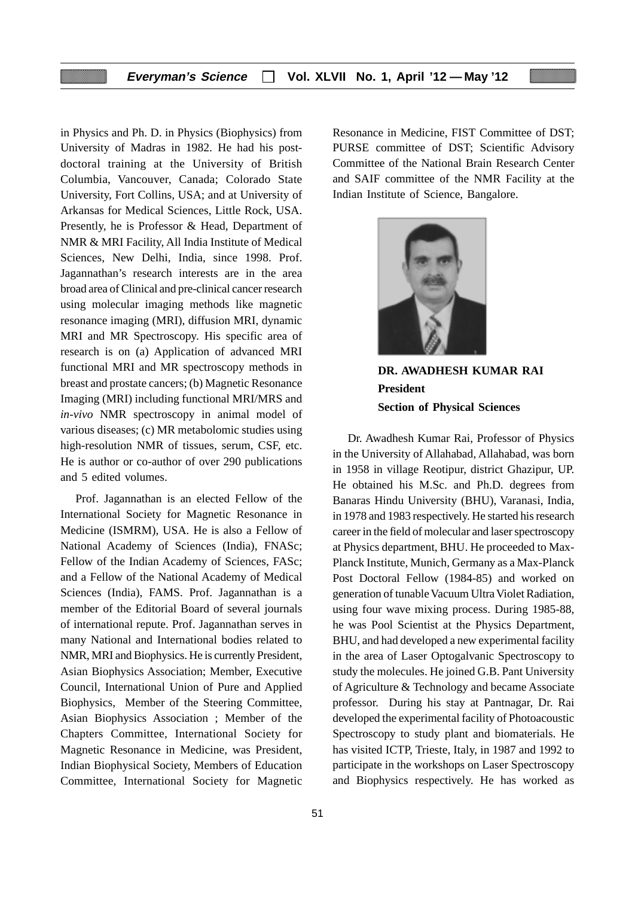in Physics and Ph. D. in Physics (Biophysics) from University of Madras in 1982. He had his post-doctoral training at the University of British Columbia, Vancouver, Canada; Colorado State University, Fort Collins, USA; and at University of Arkansas for Medical Sciences, Little Rock, USA. Presently, he is Professor & Head, Department of NMR & MRI Facility, All India Institute of Medical Sciences, New Delhi, India, since 1998. Prof. Jagannathan's research interests are in the area broad area of Clinical and pre-clinical cancer research using molecular imaging methods like magnetic resonance imaging (MRI), diffusion MRI, dynamic MRI and MR Spectroscopy. His specific area of research is on (a) Application of advanced MRI functional MRI and MR spectroscopy methods in breast and prostate cancers; (b) Magnetic Resonance Imaging (MRI) including functional MRI/MRS and *in-vivo* NMR spectroscopy in animal model of various diseases; (c) MR metabolomic studies using high-resolution NMR of tissues, serum, CSF, etc. He is author or co-author of over 290 publications and 5 edited volumes.

Prof. Jagannathan is an elected Fellow of the International Society for Magnetic Resonance in Medicine (ISMRM), USA. He is also a Fellow of National Academy of Sciences (India), FNASc; Fellow of the Indian Academy of Sciences, FASc; and a Fellow of the National Academy of Medical Sciences (India), FAMS. Prof. Jagannathan is a member of the Editorial Board of several journals of international repute. Prof. Jagannathan serves in many National and International bodies related to NMR, MRI and Biophysics. He is currently President, Asian Biophysics Association; Member, Executive Council, International Union of Pure and Applied Biophysics, Member of the Steering Committee, Asian Biophysics Association ; Member of the Chapters Committee, International Society for Magnetic Resonance in Medicine, was President, Indian Biophysical Society, Members of Education Committee, International Society for Magnetic Resonance in Medicine, FIST Committee of DST; PURSE committee of DST; Scientific Advisory Committee of the National Brain Research Center and SAIF committee of the NMR Facility at the Indian Institute of Science, Bangalore.

**DR. AWADHESH KUMAR RAI**
**President**
**Section of Physical Sciences**

Dr. Awadhesh Kumar Rai, Professor of Physics in the University of Allahabad, Allahabad, was born in 1958 in village Reotipur, district Ghazipur, UP. He obtained his M.Sc. and Ph.D. degrees from Banaras Hindu University (BHU), Varanasi, India, in 1978 and 1983 respectively. He started his research career in the field of molecular and laser spectroscopy at Physics department, BHU. He proceeded to Max-Planck Institute, Munich, Germany as a Max-Planck Post Doctoral Fellow (1984-85) and worked on generation of tunable Vacuum Ultra Violet Radiation, using four wave mixing process. During 1985-88, he was Pool Scientist at the Physics Department, BHU, and had developed a new experimental facility in the area of Laser Optogalvanic Spectroscopy to study the molecules. He joined G.B. Pant University of Agriculture & Technology and became Associate professor. During his stay at Pantnagar, Dr. Rai developed the experimental facility of Photoacoustic Spectroscopy to study plant and biomaterials. He has visited ICTP, Trieste, Italy, in 1987 and 1992 to participate in the workshops on Laser Spectroscopy and Biophysics respectively. He has worked as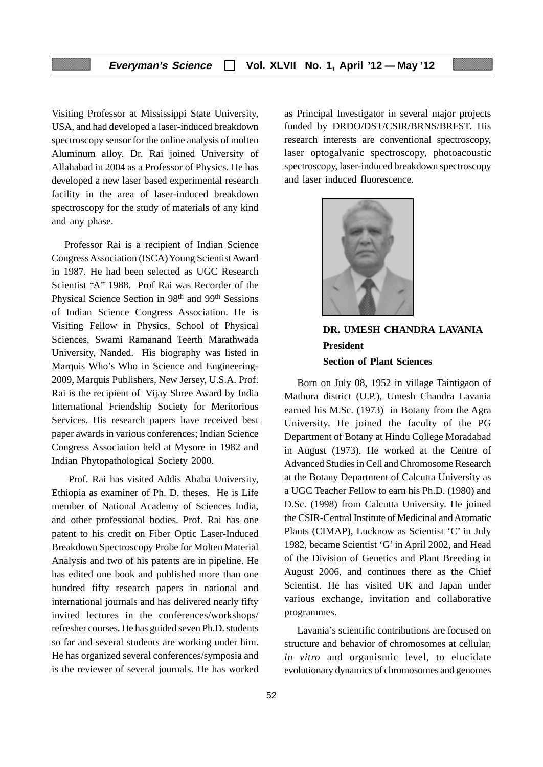Visiting Professor at Mississippi State University, USA, and had developed a laser-induced breakdown spectroscopy sensor for the online analysis of molten Aluminum alloy. Dr. Rai joined University of Allahabad in 2004 as a Professor of Physics. He has developed a new laser based experimental research facility in the area of laser-induced breakdown spectroscopy for the study of materials of any kind and any phase.

Professor Rai is a recipient of Indian Science Congress Association (ISCA) Young Scientist Award in 1987. He had been selected as UGC Research Scientist "A" 1988. Prof Rai was Recorder of the Physical Science Section in 98th and 99th Sessions of Indian Science Congress Association. He is Visiting Fellow in Physics, School of Physical Sciences, Swami Ramanand Teerth Marathwada University, Nanded. His biography was listed in Marquis Who's Who in Science and Engineering-2009, Marquis Publishers, New Jersey, U.S.A. Prof. Rai is the recipient of Vijay Shree Award by India International Friendship Society for Meritorious Services. His research papers have received best paper awards in various conferences; Indian Science Congress Association held at Mysore in 1982 and Indian Phytopathological Society 2000.

Prof. Rai has visited Addis Ababa University, Ethiopia as examiner of Ph. D. theses. He is Life member of National Academy of Sciences India, and other professional bodies. Prof. Rai has one patent to his credit on Fiber Optic Laser-Induced Breakdown Spectroscopy Probe for Molten Material Analysis and two of his patents are in pipeline. He has edited one book and published more than one hundred fifty research papers in national and international journals and has delivered nearly fifty invited lectures in the conferences/workshops/ refresher courses. He has guided seven Ph.D. students so far and several students are working under him. He has organized several conferences/symposia and is the reviewer of several journals. He has worked as Principal Investigator in several major projects funded by DRDO/DST/CSIR/BRNS/BRFST. His research interests are conventional spectroscopy, laser optogalvanic spectroscopy, photoacoustic spectroscopy, laser-induced breakdown spectroscopy and laser induced fluorescence.

**DR. UMESH CHANDRA LAVANIA**
**President**
**Section of Plant Sciences**

Born on July 08, 1952 in village Taintigaon of Mathura district (U.P.), Umesh Chandra Lavania earned his M.Sc. (1973) in Botany from the Agra University. He joined the faculty of the PG Department of Botany at Hindu College Moradabad in August (1973). He worked at the Centre of Advanced Studies in Cell and Chromosome Research at the Botany Department of Calcutta University as a UGC Teacher Fellow to earn his Ph.D. (1980) and D.Sc. (1998) from Calcutta University. He joined the CSIR-Central Institute of Medicinal and Aromatic Plants (CIMAP), Lucknow as Scientist 'C' in July 1982, became Scientist 'G' in April 2002, and Head of the Division of Genetics and Plant Breeding in August 2006, and continues there as the Chief Scientist. He has visited UK and Japan under various exchange, invitation and collaborative programmes.

Lavania's scientific contributions are focused on structure and behavior of chromosomes at cellular, *in vitro* and organismic level, to elucidate evolutionary dynamics of chromosomes and genomes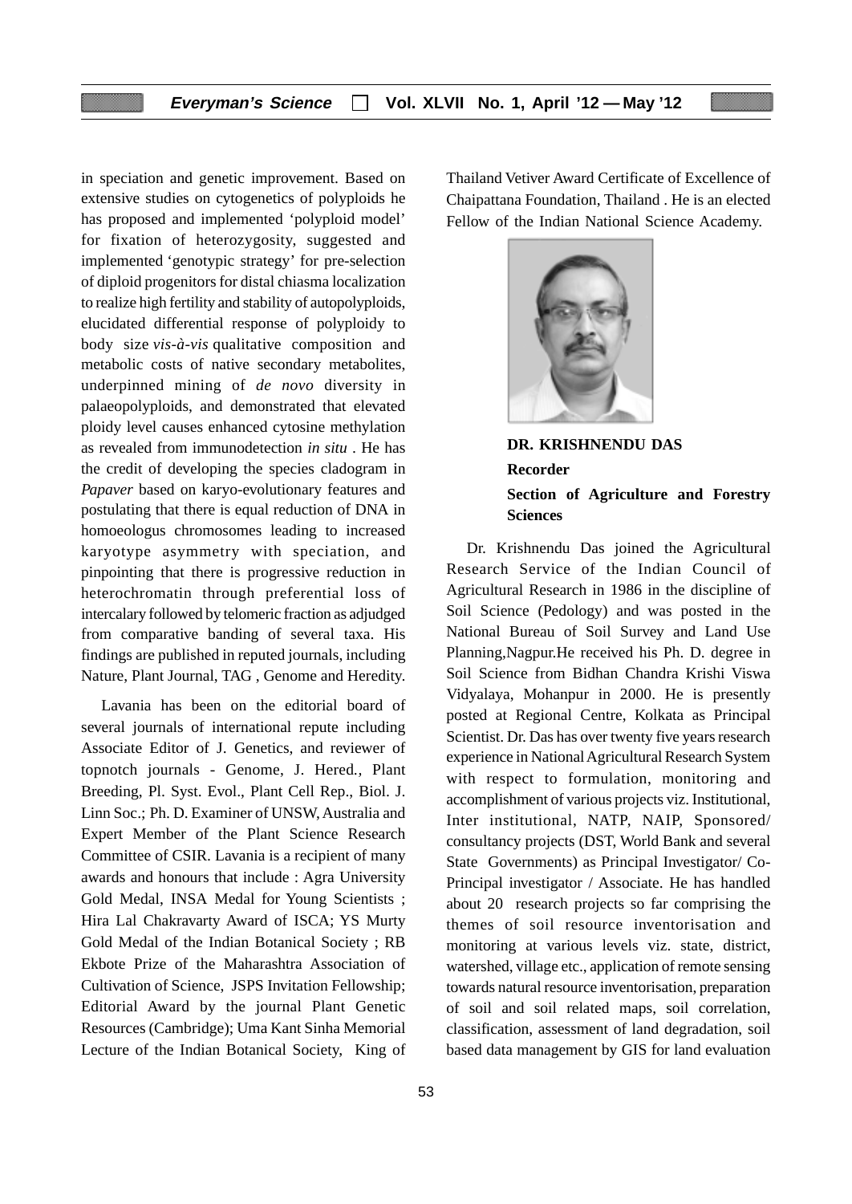in speciation and genetic improvement. Based on extensive studies on cytogenetics of polyploids he has proposed and implemented 'polyploid model' for fixation of heterozygosity, suggested and implemented 'genotypic strategy' for pre-selection of diploid progenitors for distal chiasma localization to realize high fertility and stability of autopolyploids, elucidated differential response of polyploidy to body size *vis-à-vis* qualitative composition and metabolic costs of native secondary metabolites, underpinned mining of *de novo* diversity in palaeopolyploids, and demonstrated that elevated ploidy level causes enhanced cytosine methylation as revealed from immunodetection *in situ* . He has the credit of developing the species cladogram in *Papaver* based on karyo-evolutionary features and postulating that there is equal reduction of DNA in homoeologus chromosomes leading to increased karyotype asymmetry with speciation, and pinpointing that there is progressive reduction in heterochromatin through preferential loss of intercalary followed by telomeric fraction as adjudged from comparative banding of several taxa. His findings are published in reputed journals, including Nature, Plant Journal, TAG , Genome and Heredity.

Lavania has been on the editorial board of several journals of international repute including Associate Editor of J. Genetics, and reviewer of topnotch journals - Genome, J. Hered., Plant Breeding, Pl. Syst. Evol., Plant Cell Rep., Biol. J. Linn Soc.; Ph. D. Examiner of UNSW, Australia and Expert Member of the Plant Science Research Committee of CSIR. Lavania is a recipient of many awards and honours that include : Agra University Gold Medal, INSA Medal for Young Scientists ; Hira Lal Chakravarty Award of ISCA; YS Murty Gold Medal of the Indian Botanical Society ; RB Ekbote Prize of the Maharashtra Association of Cultivation of Science, JSPS Invitation Fellowship; Editorial Award by the journal Plant Genetic Resources (Cambridge); Uma Kant Sinha Memorial Lecture of the Indian Botanical Society, King of Thailand Vetiver Award Certificate of Excellence of Chaipattana Foundation, Thailand . He is an elected Fellow of the Indian National Science Academy.

**DR. KRISHNENDU DAS**

**Recorder**

**Section of Agriculture and Forestry Sciences**

Dr. Krishnendu Das joined the Agricultural Research Service of the Indian Council of Agricultural Research in 1986 in the discipline of Soil Science (Pedology) and was posted in the National Bureau of Soil Survey and Land Use Planning,Nagpur.He received his Ph. D. degree in Soil Science from Bidhan Chandra Krishi Viswa Vidyalaya, Mohanpur in 2000. He is presently posted at Regional Centre, Kolkata as Principal Scientist. Dr. Das has over twenty five years research experience in National Agricultural Research System with respect to formulation, monitoring and accomplishment of various projects viz. Institutional, Inter institutional, NATP, NAIP, Sponsored/ consultancy projects (DST, World Bank and several State Governments) as Principal Investigator/ Co-Principal investigator / Associate. He has handled about 20 research projects so far comprising the themes of soil resource inventorisation and monitoring at various levels viz. state, district, watershed, village etc., application of remote sensing towards natural resource inventorisation, preparation of soil and soil related maps, soil correlation, classification, assessment of land degradation, soil based data management by GIS for land evaluation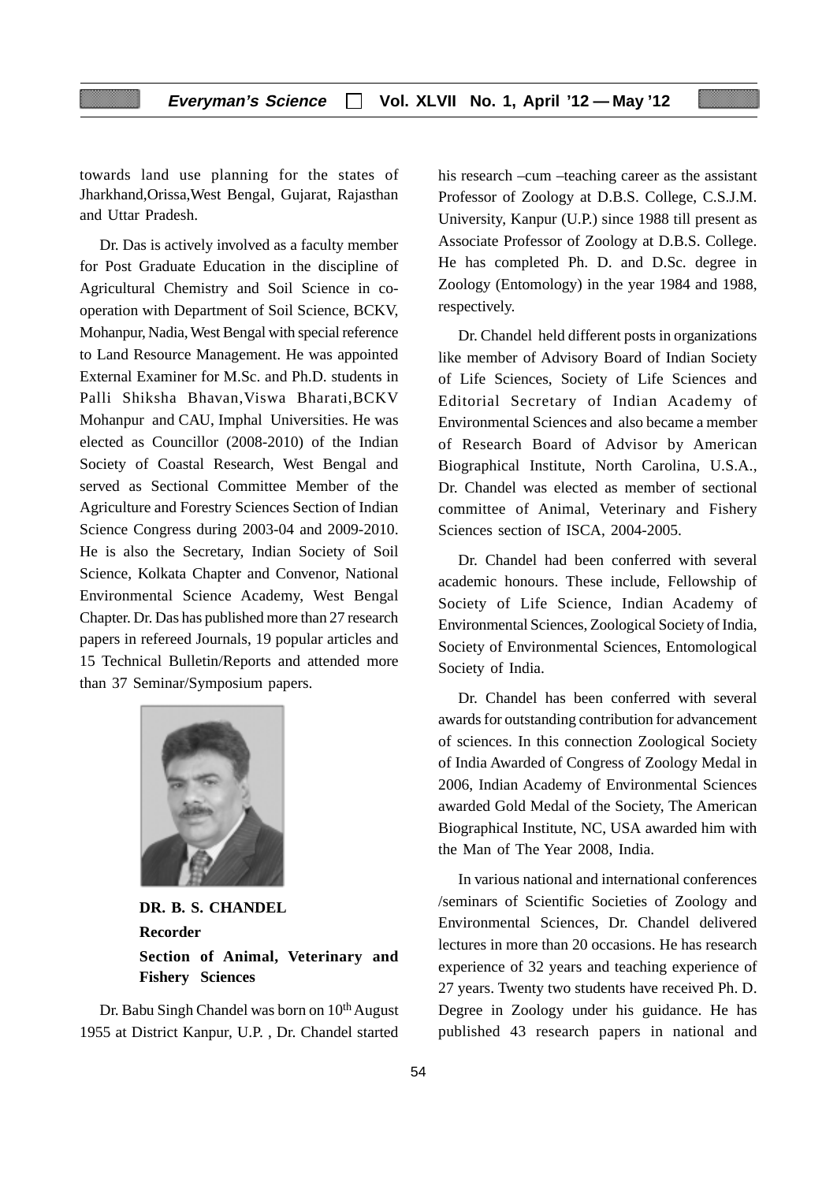towards land use planning for the states of Jharkhand,Orissa,West Bengal, Gujarat, Rajasthan and Uttar Pradesh.

Dr. Das is actively involved as a faculty member for Post Graduate Education in the discipline of Agricultural Chemistry and Soil Science in co-operation with Department of Soil Science, BCKV, Mohanpur, Nadia, West Bengal with special reference to Land Resource Management. He was appointed External Examiner for M.Sc. and Ph.D. students in Palli Shiksha Bhavan,Viswa Bharati,BCKV Mohanpur and CAU, Imphal Universities. He was elected as Councillor (2008-2010) of the Indian Society of Coastal Research, West Bengal and served as Sectional Committee Member of the Agriculture and Forestry Sciences Section of Indian Science Congress during 2003-04 and 2009-2010. He is also the Secretary, Indian Society of Soil Science, Kolkata Chapter and Convenor, National Environmental Science Academy, West Bengal Chapter. Dr. Das has published more than 27 research papers in refereed Journals, 19 popular articles and 15 Technical Bulletin/Reports and attended more than 37 Seminar/Symposium papers.

**DR. B. S. CHANDEL**
**Recorder**
**Section of Animal, Veterinary and Fishery Sciences**

Dr. Babu Singh Chandel was born on 10th August 1955 at District Kanpur, U.P. , Dr. Chandel started his research –cum –teaching career as the assistant Professor of Zoology at D.B.S. College, C.S.J.M. University, Kanpur (U.P.) since 1988 till present as Associate Professor of Zoology at D.B.S. College. He has completed Ph. D. and D.Sc. degree in Zoology (Entomology) in the year 1984 and 1988, respectively.

Dr. Chandel held different posts in organizations like member of Advisory Board of Indian Society of Life Sciences, Society of Life Sciences and Editorial Secretary of Indian Academy of Environmental Sciences and also became a member of Research Board of Advisor by American Biographical Institute, North Carolina, U.S.A., Dr. Chandel was elected as member of sectional committee of Animal, Veterinary and Fishery Sciences section of ISCA, 2004-2005.

Dr. Chandel had been conferred with several academic honours. These include, Fellowship of Society of Life Science, Indian Academy of Environmental Sciences, Zoological Society of India, Society of Environmental Sciences, Entomological Society of India.

Dr. Chandel has been conferred with several awards for outstanding contribution for advancement of sciences. In this connection Zoological Society of India Awarded of Congress of Zoology Medal in 2006, Indian Academy of Environmental Sciences awarded Gold Medal of the Society, The American Biographical Institute, NC, USA awarded him with the Man of The Year 2008, India.

In various national and international conferences /seminars of Scientific Societies of Zoology and Environmental Sciences, Dr. Chandel delivered lectures in more than 20 occasions. He has research experience of 32 years and teaching experience of 27 years. Twenty two students have received Ph. D. Degree in Zoology under his guidance. He has published 43 research papers in national and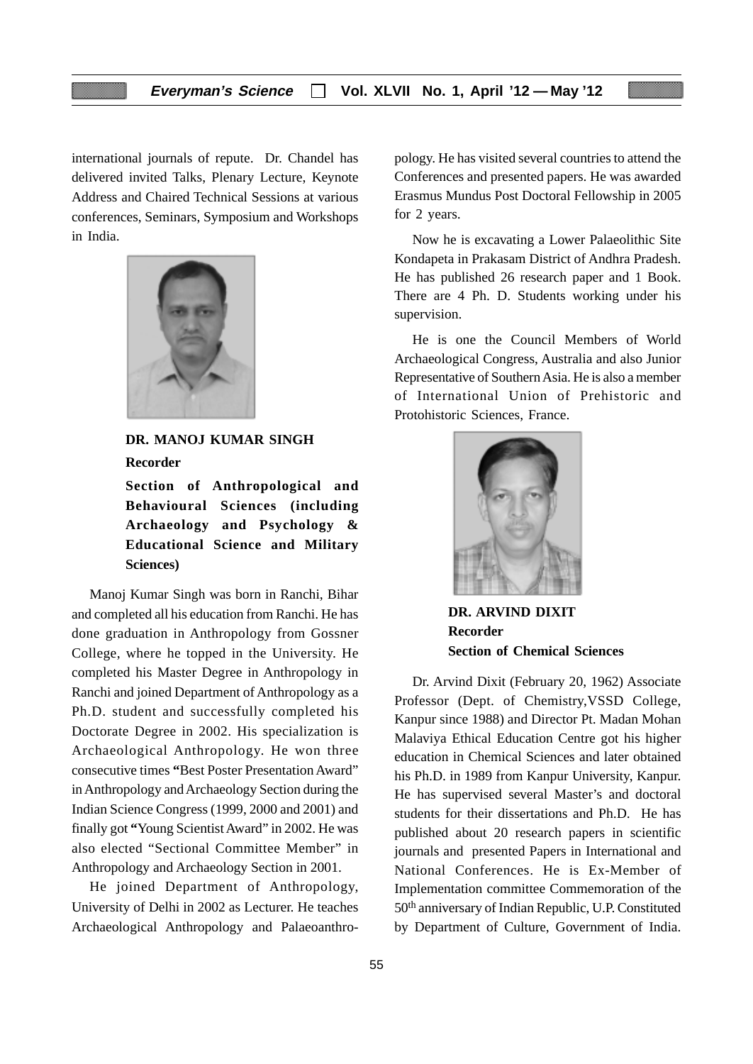international journals of repute. Dr. Chandel has delivered invited Talks, Plenary Lecture, Keynote Address and Chaired Technical Sessions at various conferences, Seminars, Symposium and Workshops in India.

**DR. MANOJ KUMAR SINGH**

**Recorder**

**Section of Anthropological and Behavioural Sciences (including Archaeology and Psychology & Educational Science and Military Sciences)**

Manoj Kumar Singh was born in Ranchi, Bihar and completed all his education from Ranchi. He has done graduation in Anthropology from Gossner College, where he topped in the University. He completed his Master Degree in Anthropology in Ranchi and joined Department of Anthropology as a Ph.D. student and successfully completed his Doctorate Degree in 2002. His specialization is Archaeological Anthropology. He won three consecutive times **"**Best Poster Presentation Award" in Anthropology and Archaeology Section during the Indian Science Congress (1999, 2000 and 2001) and finally got **"**Young Scientist Award" in 2002. He was also elected "Sectional Committee Member" in Anthropology and Archaeology Section in 2001.

He joined Department of Anthropology, University of Delhi in 2002 as Lecturer. He teaches Archaeological Anthropology and Palaeoanthropology. He has visited several countries to attend the Conferences and presented papers. He was awarded Erasmus Mundus Post Doctoral Fellowship in 2005 for 2 years.

Now he is excavating a Lower Palaeolithic Site Kondapeta in Prakasam District of Andhra Pradesh. He has published 26 research paper and 1 Book. There are 4 Ph. D. Students working under his supervision.

He is one the Council Members of World Archaeological Congress, Australia and also Junior Representative of Southern Asia. He is also a member of International Union of Prehistoric and Protohistoric Sciences, France.

**DR. ARVIND DIXIT**

**Recorder**

**Section of Chemical Sciences**

Dr. Arvind Dixit (February 20, 1962) Associate Professor (Dept. of Chemistry,VSSD College, Kanpur since 1988) and Director Pt. Madan Mohan Malaviya Ethical Education Centre got his higher education in Chemical Sciences and later obtained his Ph.D. in 1989 from Kanpur University, Kanpur. He has supervised several Master's and doctoral students for their dissertations and Ph.D. He has published about 20 research papers in scientific journals and presented Papers in International and National Conferences. He is Ex-Member of Implementation committee Commemoration of the 50th anniversary of Indian Republic, U.P. Constituted by Department of Culture, Government of India.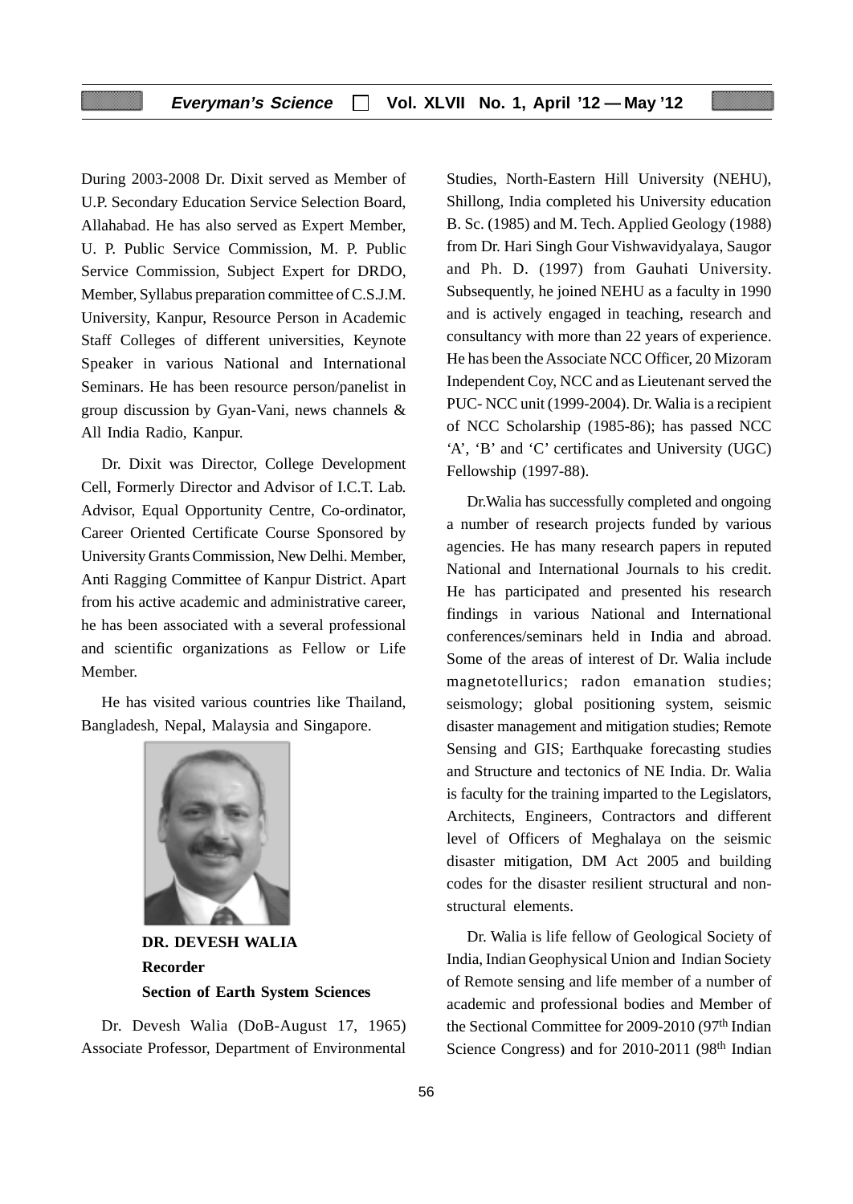During 2003-2008 Dr. Dixit served as Member of U.P. Secondary Education Service Selection Board, Allahabad. He has also served as Expert Member, U. P. Public Service Commission, M. P. Public Service Commission, Subject Expert for DRDO, Member, Syllabus preparation committee of C.S.J.M. University, Kanpur, Resource Person in Academic Staff Colleges of different universities, Keynote Speaker in various National and International Seminars. He has been resource person/panelist in group discussion by Gyan-Vani, news channels & All India Radio, Kanpur.

Dr. Dixit was Director, College Development Cell, Formerly Director and Advisor of I.C.T. Lab. Advisor, Equal Opportunity Centre, Co-ordinator, Career Oriented Certificate Course Sponsored by University Grants Commission, New Delhi. Member, Anti Ragging Committee of Kanpur District. Apart from his active academic and administrative career, he has been associated with a several professional and scientific organizations as Fellow or Life Member.

He has visited various countries like Thailand, Bangladesh, Nepal, Malaysia and Singapore.

**DR. DEVESH WALIA**
**Recorder**
**Section of Earth System Sciences**

Dr. Devesh Walia (DoB-August 17, 1965) Associate Professor, Department of Environmental Studies, North-Eastern Hill University (NEHU), Shillong, India completed his University education B. Sc. (1985) and M. Tech. Applied Geology (1988) from Dr. Hari Singh Gour Vishwavidyalaya, Saugor and Ph. D. (1997) from Gauhati University. Subsequently, he joined NEHU as a faculty in 1990 and is actively engaged in teaching, research and consultancy with more than 22 years of experience. He has been the Associate NCC Officer, 20 Mizoram Independent Coy, NCC and as Lieutenant served the PUC- NCC unit (1999-2004). Dr. Walia is a recipient of NCC Scholarship (1985-86); has passed NCC 'A', 'B' and 'C' certificates and University (UGC) Fellowship (1997-88).

Dr.Walia has successfully completed and ongoing a number of research projects funded by various agencies. He has many research papers in reputed National and International Journals to his credit. He has participated and presented his research findings in various National and International conferences/seminars held in India and abroad. Some of the areas of interest of Dr. Walia include magnetotellurics; radon emanation studies; seismology; global positioning system, seismic disaster management and mitigation studies; Remote Sensing and GIS; Earthquake forecasting studies and Structure and tectonics of NE India. Dr. Walia is faculty for the training imparted to the Legislators, Architects, Engineers, Contractors and different level of Officers of Meghalaya on the seismic disaster mitigation, DM Act 2005 and building codes for the disaster resilient structural and non-structural elements.

Dr. Walia is life fellow of Geological Society of India, Indian Geophysical Union and Indian Society of Remote sensing and life member of a number of academic and professional bodies and Member of the Sectional Committee for 2009-2010 (97th Indian Science Congress) and for 2010-2011 (98th Indian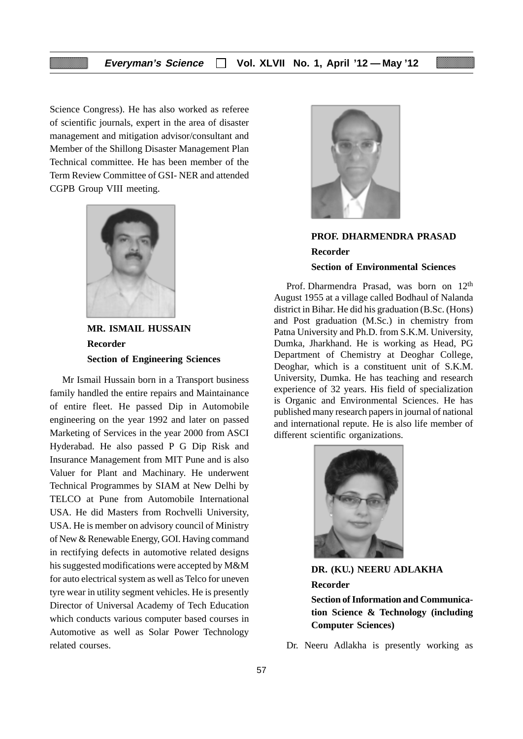Science Congress). He has also worked as referee of scientific journals, expert in the area of disaster management and mitigation advisor/consultant and Member of the Shillong Disaster Management Plan Technical committee. He has been member of the Term Review Committee of GSI- NER and attended CGPB Group VIII meeting.

**MR. ISMAIL HUSSAIN**
**Recorder**
**Section of Engineering Sciences**

Mr Ismail Hussain born in a Transport business family handled the entire repairs and Maintainance of entire fleet. He passed Dip in Automobile engineering on the year 1992 and later on passed Marketing of Services in the year 2000 from ASCI Hyderabad. He also passed P G Dip Risk and Insurance Management from MIT Pune and is also Valuer for Plant and Machinary. He underwent Technical Programmes by SIAM at New Delhi by TELCO at Pune from Automobile International USA. He did Masters from Rochvelli University, USA. He is member on advisory council of Ministry of New & Renewable Energy, GOI. Having command in rectifying defects in automotive related designs his suggested modifications were accepted by M&M for auto electrical system as well as Telco for uneven tyre wear in utility segment vehicles. He is presently Director of Universal Academy of Tech Education which conducts various computer based courses in Automotive as well as Solar Power Technology related courses.

**PROF. DHARMENDRA PRASAD**
**Recorder**
**Section of Environmental Sciences**

Prof. Dharmendra Prasad, was born on 12th August 1955 at a village called Bodhaul of Nalanda district in Bihar. He did his graduation (B.Sc. (Hons) and Post graduation (M.Sc.) in chemistry from Patna University and Ph.D. from S.K.M. University, Dumka, Jharkhand. He is working as Head, PG Department of Chemistry at Deoghar College, Deoghar, which is a constituent unit of S.K.M. University, Dumka. He has teaching and research experience of 32 years. His field of specialization is Organic and Environmental Sciences. He has published many research papers in journal of national and international repute. He is also life member of different scientific organizations.

**DR. (KU.) NEERU ADLAKHA**
**Recorder**
**Section of Information and Communication Science & Technology (including Computer Sciences)**

Dr. Neeru Adlakha is presently working as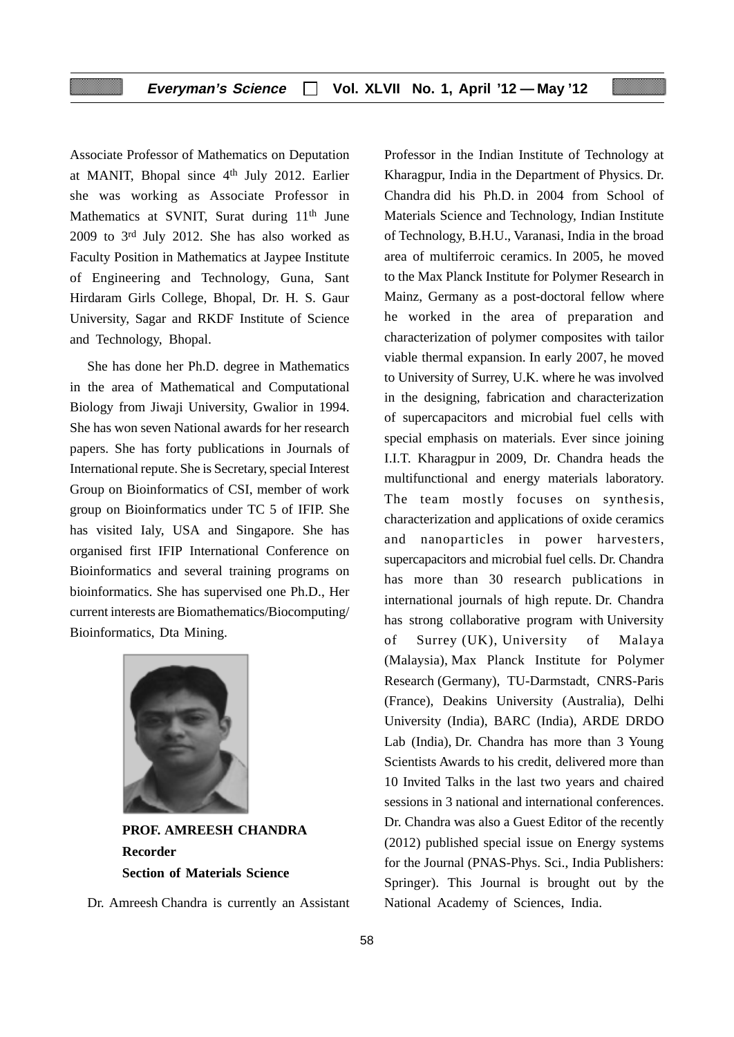Associate Professor of Mathematics on Deputation at MANIT, Bhopal since 4th July 2012. Earlier she was working as Associate Professor in Mathematics at SVNIT, Surat during 11th June 2009 to 3rd July 2012. She has also worked as Faculty Position in Mathematics at Jaypee Institute of Engineering and Technology, Guna, Sant Hirdaram Girls College, Bhopal, Dr. H. S. Gaur University, Sagar and RKDF Institute of Science and Technology, Bhopal.

She has done her Ph.D. degree in Mathematics in the area of Mathematical and Computational Biology from Jiwaji University, Gwalior in 1994. She has won seven National awards for her research papers. She has forty publications in Journals of International repute. She is Secretary, special Interest Group on Bioinformatics of CSI, member of work group on Bioinformatics under TC 5 of IFIP. She has visited Ialy, USA and Singapore. She has organised first IFIP International Conference on Bioinformatics and several training programs on bioinformatics. She has supervised one Ph.D., Her current interests are Biomathematics/Biocomputing/ Bioinformatics, Dta Mining.

**PROF. AMREESH CHANDRA**
**Recorder**
**Section of Materials Science**

Dr. Amreesh Chandra is currently an Assistant Professor in the Indian Institute of Technology at Kharagpur, India in the Department of Physics. Dr. Chandra did his Ph.D. in 2004 from School of Materials Science and Technology, Indian Institute of Technology, B.H.U., Varanasi, India in the broad area of multiferroic ceramics. In 2005, he moved to the Max Planck Institute for Polymer Research in Mainz, Germany as a post-doctoral fellow where he worked in the area of preparation and characterization of polymer composites with tailor viable thermal expansion. In early 2007, he moved to University of Surrey, U.K. where he was involved in the designing, fabrication and characterization of supercapacitors and microbial fuel cells with special emphasis on materials. Ever since joining I.I.T. Kharagpur in 2009, Dr. Chandra heads the multifunctional and energy materials laboratory. The team mostly focuses on synthesis, characterization and applications of oxide ceramics and nanoparticles in power harvesters, supercapacitors and microbial fuel cells. Dr. Chandra has more than 30 research publications in international journals of high repute. Dr. Chandra has strong collaborative program with University of Surrey (UK), University of Malaya (Malaysia), Max Planck Institute for Polymer Research (Germany), TU-Darmstadt, CNRS-Paris (France), Deakins University (Australia), Delhi University (India), BARC (India), ARDE DRDO Lab (India), Dr. Chandra has more than 3 Young Scientists Awards to his credit, delivered more than 10 Invited Talks in the last two years and chaired sessions in 3 national and international conferences. Dr. Chandra was also a Guest Editor of the recently (2012) published special issue on Energy systems for the Journal (PNAS-Phys. Sci., India Publishers: Springer). This Journal is brought out by the National Academy of Sciences, India.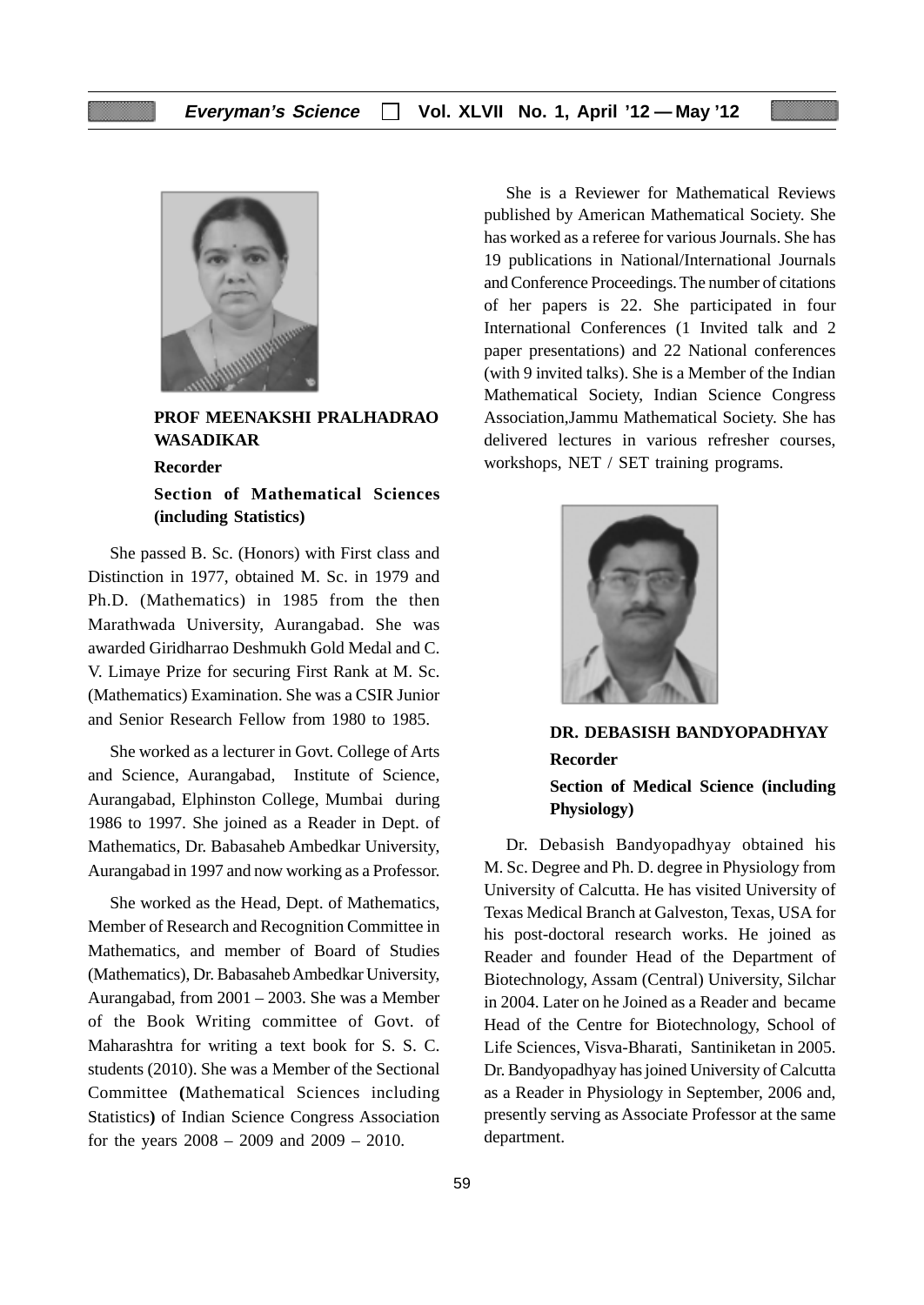**PROF MEENAKSHI PRALHADRAO WASADIKAR**

**Recorder**

**Section of Mathematical Sciences (including Statistics)**

She passed B. Sc. (Honors) with First class and Distinction in 1977, obtained M. Sc. in 1979 and Ph.D. (Mathematics) in 1985 from the then Marathwada University, Aurangabad. She was awarded Giridharrao Deshmukh Gold Medal and C. V. Limaye Prize for securing First Rank at M. Sc. (Mathematics) Examination. She was a CSIR Junior and Senior Research Fellow from 1980 to 1985.

She worked as a lecturer in Govt. College of Arts and Science, Aurangabad, Institute of Science, Aurangabad, Elphinston College, Mumbai during 1986 to 1997. She joined as a Reader in Dept. of Mathematics, Dr. Babasaheb Ambedkar University, Aurangabad in 1997 and now working as a Professor.

She worked as the Head, Dept. of Mathematics, Member of Research and Recognition Committee in Mathematics, and member of Board of Studies (Mathematics), Dr. Babasaheb Ambedkar University, Aurangabad, from 2001 – 2003. She was a Member of the Book Writing committee of Govt. of Maharashtra for writing a text book for S. S. C. students (2010). She was a Member of the Sectional Committee (Mathematical Sciences including Statistics) of Indian Science Congress Association for the years 2008 – 2009 and 2009 – 2010.

She is a Reviewer for Mathematical Reviews published by American Mathematical Society. She has worked as a referee for various Journals. She has 19 publications in National/International Journals and Conference Proceedings. The number of citations of her papers is 22. She participated in four International Conferences (1 Invited talk and 2 paper presentations) and 22 National conferences (with 9 invited talks). She is a Member of the Indian Mathematical Society, Indian Science Congress Association,Jammu Mathematical Society. She has delivered lectures in various refresher courses, workshops, NET / SET training programs.

**DR. DEBASISH BANDYOPADHYAY**

**Recorder**

**Section of Medical Science (including Physiology)**

Dr. Debasish Bandyopadhyay obtained his M. Sc. Degree and Ph. D. degree in Physiology from University of Calcutta. He has visited University of Texas Medical Branch at Galveston, Texas, USA for his post-doctoral research works. He joined as Reader and founder Head of the Department of Biotechnology, Assam (Central) University, Silchar in 2004. Later on he Joined as a Reader and became Head of the Centre for Biotechnology, School of Life Sciences, Visva-Bharati, Santiniketan in 2005. Dr. Bandyopadhyay has joined University of Calcutta as a Reader in Physiology in September, 2006 and, presently serving as Associate Professor at the same department.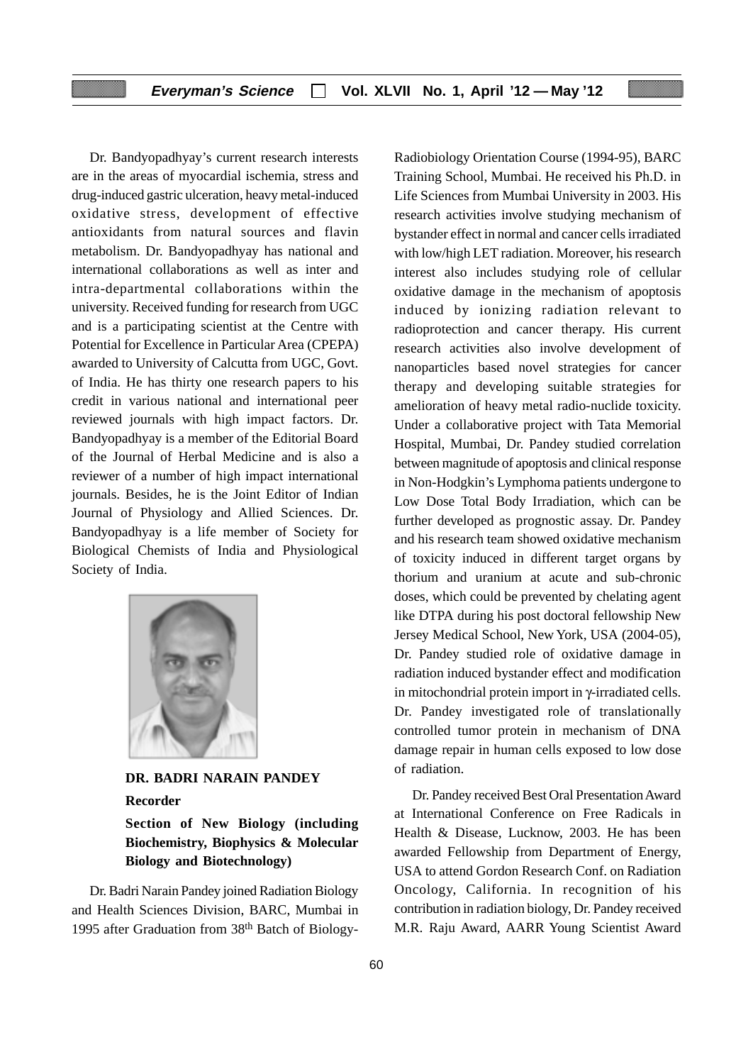Dr. Bandyopadhyay's current research interests are in the areas of myocardial ischemia, stress and drug-induced gastric ulceration, heavy metal-induced oxidative stress, development of effective antioxidants from natural sources and flavin metabolism. Dr. Bandyopadhyay has national and international collaborations as well as inter and intra-departmental collaborations within the university. Received funding for research from UGC and is a participating scientist at the Centre with Potential for Excellence in Particular Area (CPEPA) awarded to University of Calcutta from UGC, Govt. of India. He has thirty one research papers to his credit in various national and international peer reviewed journals with high impact factors. Dr. Bandyopadhyay is a member of the Editorial Board of the Journal of Herbal Medicine and is also a reviewer of a number of high impact international journals. Besides, he is the Joint Editor of Indian Journal of Physiology and Allied Sciences. Dr. Bandyopadhyay is a life member of Society for Biological Chemists of India and Physiological Society of India.

**DR. BADRI NARAIN PANDEY**

**Recorder**

**Section of New Biology (including Biochemistry, Biophysics & Molecular Biology and Biotechnology)**

Dr. Badri Narain Pandey joined Radiation Biology and Health Sciences Division, BARC, Mumbai in 1995 after Graduation from 38th Batch of Biology-Radiobiology Orientation Course (1994-95), BARC Training School, Mumbai. He received his Ph.D. in Life Sciences from Mumbai University in 2003. His research activities involve studying mechanism of bystander effect in normal and cancer cells irradiated with low/high LET radiation. Moreover, his research interest also includes studying role of cellular oxidative damage in the mechanism of apoptosis induced by ionizing radiation relevant to radioprotection and cancer therapy. His current research activities also involve development of nanoparticles based novel strategies for cancer therapy and developing suitable strategies for amelioration of heavy metal radio-nuclide toxicity. Under a collaborative project with Tata Memorial Hospital, Mumbai, Dr. Pandey studied correlation between magnitude of apoptosis and clinical response in Non-Hodgkin's Lymphoma patients undergone to Low Dose Total Body Irradiation, which can be further developed as prognostic assay. Dr. Pandey and his research team showed oxidative mechanism of toxicity induced in different target organs by thorium and uranium at acute and sub-chronic doses, which could be prevented by chelating agent like DTPA during his post doctoral fellowship New Jersey Medical School, New York, USA (2004-05), Dr. Pandey studied role of oxidative damage in radiation induced bystander effect and modification in mitochondrial protein import in γ-irradiated cells. Dr. Pandey investigated role of translationally controlled tumor protein in mechanism of DNA damage repair in human cells exposed to low dose of radiation.

Dr. Pandey received Best Oral Presentation Award at International Conference on Free Radicals in Health & Disease, Lucknow, 2003. He has been awarded Fellowship from Department of Energy, USA to attend Gordon Research Conf. on Radiation Oncology, California. In recognition of his contribution in radiation biology, Dr. Pandey received M.R. Raju Award, AARR Young Scientist Award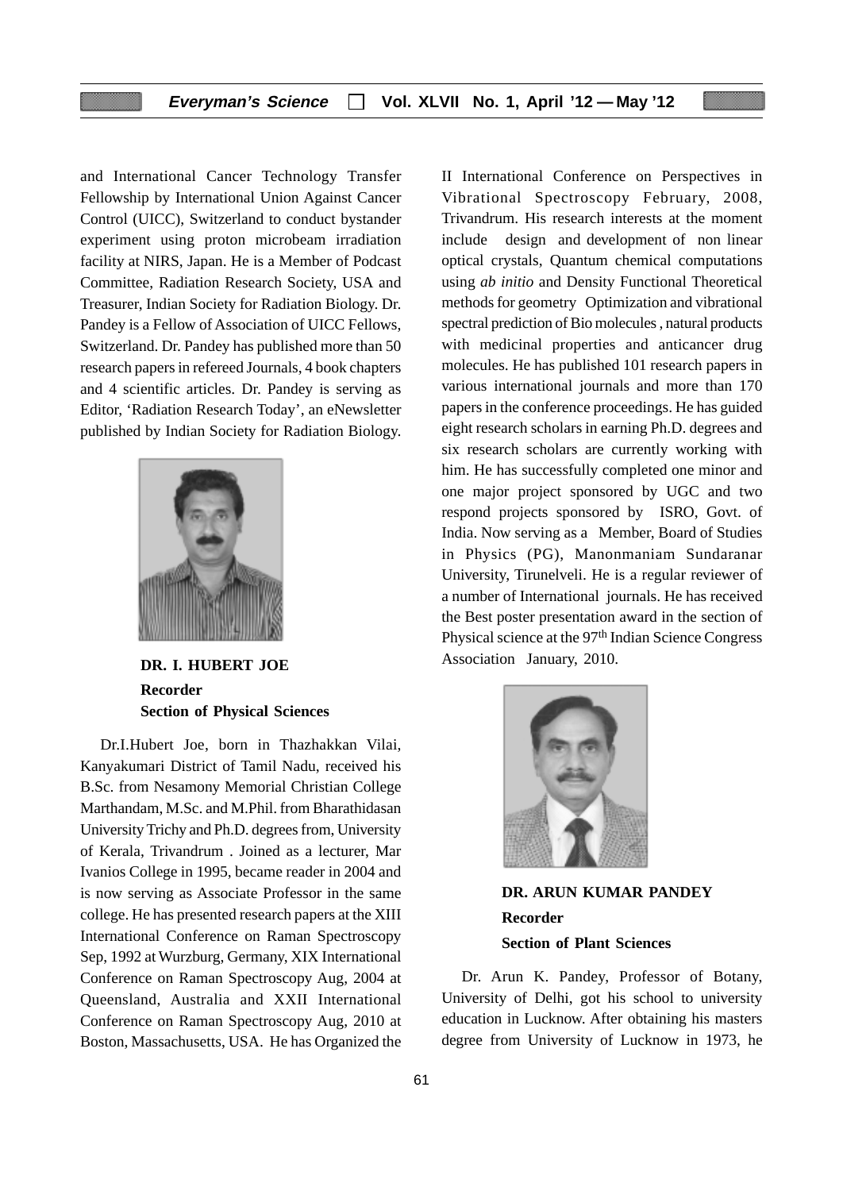and International Cancer Technology Transfer Fellowship by International Union Against Cancer Control (UICC), Switzerland to conduct bystander experiment using proton microbeam irradiation facility at NIRS, Japan. He is a Member of Podcast Committee, Radiation Research Society, USA and Treasurer, Indian Society for Radiation Biology. Dr. Pandey is a Fellow of Association of UICC Fellows, Switzerland. Dr. Pandey has published more than 50 research papers in refereed Journals, 4 book chapters and 4 scientific articles. Dr. Pandey is serving as Editor, 'Radiation Research Today', an eNewsletter published by Indian Society for Radiation Biology.

**DR. I. HUBERT JOE**
**Recorder**
**Section of Physical Sciences**

Dr.I.Hubert Joe, born in Thazhakkan Vilai, Kanyakumari District of Tamil Nadu, received his B.Sc. from Nesamony Memorial Christian College Marthandam, M.Sc. and M.Phil. from Bharathidasan University Trichy and Ph.D. degrees from, University of Kerala, Trivandrum . Joined as a lecturer, Mar Ivanios College in 1995, became reader in 2004 and is now serving as Associate Professor in the same college. He has presented research papers at the XIII International Conference on Raman Spectroscopy Sep, 1992 at Wurzburg, Germany, XIX International Conference on Raman Spectroscopy Aug, 2004 at Queensland, Australia and XXII International Conference on Raman Spectroscopy Aug, 2010 at Boston, Massachusetts, USA. He has Organized the II International Conference on Perspectives in Vibrational Spectroscopy February, 2008, Trivandrum. His research interests at the moment include design and development of non linear optical crystals, Quantum chemical computations using *ab initio* and Density Functional Theoretical methods for geometry Optimization and vibrational spectral prediction of Bio molecules , natural products with medicinal properties and anticancer drug molecules. He has published 101 research papers in various international journals and more than 170 papers in the conference proceedings. He has guided eight research scholars in earning Ph.D. degrees and six research scholars are currently working with him. He has successfully completed one minor and one major project sponsored by UGC and two respond projects sponsored by ISRO, Govt. of India. Now serving as a Member, Board of Studies in Physics (PG), Manonmaniam Sundaranar University, Tirunelveli. He is a regular reviewer of a number of International journals. He has received the Best poster presentation award in the section of Physical science at the 97th Indian Science Congress Association January, 2010.

**DR. ARUN KUMAR PANDEY**
**Recorder**
**Section of Plant Sciences**

Dr. Arun K. Pandey, Professor of Botany, University of Delhi, got his school to university education in Lucknow. After obtaining his masters degree from University of Lucknow in 1973, he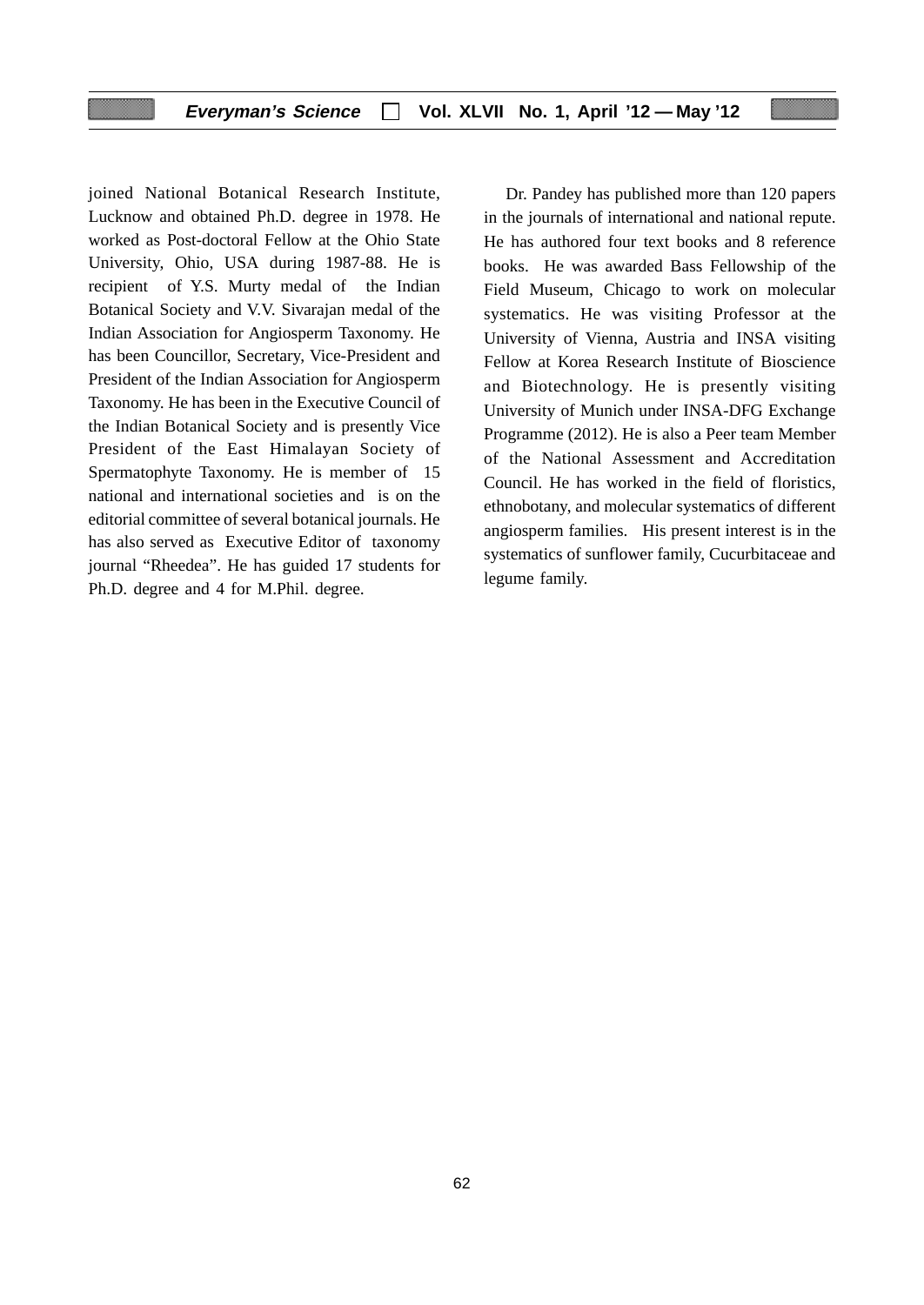joined National Botanical Research Institute, Lucknow and obtained Ph.D. degree in 1978. He worked as Post-doctoral Fellow at the Ohio State University, Ohio, USA during 1987-88. He is recipient of Y.S. Murty medal of the Indian Botanical Society and V.V. Sivarajan medal of the Indian Association for Angiosperm Taxonomy. He has been Councillor, Secretary, Vice-President and President of the Indian Association for Angiosperm Taxonomy. He has been in the Executive Council of the Indian Botanical Society and is presently Vice President of the East Himalayan Society of Spermatophyte Taxonomy. He is member of 15 national and international societies and is on the editorial committee of several botanical journals. He has also served as Executive Editor of taxonomy journal "Rheedea". He has guided 17 students for Ph.D. degree and 4 for M.Phil. degree.

Dr. Pandey has published more than 120 papers in the journals of international and national repute. He has authored four text books and 8 reference books. He was awarded Bass Fellowship of the Field Museum, Chicago to work on molecular systematics. He was visiting Professor at the University of Vienna, Austria and INSA visiting Fellow at Korea Research Institute of Bioscience and Biotechnology. He is presently visiting University of Munich under INSA-DFG Exchange Programme (2012). He is also a Peer team Member of the National Assessment and Accreditation Council. He has worked in the field of floristics, ethnobotany, and molecular systematics of different angiosperm families. His present interest is in the systematics of sunflower family, Cucurbitaceae and legume family.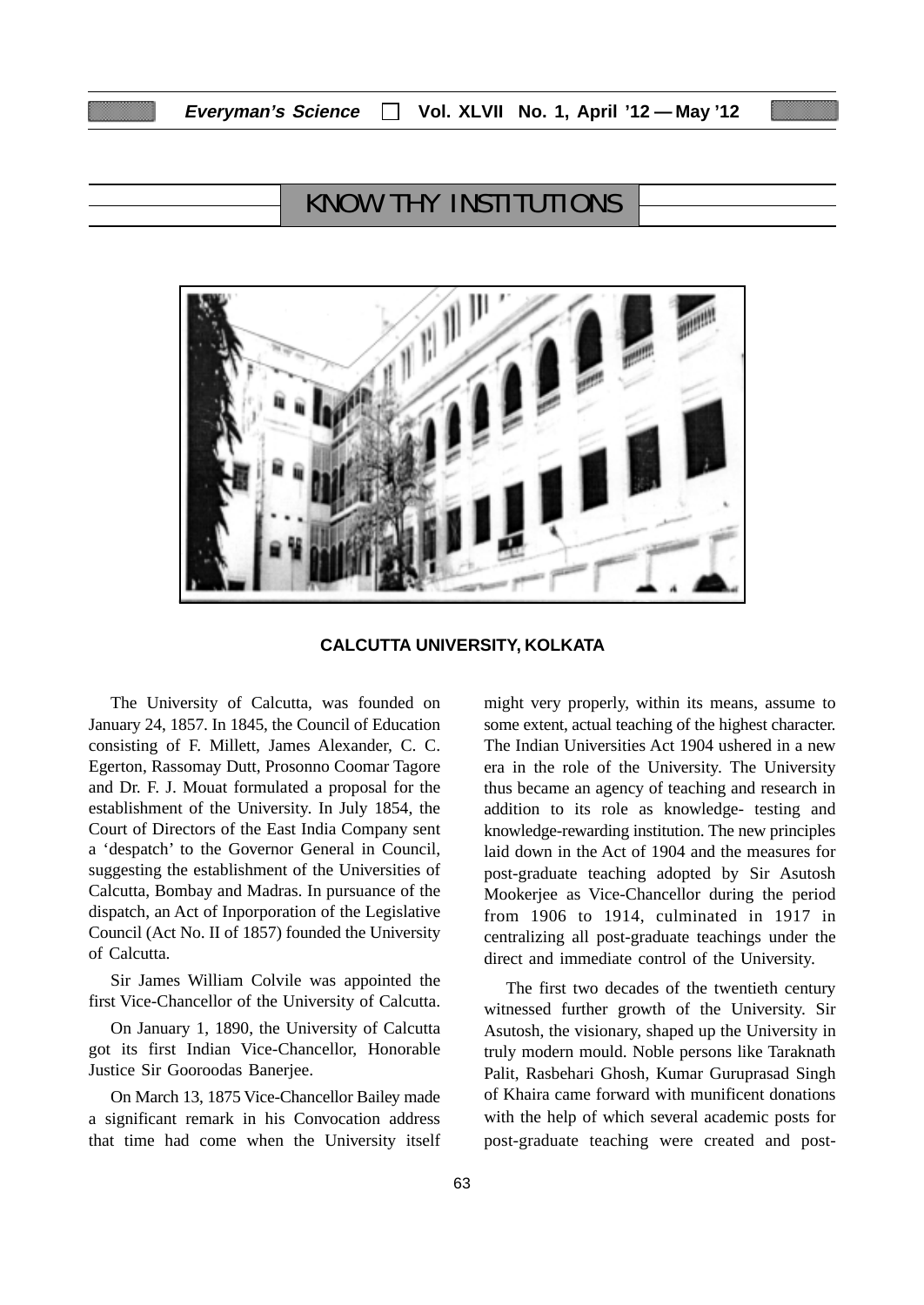# KNOW THY INSTITUTIONS

**CALCUTTA UNIVERSITY, KOLKATA**

The University of Calcutta, was founded on January 24, 1857. In 1845, the Council of Education consisting of F. Millett, James Alexander, C. C. Egerton, Rassomay Dutt, Prosonno Coomar Tagore and Dr. F. J. Mouat formulated a proposal for the establishment of the University. In July 1854, the Court of Directors of the East India Company sent a 'despatch' to the Governor General in Council, suggesting the establishment of the Universities of Calcutta, Bombay and Madras. In pursuance of the dispatch, an Act of Inporporation of the Legislative Council (Act No. II of 1857) founded the University of Calcutta.

Sir James William Colvile was appointed the first Vice-Chancellor of the University of Calcutta.

On January 1, 1890, the University of Calcutta got its first Indian Vice-Chancellor, Honorable Justice Sir Gooroodas Banerjee.

On March 13, 1875 Vice-Chancellor Bailey made a significant remark in his Convocation address that time had come when the University itself might very properly, within its means, assume to some extent, actual teaching of the highest character. The Indian Universities Act 1904 ushered in a new era in the role of the University. The University thus became an agency of teaching and research in addition to its role as knowledge- testing and knowledge-rewarding institution. The new principles laid down in the Act of 1904 and the measures for post-graduate teaching adopted by Sir Asutosh Mookerjee as Vice-Chancellor during the period from 1906 to 1914, culminated in 1917 in centralizing all post-graduate teachings under the direct and immediate control of the University.

The first two decades of the twentieth century witnessed further growth of the University. Sir Asutosh, the visionary, shaped up the University in truly modern mould. Noble persons like Taraknath Palit, Rasbehari Ghosh, Kumar Guruprasad Singh of Khaira came forward with munificent donations with the help of which several academic posts for post-graduate teaching were created and post-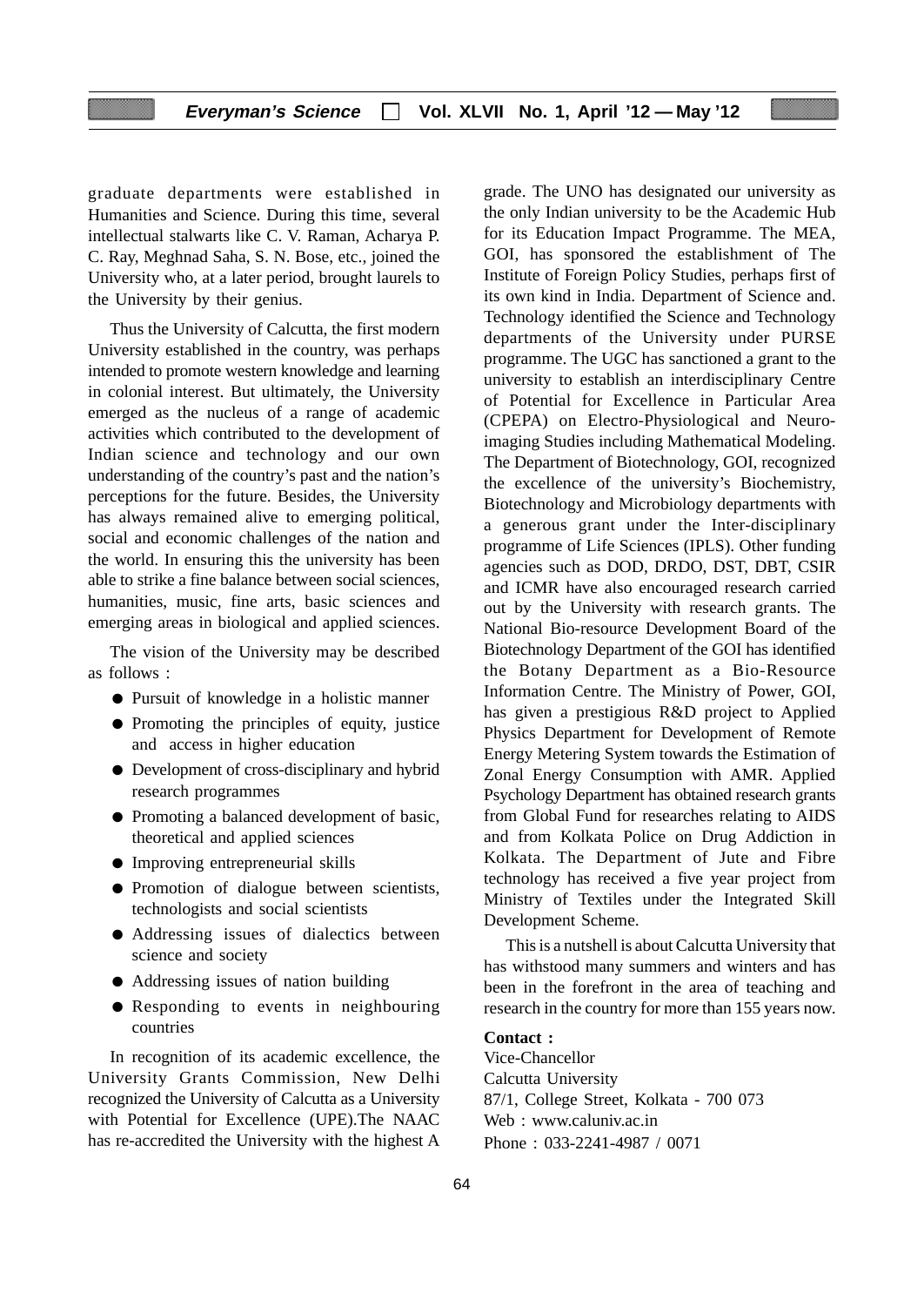graduate departments were established in Humanities and Science. During this time, several intellectual stalwarts like C. V. Raman, Acharya P. C. Ray, Meghnad Saha, S. N. Bose, etc., joined the University who, at a later period, brought laurels to the University by their genius.

Thus the University of Calcutta, the first modern University established in the country, was perhaps intended to promote western knowledge and learning in colonial interest. But ultimately, the University emerged as the nucleus of a range of academic activities which contributed to the development of Indian science and technology and our own understanding of the country's past and the nation's perceptions for the future. Besides, the University has always remained alive to emerging political, social and economic challenges of the nation and the world. In ensuring this the university has been able to strike a fine balance between social sciences, humanities, music, fine arts, basic sciences and emerging areas in biological and applied sciences.

The vision of the University may be described as follows :

- Pursuit of knowledge in a holistic manner
- Promoting the principles of equity, justice and access in higher education
- Development of cross-disciplinary and hybrid research programmes
- Promoting a balanced development of basic, theoretical and applied sciences
- Improving entrepreneurial skills
- Promotion of dialogue between scientists, technologists and social scientists
- Addressing issues of dialectics between science and society
- Addressing issues of nation building
- Responding to events in neighbouring countries

In recognition of its academic excellence, the University Grants Commission, New Delhi recognized the University of Calcutta as a University with Potential for Excellence (UPE).The NAAC has re-accredited the University with the highest A grade. The UNO has designated our university as the only Indian university to be the Academic Hub for its Education Impact Programme. The MEA, GOI, has sponsored the establishment of The Institute of Foreign Policy Studies, perhaps first of its own kind in India. Department of Science and. Technology identified the Science and Technology departments of the University under PURSE programme. The UGC has sanctioned a grant to the university to establish an interdisciplinary Centre of Potential for Excellence in Particular Area (CPEPA) on Electro-Physiological and Neuro-imaging Studies including Mathematical Modeling. The Department of Biotechnology, GOI, recognized the excellence of the university's Biochemistry, Biotechnology and Microbiology departments with a generous grant under the Inter-disciplinary programme of Life Sciences (IPLS). Other funding agencies such as DOD, DRDO, DST, DBT, CSIR and ICMR have also encouraged research carried out by the University with research grants. The National Bio-resource Development Board of the Biotechnology Department of the GOI has identified the Botany Department as a Bio-Resource Information Centre. The Ministry of Power, GOI, has given a prestigious R&D project to Applied Physics Department for Development of Remote Energy Metering System towards the Estimation of Zonal Energy Consumption with AMR. Applied Psychology Department has obtained research grants from Global Fund for researches relating to AIDS and from Kolkata Police on Drug Addiction in Kolkata. The Department of Jute and Fibre technology has received a five year project from Ministry of Textiles under the Integrated Skill Development Scheme.

This is a nutshell is about Calcutta University that has withstood many summers and winters and has been in the forefront in the area of teaching and research in the country for more than 155 years now.

**Contact :**

Vice-Chancellor
Calcutta University
87/1, College Street, Kolkata - 700 073
Web : www.caluniv.ac.in
Phone : 033-2241-4987 / 0071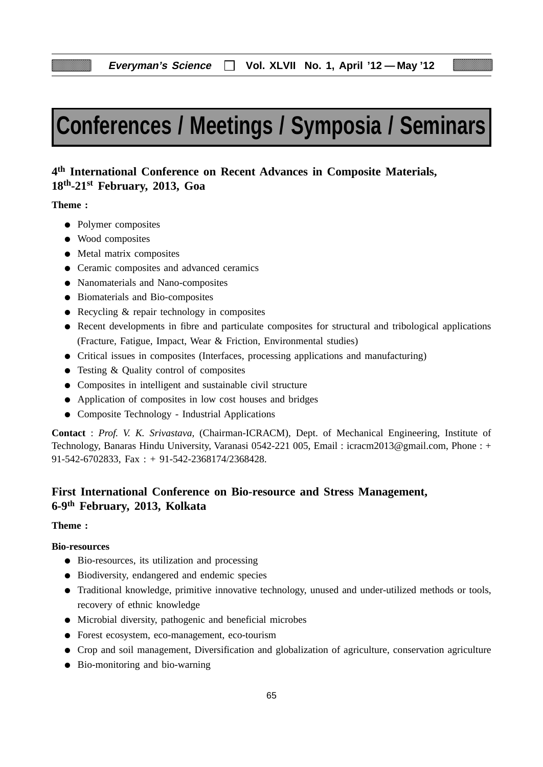# Conferences / Meetings / Symposia / Seminars

### 4th International Conference on Recent Advances in Composite Materials, 18th-21st February, 2013, Goa

**Theme :**

- Polymer composites
- Wood composites
- Metal matrix composites
- Ceramic composites and advanced ceramics
- Nanomaterials and Nano-composites
- Biomaterials and Bio-composites
- Recycling & repair technology in composites
- Recent developments in fibre and particulate composites for structural and tribological applications (Fracture, Fatigue, Impact, Wear & Friction, Environmental studies)
- Critical issues in composites (Interfaces, processing applications and manufacturing)
- Testing & Quality control of composites
- Composites in intelligent and sustainable civil structure
- Application of composites in low cost houses and bridges
- Composite Technology - Industrial Applications

**Contact** : *Prof. V. K. Srivastava,* (Chairman-ICRACM), Dept. of Mechanical Engineering, Institute of Technology, Banaras Hindu University, Varanasi 0542-221 005, Email : icracm2013@gmail.com, Phone : + 91-542-6702833, Fax : + 91-542-2368174/2368428.

### First International Conference on Bio-resource and Stress Management, 6-9th February, 2013, Kolkata

**Theme :**

**Bio-resources**

- Bio-resources, its utilization and processing
- Biodiversity, endangered and endemic species
- Traditional knowledge, primitive innovative technology, unused and under-utilized methods or tools, recovery of ethnic knowledge
- Microbial diversity, pathogenic and beneficial microbes
- Forest ecosystem, eco-management, eco-tourism
- Crop and soil management, Diversification and globalization of agriculture, conservation agriculture
- Bio-monitoring and bio-warning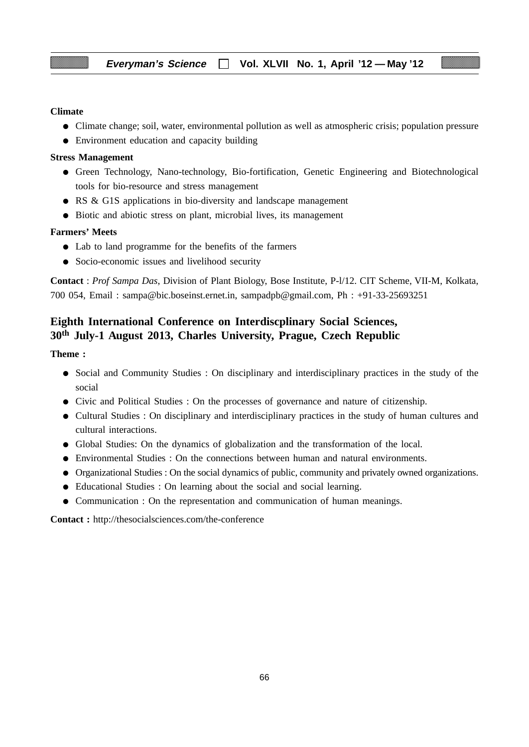**Climate**

- Climate change; soil, water, environmental pollution as well as atmospheric crisis; population pressure
- Environment education and capacity building

**Stress Management**

- Green Technology, Nano-technology, Bio-fortification, Genetic Engineering and Biotechnological tools for bio-resource and stress management
- RS & G1S applications in bio-diversity and landscape management
- Biotic and abiotic stress on plant, microbial lives, its management

**Farmers' Meets**

- Lab to land programme for the benefits of the farmers
- Socio-economic issues and livelihood security

**Contact** : *Prof Sampa Das*, Division of Plant Biology, Bose Institute, P-l/12. CIT Scheme, VII-M, Kolkata, 700 054, Email : sampa@bic.boseinst.ernet.in, sampadpb@gmail.com, Ph : +91-33-25693251

## Eighth International Conference on Interdiscplinary Social Sciences, 30th July-1 August 2013, Charles University, Prague, Czech Republic

**Theme :**

- Social and Community Studies : On disciplinary and interdisciplinary practices in the study of the social
- Civic and Political Studies : On the processes of governance and nature of citizenship.
- Cultural Studies : On disciplinary and interdisciplinary practices in the study of human cultures and cultural interactions.
- Global Studies: On the dynamics of globalization and the transformation of the local.
- Environmental Studies : On the connections between human and natural environments.
- Organizational Studies : On the social dynamics of public, community and privately owned organizations.
- Educational Studies : On learning about the social and social learning.
- Communication : On the representation and communication of human meanings.

**Contact :** http://thesocialsciences.com/the-conference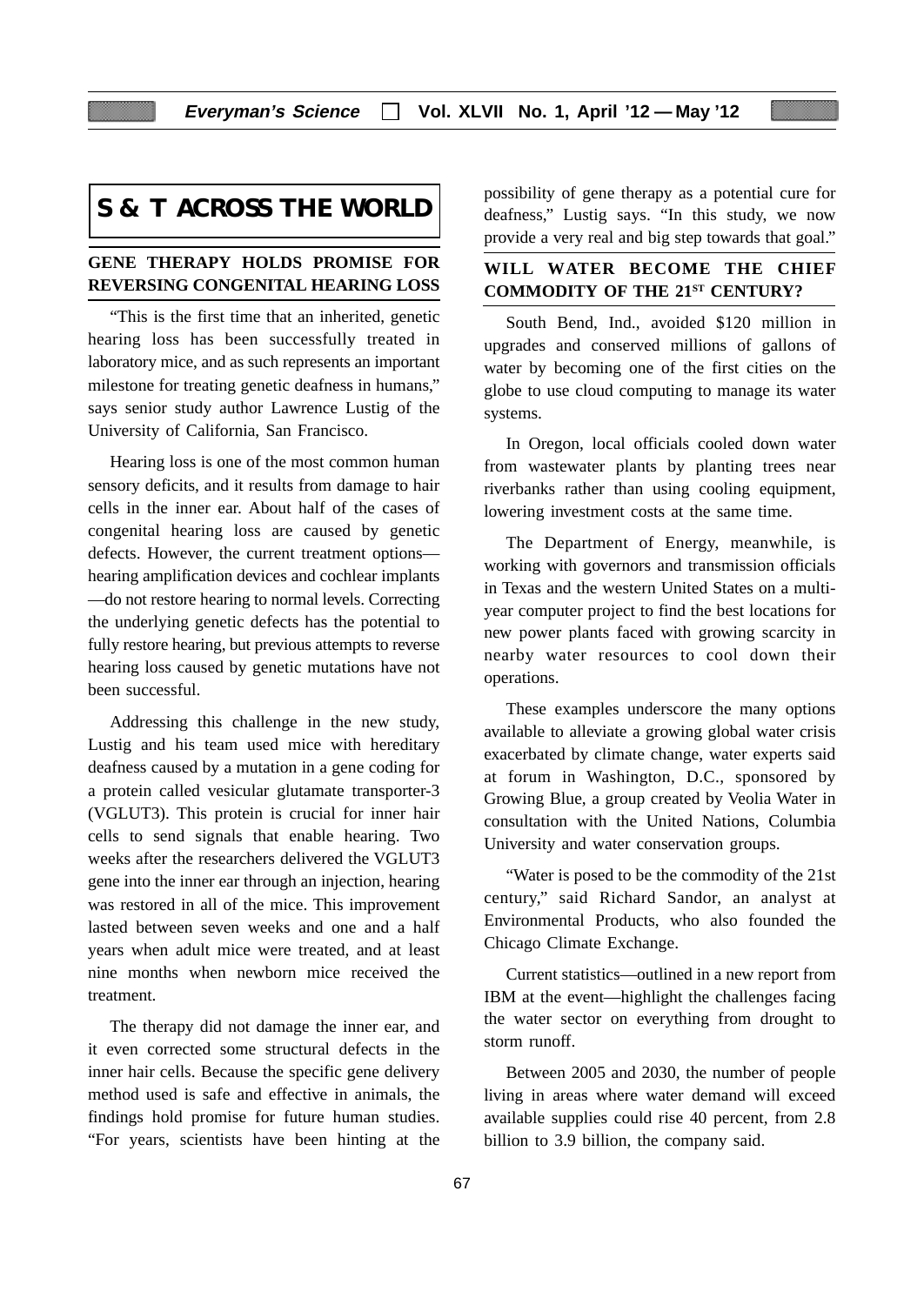# S & T ACROSS THE WORLD

## GENE THERAPY HOLDS PROMISE FOR REVERSING CONGENITAL HEARING LOSS

"This is the first time that an inherited, genetic hearing loss has been successfully treated in laboratory mice, and as such represents an important milestone for treating genetic deafness in humans," says senior study author Lawrence Lustig of the University of California, San Francisco.

Hearing loss is one of the most common human sensory deficits, and it results from damage to hair cells in the inner ear. About half of the cases of congenital hearing loss are caused by genetic defects. However, the current treatment options—hearing amplification devices and cochlear implants—do not restore hearing to normal levels. Correcting the underlying genetic defects has the potential to fully restore hearing, but previous attempts to reverse hearing loss caused by genetic mutations have not been successful.

Addressing this challenge in the new study, Lustig and his team used mice with hereditary deafness caused by a mutation in a gene coding for a protein called vesicular glutamate transporter-3 (VGLUT3). This protein is crucial for inner hair cells to send signals that enable hearing. Two weeks after the researchers delivered the VGLUT3 gene into the inner ear through an injection, hearing was restored in all of the mice. This improvement lasted between seven weeks and one and a half years when adult mice were treated, and at least nine months when newborn mice received the treatment.

The therapy did not damage the inner ear, and it even corrected some structural defects in the inner hair cells. Because the specific gene delivery method used is safe and effective in animals, the findings hold promise for future human studies. "For years, scientists have been hinting at the possibility of gene therapy as a potential cure for deafness," Lustig says. "In this study, we now provide a very real and big step towards that goal."

## WILL WATER BECOME THE CHIEF COMMODITY OF THE 21ST CENTURY?

South Bend, Ind., avoided $120 million in upgrades and conserved millions of gallons of water by becoming one of the first cities on the globe to use cloud computing to manage its water systems.

In Oregon, local officials cooled down water from wastewater plants by planting trees near riverbanks rather than using cooling equipment, lowering investment costs at the same time.

The Department of Energy, meanwhile, is working with governors and transmission officials in Texas and the western United States on a multi-year computer project to find the best locations for new power plants faced with growing scarcity in nearby water resources to cool down their operations.

These examples underscore the many options available to alleviate a growing global water crisis exacerbated by climate change, water experts said at forum in Washington, D.C., sponsored by Growing Blue, a group created by Veolia Water in consultation with the United Nations, Columbia University and water conservation groups.

"Water is posed to be the commodity of the 21st century," said Richard Sandor, an analyst at Environmental Products, who also founded the Chicago Climate Exchange.

Current statistics—outlined in a new report from IBM at the event—highlight the challenges facing the water sector on everything from drought to storm runoff.

Between 2005 and 2030, the number of people living in areas where water demand will exceed available supplies could rise 40 percent, from 2.8 billion to 3.9 billion, the company said.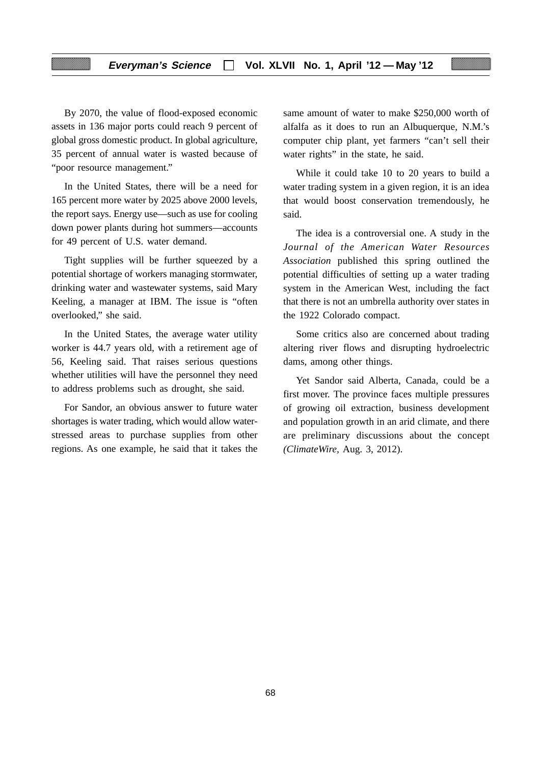By 2070, the value of flood-exposed economic assets in 136 major ports could reach 9 percent of global gross domestic product. In global agriculture, 35 percent of annual water is wasted because of "poor resource management."

In the United States, there will be a need for 165 percent more water by 2025 above 2000 levels, the report says. Energy use—such as use for cooling down power plants during hot summers—accounts for 49 percent of U.S. water demand.

Tight supplies will be further squeezed by a potential shortage of workers managing stormwater, drinking water and wastewater systems, said Mary Keeling, a manager at IBM. The issue is "often overlooked," she said.

In the United States, the average water utility worker is 44.7 years old, with a retirement age of 56, Keeling said. That raises serious questions whether utilities will have the personnel they need to address problems such as drought, she said.

For Sandor, an obvious answer to future water shortages is water trading, which would allow water-stressed areas to purchase supplies from other regions. As one example, he said that it takes the same amount of water to make $250,000 worth of alfalfa as it does to run an Albuquerque, N.M.'s computer chip plant, yet farmers "can't sell their water rights" in the state, he said.

While it could take 10 to 20 years to build a water trading system in a given region, it is an idea that would boost conservation tremendously, he said.

The idea is a controversial one. A study in the *Journal of the American Water Resources Association* published this spring outlined the potential difficulties of setting up a water trading system in the American West, including the fact that there is not an umbrella authority over states in the 1922 Colorado compact.

Some critics also are concerned about trading altering river flows and disrupting hydroelectric dams, among other things.

Yet Sandor said Alberta, Canada, could be a first mover. The province faces multiple pressures of growing oil extraction, business development and population growth in an arid climate, and there are preliminary discussions about the concept *(ClimateWire*, Aug. 3, 2012).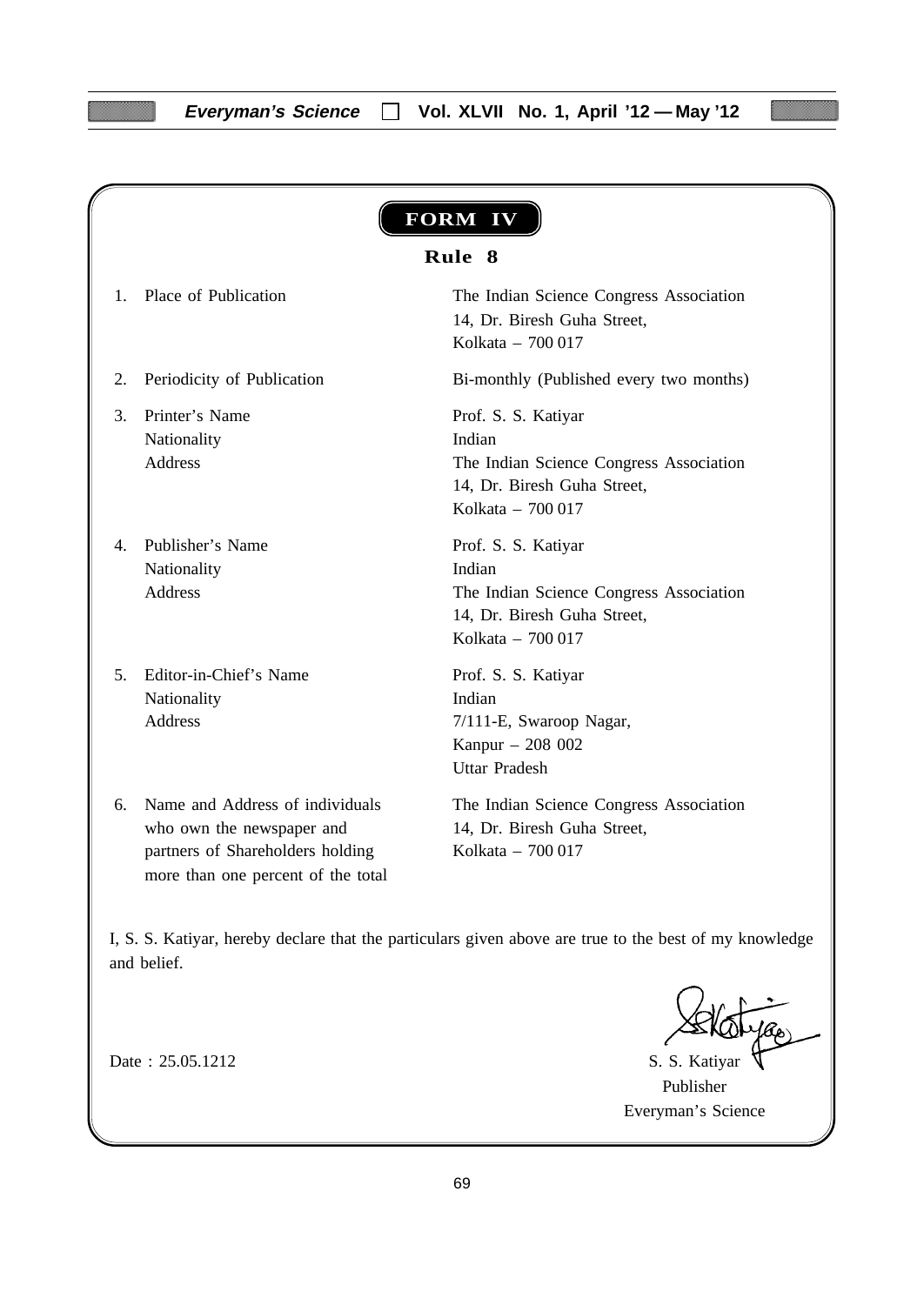## FORM IV

### Rule 8

| | | |
|---|---|---|
| 1. | Place of Publication | The Indian Science Congress Association<br>14, Dr. Biresh Guha Street,<br>Kolkata – 700 017 |
| 2. | Periodicity of Publication | Bi-monthly (Published every two months) |
| 3. | Printer's Name<br>Nationality<br>Address | Prof. S. S. Katiyar<br>Indian<br>The Indian Science Congress Association<br>14, Dr. Biresh Guha Street,<br>Kolkata – 700 017 |
| 4. | Publisher's Name<br>Nationality<br>Address | Prof. S. S. Katiyar<br>Indian<br>The Indian Science Congress Association<br>14, Dr. Biresh Guha Street,<br>Kolkata – 700 017 |
| 5. | Editor-in-Chief's Name<br>Nationality<br>Address | Prof. S. S. Katiyar<br>Indian<br>7/111-E, Swaroop Nagar,<br>Kanpur – 208 002<br>Uttar Pradesh |
| 6. | Name and Address of individuals who own the newspaper and partners of Shareholders holding more than one percent of the total | The Indian Science Congress Association<br>14, Dr. Biresh Guha Street,<br>Kolkata – 700 017 |

I, S. S. Katiyar, hereby declare that the particulars given above are true to the best of my knowledge and belief.

Date : 25.05.1212

S. S. Katiyar
Publisher
Everyman's Science